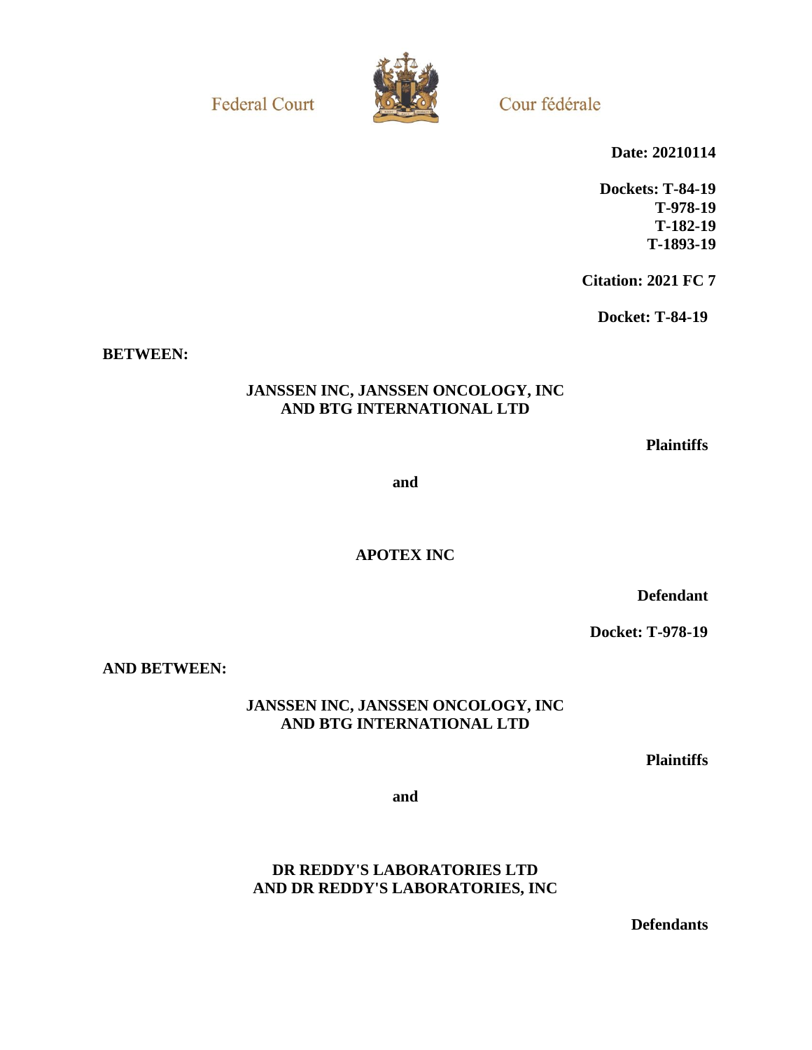Federal Court

Cour fédérale

**Date: 20210114**

**Dockets: T-84-19**
**T-978-19**
**T-182-19**
**T-1893-19**

**Citation: 2021 FC 7**

**Docket: T-84-19**

**BETWEEN:**

**JANSSEN INC, JANSSEN ONCOLOGY, INC AND BTG INTERNATIONAL LTD**

**Plaintiffs**

**and**

**APOTEX INC**

**Defendant**

**Docket: T-978-19**

**AND BETWEEN:**

**JANSSEN INC, JANSSEN ONCOLOGY, INC AND BTG INTERNATIONAL LTD**

**Plaintiffs**

**and**

**DR REDDY'S LABORATORIES LTD AND DR REDDY'S LABORATORIES, INC**

**Defendants**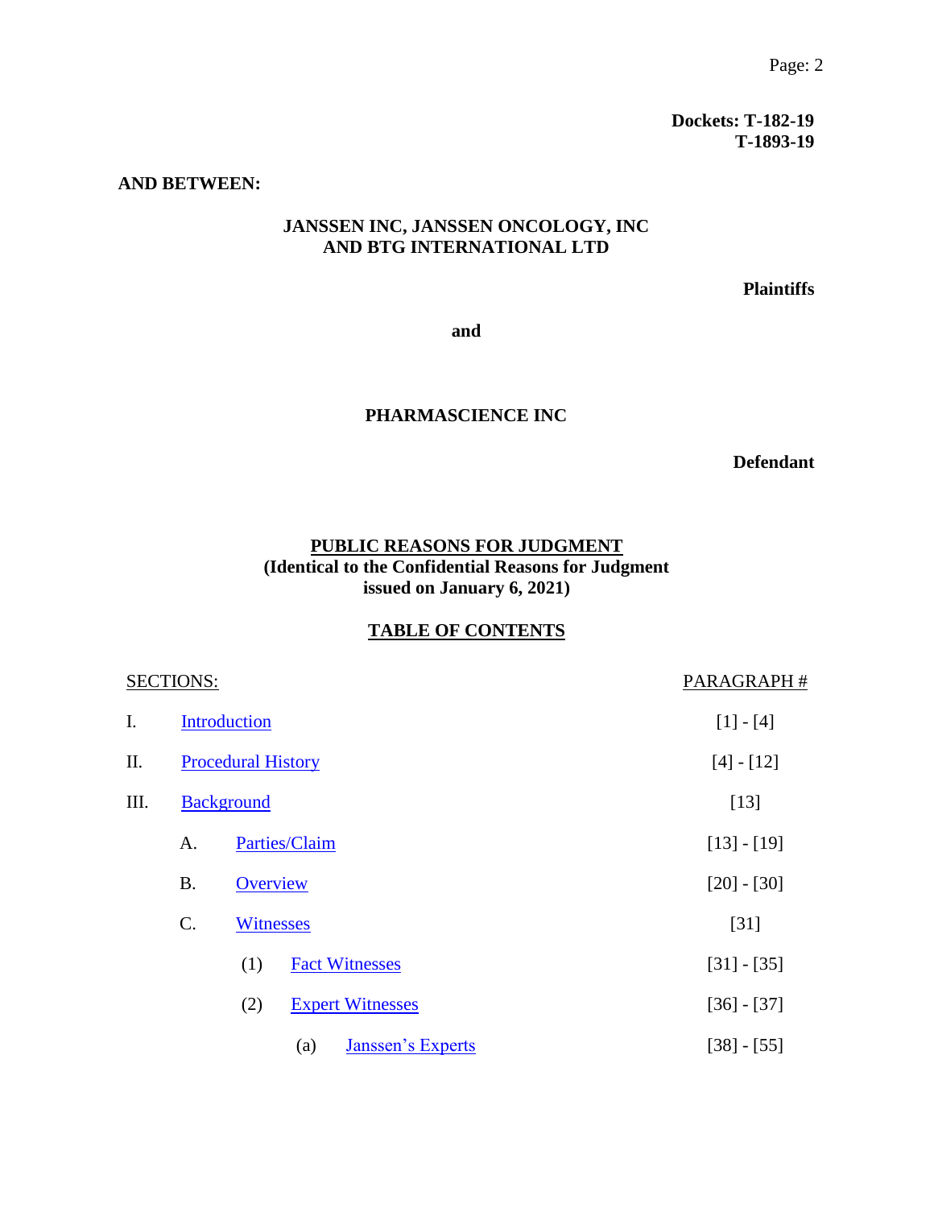**Dockets: T-182-19**
**T-1893-19**

**AND BETWEEN:**

**JANSSEN INC, JANSSEN ONCOLOGY, INC AND BTG INTERNATIONAL LTD**

**Plaintiffs**

**and**

**PHARMASCIENCE INC**

**Defendant**

**PUBLIC REASONS FOR JUDGMENT**
**(Identical to the Confidential Reasons for Judgment issued on January 6, 2021)**

**TABLE OF CONTENTS**

| SECTIONS: | | | | PARAGRAPH # |
|---|---|---|---|---|
| I. | Introduction | | | [1] - [4] |
| II. | Procedural History | | | [4] - [12] |
| III. | Background | | | [13] |
| | A. | Parties/Claim | | [13] - [19] |
| | B. | Overview | | [20] - [30] |
| | C. | Witnesses | | [31] |
| | | (1) | Fact Witnesses | [31] - [35] |
| | | (2) | Expert Witnesses | [36] - [37] |
| | | | (a) Janssen's Experts | [38] - [55] |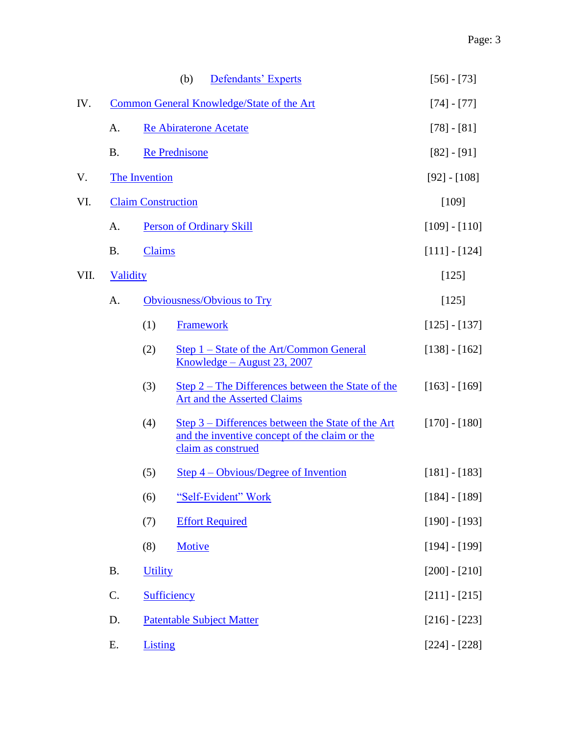| | | | |
|---|---|---|---|
| | (b) | Defendants' Experts | [56] - [73] |
| IV. | | Common General Knowledge/State of the Art | [74] - [77] |
| | A. | Re Abiraterone Acetate | [78] - [81] |
| | B. | Re Prednisone | [82] - [91] |
| V. | | The Invention | [92] - [108] |
| VI. | | Claim Construction | [109] |
| | A. | Person of Ordinary Skill | [109] - [110] |
| | B. | Claims | [111] - [124] |
| VII. | | Validity | [125] |
| | A. | Obviousness/Obvious to Try | [125] |
| | (1) | Framework | [125] - [137] |
| | (2) | Step 1 – State of the Art/Common General Knowledge – August 23, 2007 | [138] - [162] |
| | (3) | Step 2 – The Differences between the State of the Art and the Asserted Claims | [163] - [169] |
| | (4) | Step 3 – Differences between the State of the Art and the inventive concept of the claim or the claim as construed | [170] - [180] |
| | (5) | Step 4 – Obvious/Degree of Invention | [181] - [183] |
| | (6) | "Self-Evident" Work | [184] - [189] |
| | (7) | Effort Required | [190] - [193] |
| | (8) | Motive | [194] - [199] |
| | B. | Utility | [200] - [210] |
| | C. | Sufficiency | [211] - [215] |
| | D. | Patentable Subject Matter | [216] - [223] |
| | E. | Listing | [224] - [228] |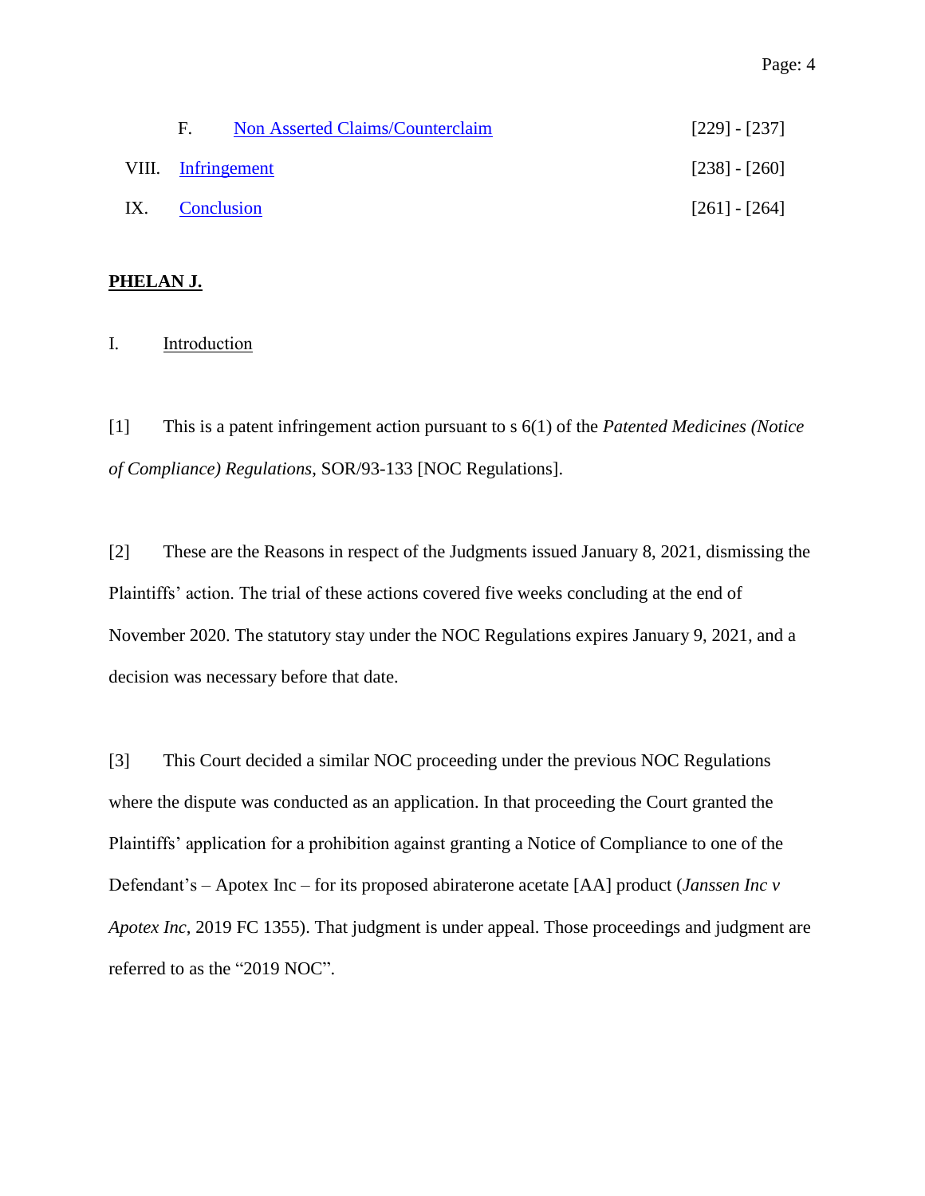| | | |
|---|---|---|
| F. | Non Asserted Claims/Counterclaim | [229] - [237] |
| VIII. | Infringement | [238] - [260] |
| IX. | Conclusion | [261] - [264] |

**PHELAN J.**

## I. Introduction

[1] This is a patent infringement action pursuant to s 6(1) of the *Patented Medicines (Notice of Compliance) Regulations*, SOR/93-133 [NOC Regulations].

[2] These are the Reasons in respect of the Judgments issued January 8, 2021, dismissing the Plaintiffs' action. The trial of these actions covered five weeks concluding at the end of November 2020. The statutory stay under the NOC Regulations expires January 9, 2021, and a decision was necessary before that date.

[3] This Court decided a similar NOC proceeding under the previous NOC Regulations where the dispute was conducted as an application. In that proceeding the Court granted the Plaintiffs' application for a prohibition against granting a Notice of Compliance to one of the Defendant's – Apotex Inc – for its proposed abiraterone acetate [AA] product (*Janssen Inc v Apotex Inc*, 2019 FC 1355). That judgment is under appeal. Those proceedings and judgment are referred to as the "2019 NOC".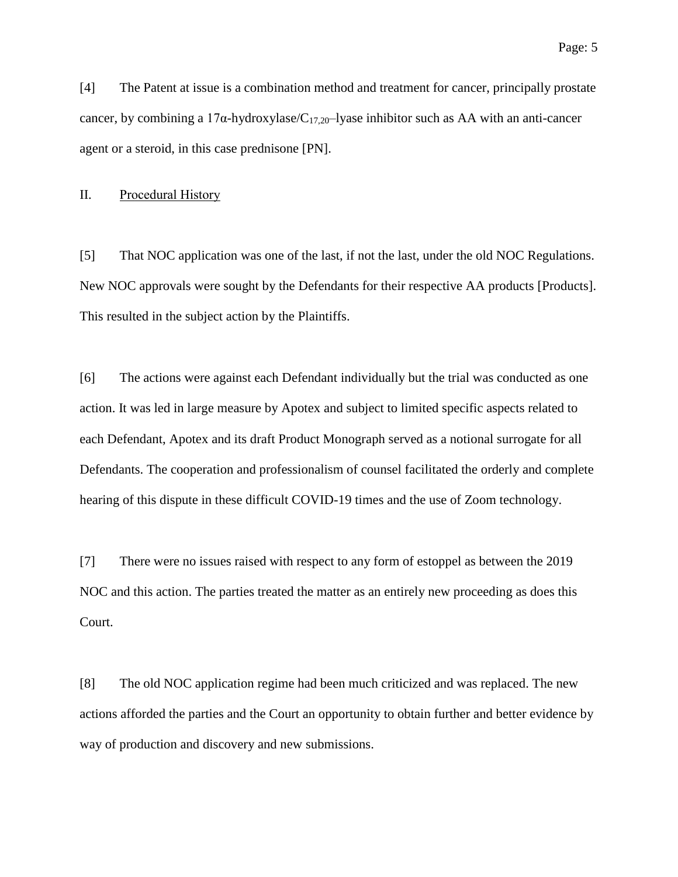[4] The Patent at issue is a combination method and treatment for cancer, principally prostate cancer, by combining a 17α-hydroxylase/$C_{17,20}$–lyase inhibitor such as AA with an anti-cancer agent or a steroid, in this case prednisone [PN].

## II. Procedural History

[5] That NOC application was one of the last, if not the last, under the old NOC Regulations. New NOC approvals were sought by the Defendants for their respective AA products [Products]. This resulted in the subject action by the Plaintiffs.

[6] The actions were against each Defendant individually but the trial was conducted as one action. It was led in large measure by Apotex and subject to limited specific aspects related to each Defendant, Apotex and its draft Product Monograph served as a notional surrogate for all Defendants. The cooperation and professionalism of counsel facilitated the orderly and complete hearing of this dispute in these difficult COVID-19 times and the use of Zoom technology.

[7] There were no issues raised with respect to any form of estoppel as between the 2019 NOC and this action. The parties treated the matter as an entirely new proceeding as does this Court.

[8] The old NOC application regime had been much criticized and was replaced. The new actions afforded the parties and the Court an opportunity to obtain further and better evidence by way of production and discovery and new submissions.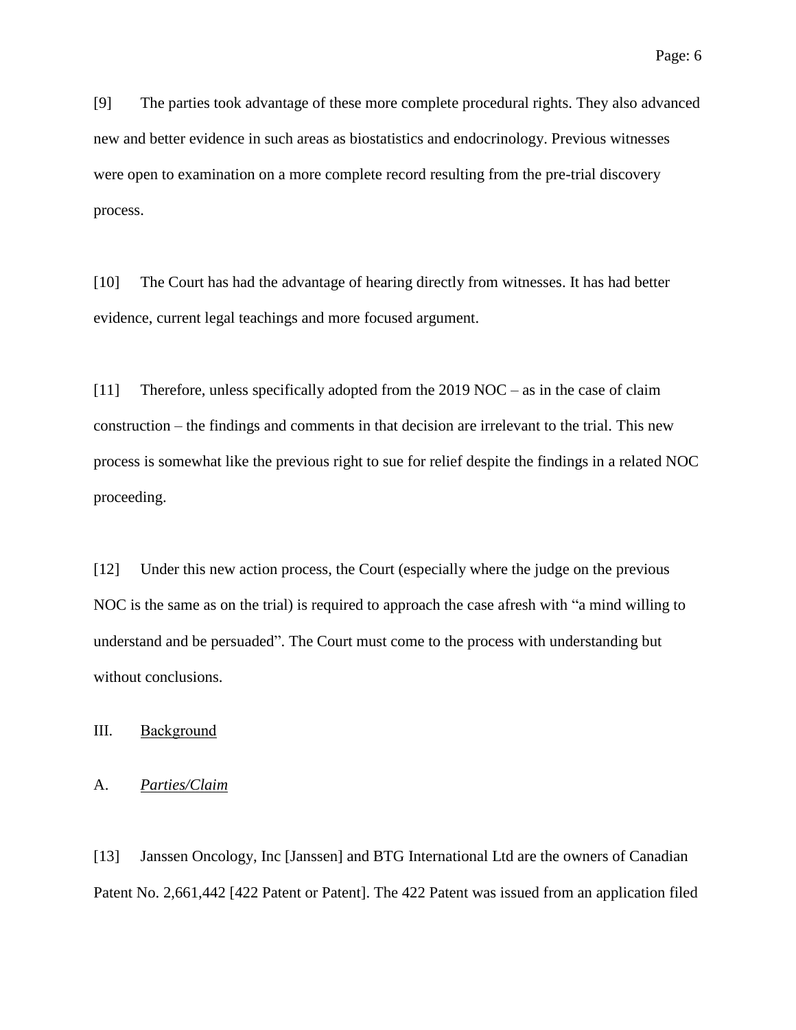[9] The parties took advantage of these more complete procedural rights. They also advanced new and better evidence in such areas as biostatistics and endocrinology. Previous witnesses were open to examination on a more complete record resulting from the pre-trial discovery process.

[10] The Court has had the advantage of hearing directly from witnesses. It has had better evidence, current legal teachings and more focused argument.

[11] Therefore, unless specifically adopted from the 2019 NOC – as in the case of claim construction – the findings and comments in that decision are irrelevant to the trial. This new process is somewhat like the previous right to sue for relief despite the findings in a related NOC proceeding.

[12] Under this new action process, the Court (especially where the judge on the previous NOC is the same as on the trial) is required to approach the case afresh with "a mind willing to understand and be persuaded". The Court must come to the process with understanding but without conclusions.

## III. Background

### A. *Parties/Claim*

[13] Janssen Oncology, Inc [Janssen] and BTG International Ltd are the owners of Canadian Patent No. 2,661,442 [422 Patent or Patent]. The 422 Patent was issued from an application filed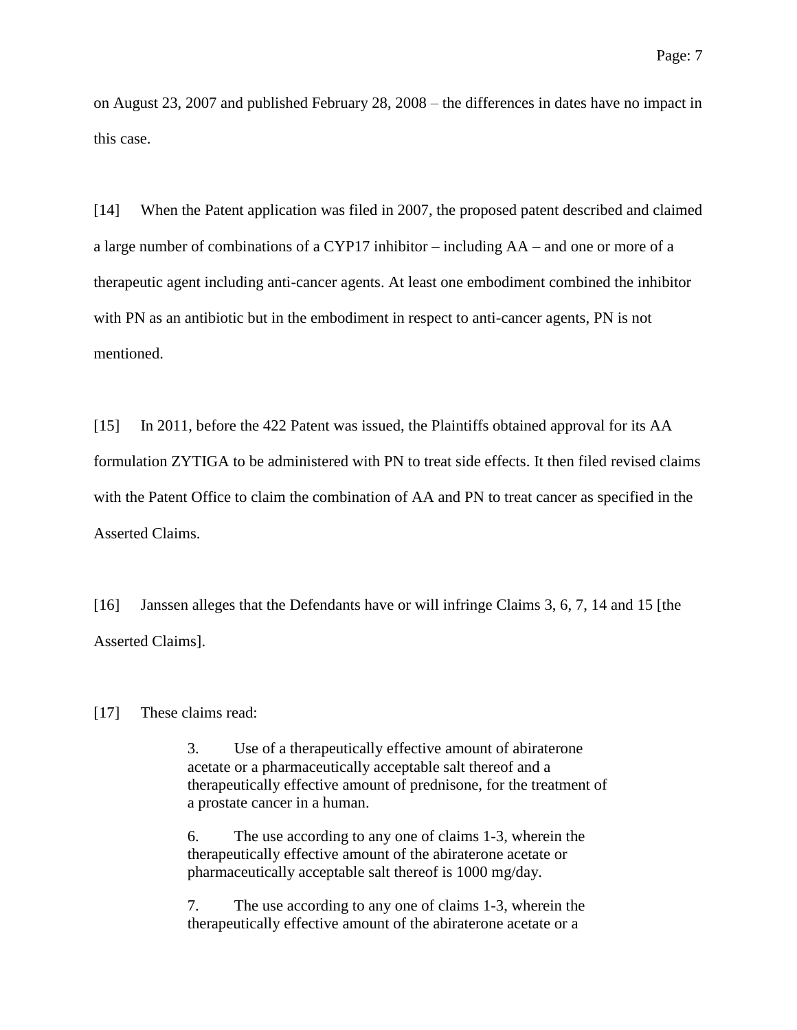on August 23, 2007 and published February 28, 2008 – the differences in dates have no impact in this case.

[14] When the Patent application was filed in 2007, the proposed patent described and claimed a large number of combinations of a CYP17 inhibitor – including AA – and one or more of a therapeutic agent including anti-cancer agents. At least one embodiment combined the inhibitor with PN as an antibiotic but in the embodiment in respect to anti-cancer agents, PN is not mentioned.

[15] In 2011, before the 422 Patent was issued, the Plaintiffs obtained approval for its AA formulation ZYTIGA to be administered with PN to treat side effects. It then filed revised claims with the Patent Office to claim the combination of AA and PN to treat cancer as specified in the Asserted Claims.

[16] Janssen alleges that the Defendants have or will infringe Claims 3, 6, 7, 14 and 15 [the Asserted Claims].

[17] These claims read:

> 3. Use of a therapeutically effective amount of abiraterone acetate or a pharmaceutically acceptable salt thereof and a therapeutically effective amount of prednisone, for the treatment of a prostate cancer in a human.
>
> 6. The use according to any one of claims 1-3, wherein the therapeutically effective amount of the abiraterone acetate or pharmaceutically acceptable salt thereof is 1000 mg/day.
>
> 7. The use according to any one of claims 1-3, wherein the therapeutically effective amount of the abiraterone acetate or a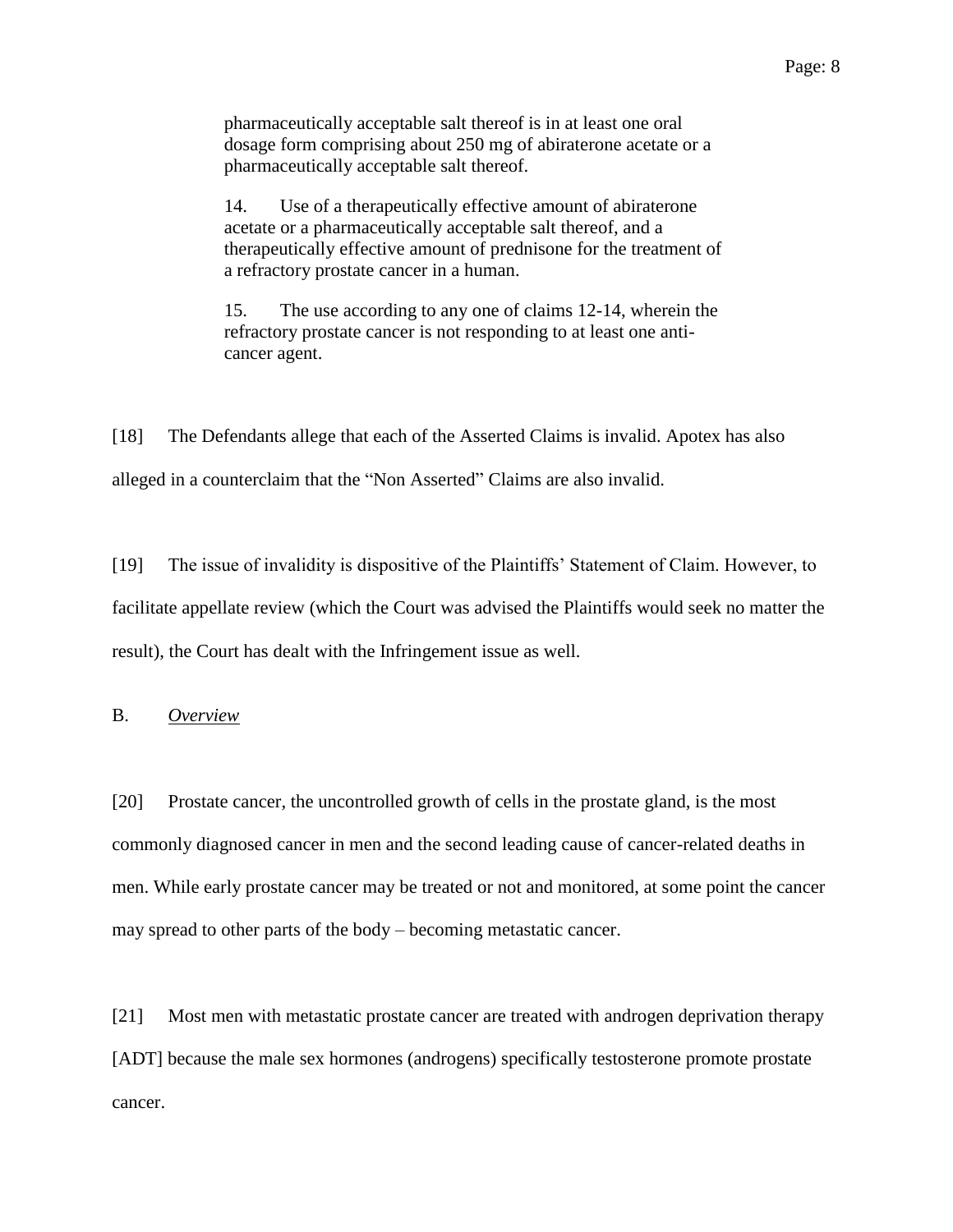> pharmaceutically acceptable salt thereof is in at least one oral dosage form comprising about 250 mg of abiraterone acetate or a pharmaceutically acceptable salt thereof.
>
> 14. Use of a therapeutically effective amount of abiraterone acetate or a pharmaceutically acceptable salt thereof, and a therapeutically effective amount of prednisone for the treatment of a refractory prostate cancer in a human.
>
> 15. The use according to any one of claims 12-14, wherein the refractory prostate cancer is not responding to at least one anti-cancer agent.

[18] The Defendants allege that each of the Asserted Claims is invalid. Apotex has also alleged in a counterclaim that the "Non Asserted" Claims are also invalid.

[19] The issue of invalidity is dispositive of the Plaintiffs' Statement of Claim. However, to facilitate appellate review (which the Court was advised the Plaintiffs would seek no matter the result), the Court has dealt with the Infringement issue as well.

## B. *Overview*

[20] Prostate cancer, the uncontrolled growth of cells in the prostate gland, is the most commonly diagnosed cancer in men and the second leading cause of cancer-related deaths in men. While early prostate cancer may be treated or not and monitored, at some point the cancer may spread to other parts of the body – becoming metastatic cancer.

[21] Most men with metastatic prostate cancer are treated with androgen deprivation therapy [ADT] because the male sex hormones (androgens) specifically testosterone promote prostate cancer.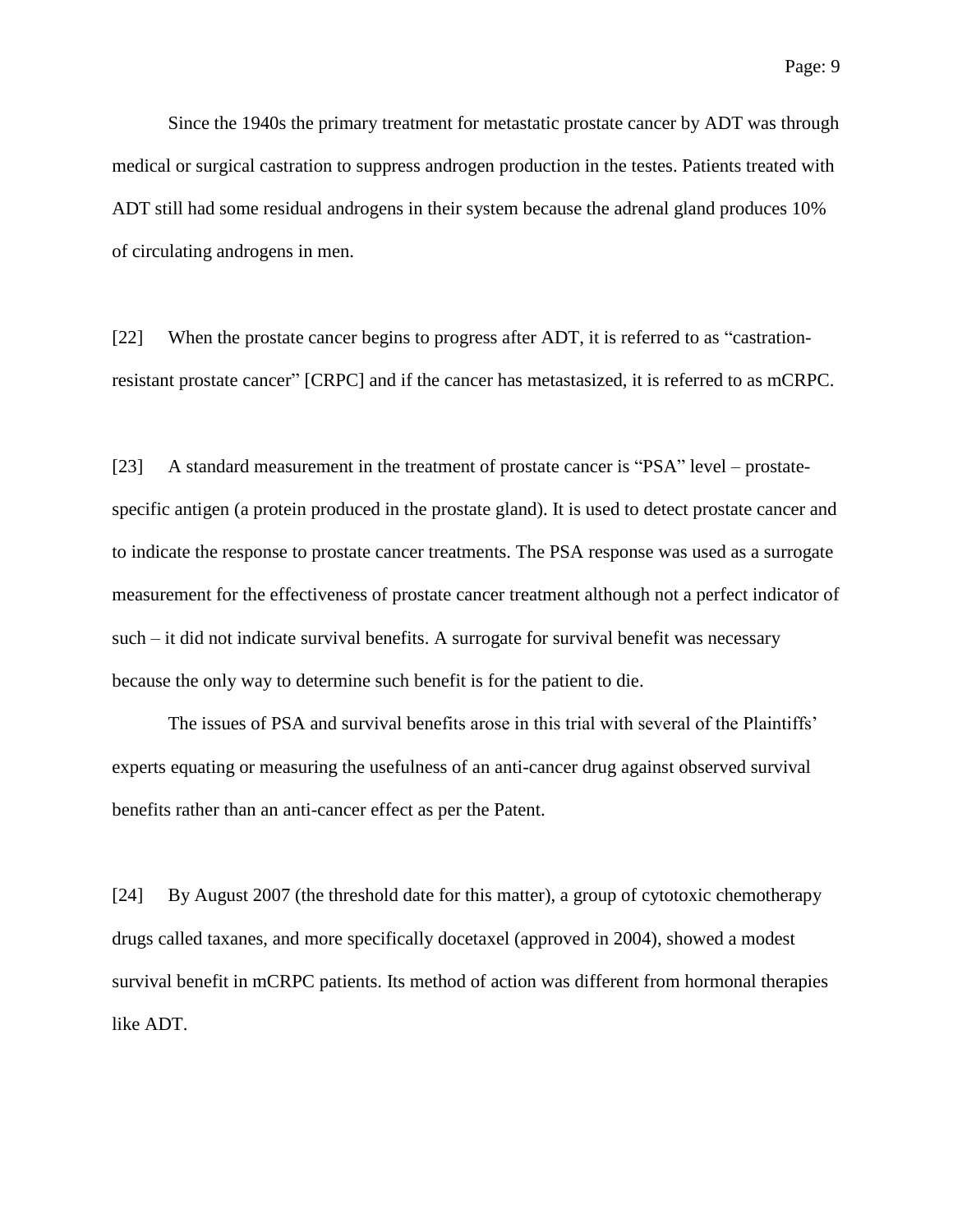Since the 1940s the primary treatment for metastatic prostate cancer by ADT was through medical or surgical castration to suppress androgen production in the testes. Patients treated with ADT still had some residual androgens in their system because the adrenal gland produces 10% of circulating androgens in men.

[22] When the prostate cancer begins to progress after ADT, it is referred to as "castration-resistant prostate cancer" [CRPC] and if the cancer has metastasized, it is referred to as mCRPC.

[23] A standard measurement in the treatment of prostate cancer is "PSA" level – prostate-specific antigen (a protein produced in the prostate gland). It is used to detect prostate cancer and to indicate the response to prostate cancer treatments. The PSA response was used as a surrogate measurement for the effectiveness of prostate cancer treatment although not a perfect indicator of such – it did not indicate survival benefits. A surrogate for survival benefit was necessary because the only way to determine such benefit is for the patient to die.

The issues of PSA and survival benefits arose in this trial with several of the Plaintiffs' experts equating or measuring the usefulness of an anti-cancer drug against observed survival benefits rather than an anti-cancer effect as per the Patent.

[24] By August 2007 (the threshold date for this matter), a group of cytotoxic chemotherapy drugs called taxanes, and more specifically docetaxel (approved in 2004), showed a modest survival benefit in mCRPC patients. Its method of action was different from hormonal therapies like ADT.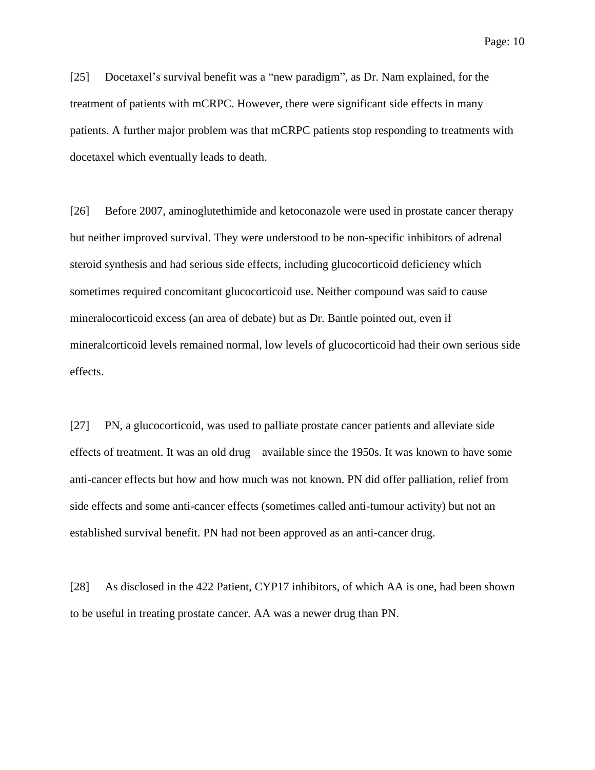[25] Docetaxel's survival benefit was a "new paradigm", as Dr. Nam explained, for the treatment of patients with mCRPC. However, there were significant side effects in many patients. A further major problem was that mCRPC patients stop responding to treatments with docetaxel which eventually leads to death.

[26] Before 2007, aminoglutethimide and ketoconazole were used in prostate cancer therapy but neither improved survival. They were understood to be non-specific inhibitors of adrenal steroid synthesis and had serious side effects, including glucocorticoid deficiency which sometimes required concomitant glucocorticoid use. Neither compound was said to cause mineralocorticoid excess (an area of debate) but as Dr. Bantle pointed out, even if mineralcorticoid levels remained normal, low levels of glucocorticoid had their own serious side effects.

[27] PN, a glucocorticoid, was used to palliate prostate cancer patients and alleviate side effects of treatment. It was an old drug – available since the 1950s. It was known to have some anti-cancer effects but how and how much was not known. PN did offer palliation, relief from side effects and some anti-cancer effects (sometimes called anti-tumour activity) but not an established survival benefit. PN had not been approved as an anti-cancer drug.

[28] As disclosed in the 422 Patient, CYP17 inhibitors, of which AA is one, had been shown to be useful in treating prostate cancer. AA was a newer drug than PN.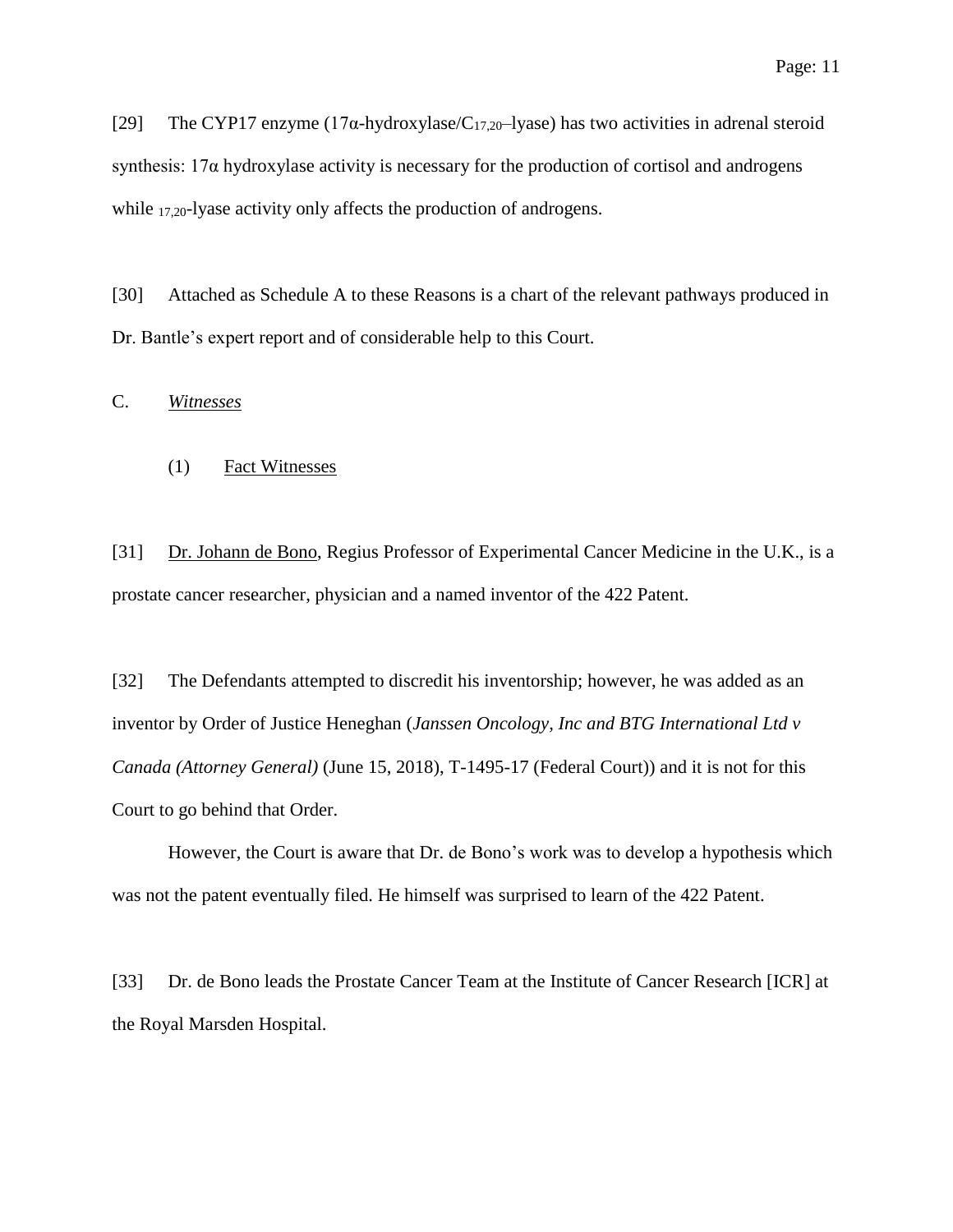[29] The CYP17 enzyme (17α-hydroxylase/$C_{17,20}$–lyase) has two activities in adrenal steroid synthesis: 17α hydroxylase activity is necessary for the production of cortisol and androgens while $_{17,20}$-lyase activity only affects the production of androgens.

[30] Attached as Schedule A to these Reasons is a chart of the relevant pathways produced in Dr. Bantle's expert report and of considerable help to this Court.

### C. *Witnesses*

#### (1) Fact Witnesses

[31] Dr. Johann de Bono, Regius Professor of Experimental Cancer Medicine in the U.K., is a prostate cancer researcher, physician and a named inventor of the 422 Patent.

[32] The Defendants attempted to discredit his inventorship; however, he was added as an inventor by Order of Justice Heneghan (*Janssen Oncology, Inc and BTG International Ltd v Canada (Attorney General)* (June 15, 2018), T-1495-17 (Federal Court)) and it is not for this Court to go behind that Order.

However, the Court is aware that Dr. de Bono's work was to develop a hypothesis which was not the patent eventually filed. He himself was surprised to learn of the 422 Patent.

[33] Dr. de Bono leads the Prostate Cancer Team at the Institute of Cancer Research [ICR] at the Royal Marsden Hospital.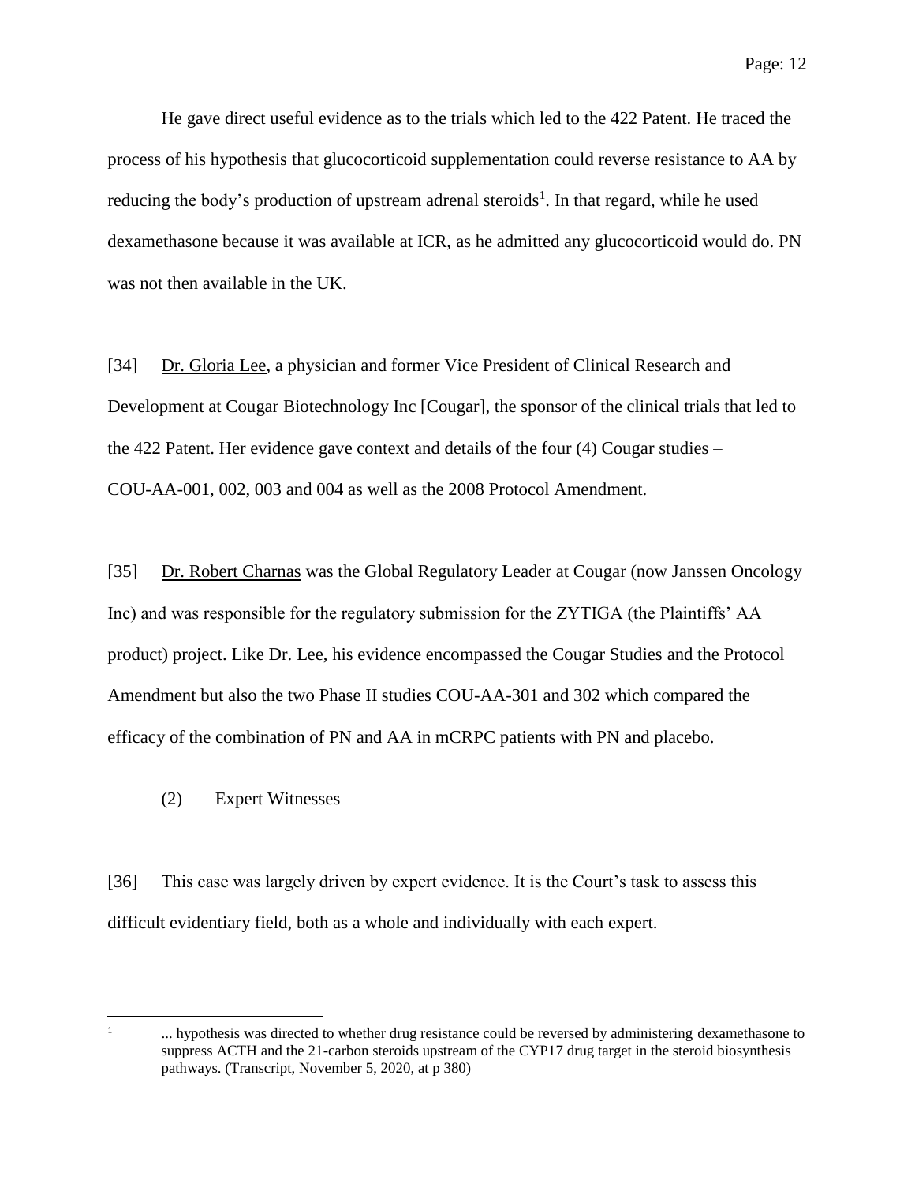He gave direct useful evidence as to the trials which led to the 422 Patent. He traced the process of his hypothesis that glucocorticoid supplementation could reverse resistance to AA by reducing the body's production of upstream adrenal steroids[1]. In that regard, while he used dexamethasone because it was available at ICR, as he admitted any glucocorticoid would do. PN was not then available in the UK.

[34] Dr. Gloria Lee, a physician and former Vice President of Clinical Research and Development at Cougar Biotechnology Inc [Cougar], the sponsor of the clinical trials that led to the 422 Patent. Her evidence gave context and details of the four (4) Cougar studies – COU-AA-001, 002, 003 and 004 as well as the 2008 Protocol Amendment.

[35] Dr. Robert Charnas was the Global Regulatory Leader at Cougar (now Janssen Oncology Inc) and was responsible for the regulatory submission for the ZYTIGA (the Plaintiffs' AA product) project. Like Dr. Lee, his evidence encompassed the Cougar Studies and the Protocol Amendment but also the two Phase II studies COU-AA-301 and 302 which compared the efficacy of the combination of PN and AA in mCRPC patients with PN and placebo.

## (2) Expert Witnesses

[36] This case was largely driven by expert evidence. It is the Court's task to assess this difficult evidentiary field, both as a whole and individually with each expert.

---

[1] ... hypothesis was directed to whether drug resistance could be reversed by administering dexamethasone to suppress ACTH and the 21-carbon steroids upstream of the CYP17 drug target in the steroid biosynthesis pathways. (Transcript, November 5, 2020, at p 380)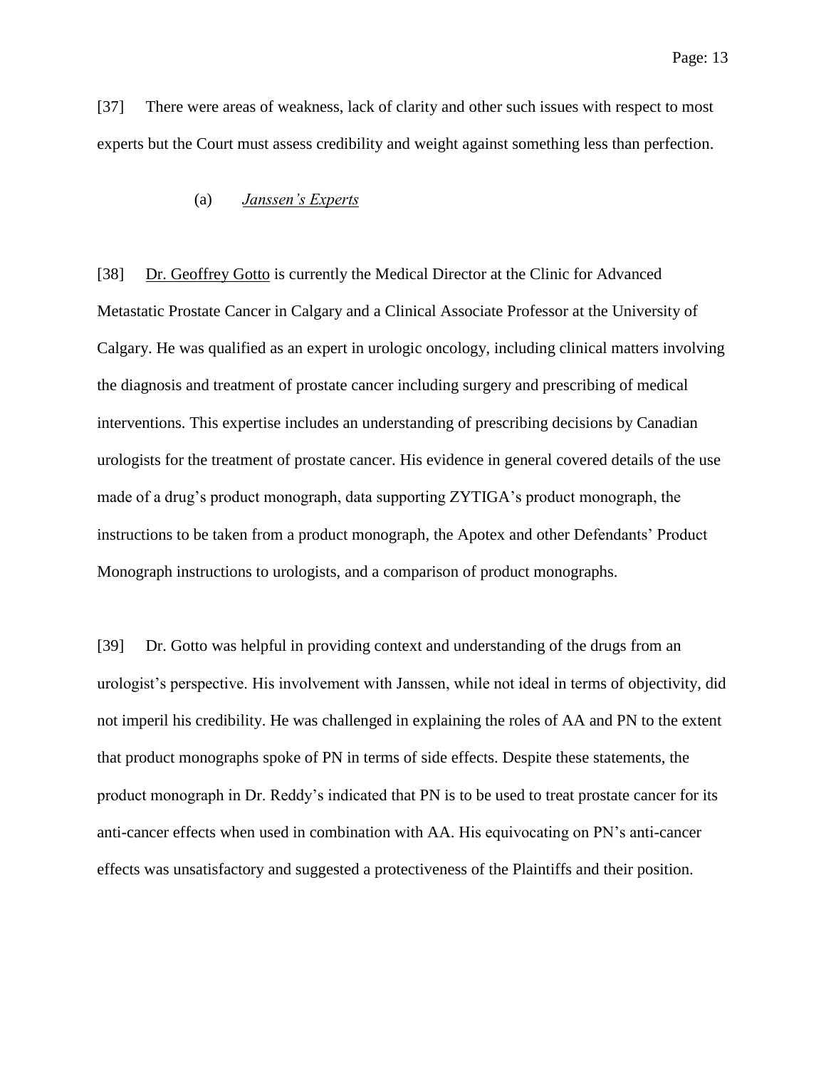[37] There were areas of weakness, lack of clarity and other such issues with respect to most experts but the Court must assess credibility and weight against something less than perfection.

(a) *Janssen's Experts*

[38] Dr. Geoffrey Gotto is currently the Medical Director at the Clinic for Advanced Metastatic Prostate Cancer in Calgary and a Clinical Associate Professor at the University of Calgary. He was qualified as an expert in urologic oncology, including clinical matters involving the diagnosis and treatment of prostate cancer including surgery and prescribing of medical interventions. This expertise includes an understanding of prescribing decisions by Canadian urologists for the treatment of prostate cancer. His evidence in general covered details of the use made of a drug's product monograph, data supporting ZYTIGA's product monograph, the instructions to be taken from a product monograph, the Apotex and other Defendants' Product Monograph instructions to urologists, and a comparison of product monographs.

[39] Dr. Gotto was helpful in providing context and understanding of the drugs from an urologist's perspective. His involvement with Janssen, while not ideal in terms of objectivity, did not imperil his credibility. He was challenged in explaining the roles of AA and PN to the extent that product monographs spoke of PN in terms of side effects. Despite these statements, the product monograph in Dr. Reddy's indicated that PN is to be used to treat prostate cancer for its anti-cancer effects when used in combination with AA. His equivocating on PN's anti-cancer effects was unsatisfactory and suggested a protectiveness of the Plaintiffs and their position.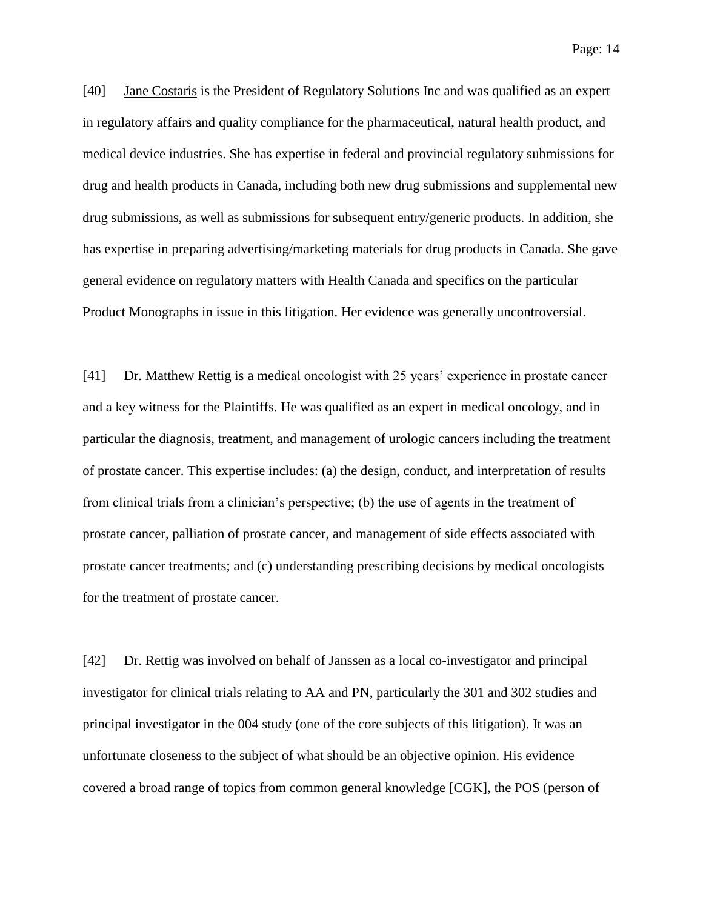[40] Jane Costaris is the President of Regulatory Solutions Inc and was qualified as an expert in regulatory affairs and quality compliance for the pharmaceutical, natural health product, and medical device industries. She has expertise in federal and provincial regulatory submissions for drug and health products in Canada, including both new drug submissions and supplemental new drug submissions, as well as submissions for subsequent entry/generic products. In addition, she has expertise in preparing advertising/marketing materials for drug products in Canada. She gave general evidence on regulatory matters with Health Canada and specifics on the particular Product Monographs in issue in this litigation. Her evidence was generally uncontroversial.

[41] Dr. Matthew Rettig is a medical oncologist with 25 years' experience in prostate cancer and a key witness for the Plaintiffs. He was qualified as an expert in medical oncology, and in particular the diagnosis, treatment, and management of urologic cancers including the treatment of prostate cancer. This expertise includes: (a) the design, conduct, and interpretation of results from clinical trials from a clinician's perspective; (b) the use of agents in the treatment of prostate cancer, palliation of prostate cancer, and management of side effects associated with prostate cancer treatments; and (c) understanding prescribing decisions by medical oncologists for the treatment of prostate cancer.

[42] Dr. Rettig was involved on behalf of Janssen as a local co-investigator and principal investigator for clinical trials relating to AA and PN, particularly the 301 and 302 studies and principal investigator in the 004 study (one of the core subjects of this litigation). It was an unfortunate closeness to the subject of what should be an objective opinion. His evidence covered a broad range of topics from common general knowledge [CGK], the POS (person of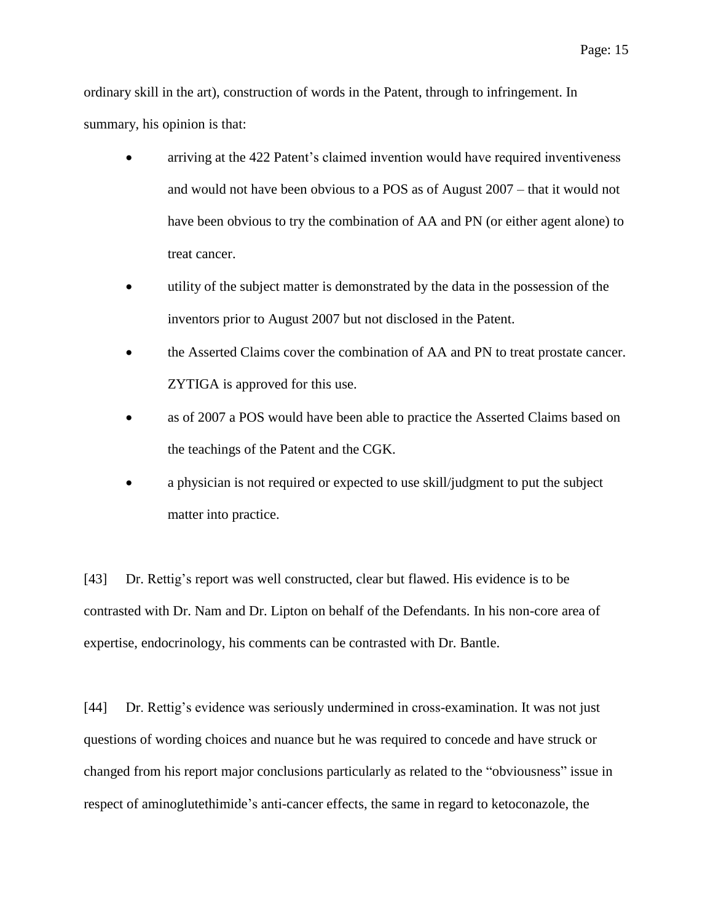ordinary skill in the art), construction of words in the Patent, through to infringement. In summary, his opinion is that:

- arriving at the 422 Patent's claimed invention would have required inventiveness and would not have been obvious to a POS as of August 2007 – that it would not have been obvious to try the combination of AA and PN (or either agent alone) to treat cancer.
- utility of the subject matter is demonstrated by the data in the possession of the inventors prior to August 2007 but not disclosed in the Patent.
- the Asserted Claims cover the combination of AA and PN to treat prostate cancer. ZYTIGA is approved for this use.
- as of 2007 a POS would have been able to practice the Asserted Claims based on the teachings of the Patent and the CGK.
- a physician is not required or expected to use skill/judgment to put the subject matter into practice.

[43] Dr. Rettig's report was well constructed, clear but flawed. His evidence is to be contrasted with Dr. Nam and Dr. Lipton on behalf of the Defendants. In his non-core area of expertise, endocrinology, his comments can be contrasted with Dr. Bantle.

[44] Dr. Rettig's evidence was seriously undermined in cross-examination. It was not just questions of wording choices and nuance but he was required to concede and have struck or changed from his report major conclusions particularly as related to the "obviousness" issue in respect of aminoglutethimide's anti-cancer effects, the same in regard to ketoconazole, the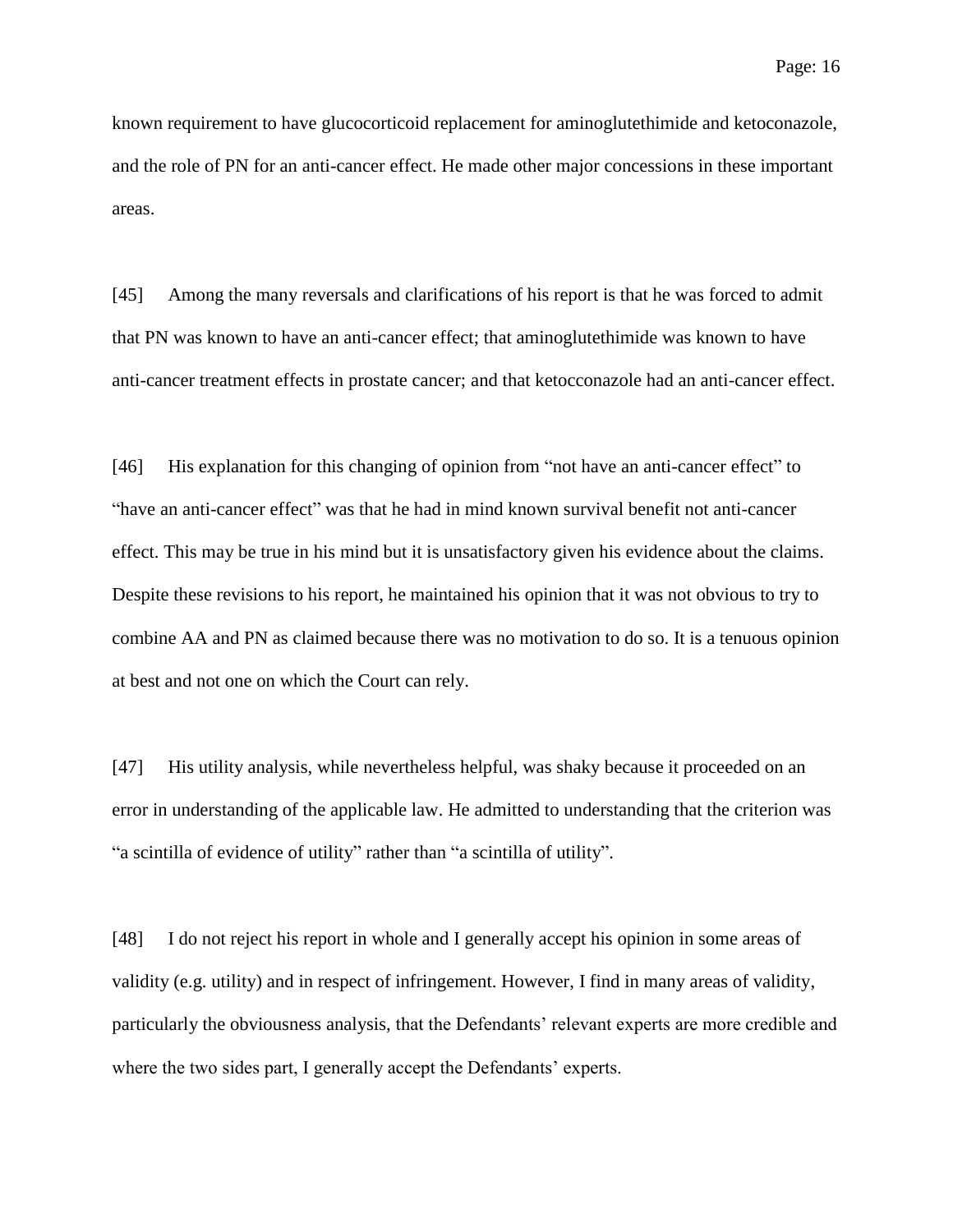known requirement to have glucocorticoid replacement for aminoglutethimide and ketoconazole, and the role of PN for an anti-cancer effect. He made other major concessions in these important areas.

[45] Among the many reversals and clarifications of his report is that he was forced to admit that PN was known to have an anti-cancer effect; that aminoglutethimide was known to have anti-cancer treatment effects in prostate cancer; and that ketocconazole had an anti-cancer effect.

[46] His explanation for this changing of opinion from “not have an anti-cancer effect” to “have an anti-cancer effect” was that he had in mind known survival benefit not anti-cancer effect. This may be true in his mind but it is unsatisfactory given his evidence about the claims. Despite these revisions to his report, he maintained his opinion that it was not obvious to try to combine AA and PN as claimed because there was no motivation to do so. It is a tenuous opinion at best and not one on which the Court can rely.

[47] His utility analysis, while nevertheless helpful, was shaky because it proceeded on an error in understanding of the applicable law. He admitted to understanding that the criterion was “a scintilla of evidence of utility” rather than “a scintilla of utility”.

[48] I do not reject his report in whole and I generally accept his opinion in some areas of validity (e.g. utility) and in respect of infringement. However, I find in many areas of validity, particularly the obviousness analysis, that the Defendants’ relevant experts are more credible and where the two sides part, I generally accept the Defendants’ experts.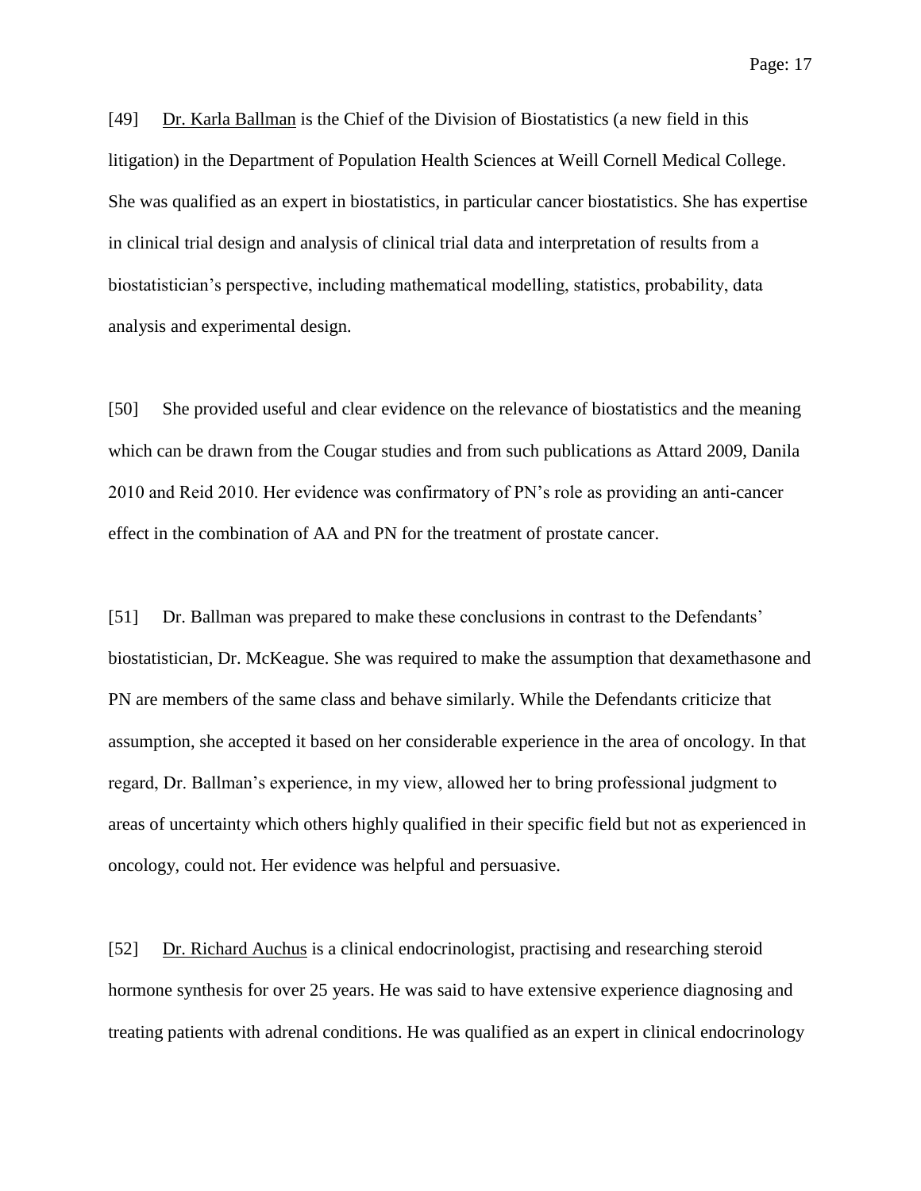[49] Dr. Karla Ballman is the Chief of the Division of Biostatistics (a new field in this litigation) in the Department of Population Health Sciences at Weill Cornell Medical College. She was qualified as an expert in biostatistics, in particular cancer biostatistics. She has expertise in clinical trial design and analysis of clinical trial data and interpretation of results from a biostatistician's perspective, including mathematical modelling, statistics, probability, data analysis and experimental design.

[50] She provided useful and clear evidence on the relevance of biostatistics and the meaning which can be drawn from the Cougar studies and from such publications as Attard 2009, Danila 2010 and Reid 2010. Her evidence was confirmatory of PN's role as providing an anti-cancer effect in the combination of AA and PN for the treatment of prostate cancer.

[51] Dr. Ballman was prepared to make these conclusions in contrast to the Defendants' biostatistician, Dr. McKeague. She was required to make the assumption that dexamethasone and PN are members of the same class and behave similarly. While the Defendants criticize that assumption, she accepted it based on her considerable experience in the area of oncology. In that regard, Dr. Ballman's experience, in my view, allowed her to bring professional judgment to areas of uncertainty which others highly qualified in their specific field but not as experienced in oncology, could not. Her evidence was helpful and persuasive.

[52] Dr. Richard Auchus is a clinical endocrinologist, practising and researching steroid hormone synthesis for over 25 years. He was said to have extensive experience diagnosing and treating patients with adrenal conditions. He was qualified as an expert in clinical endocrinology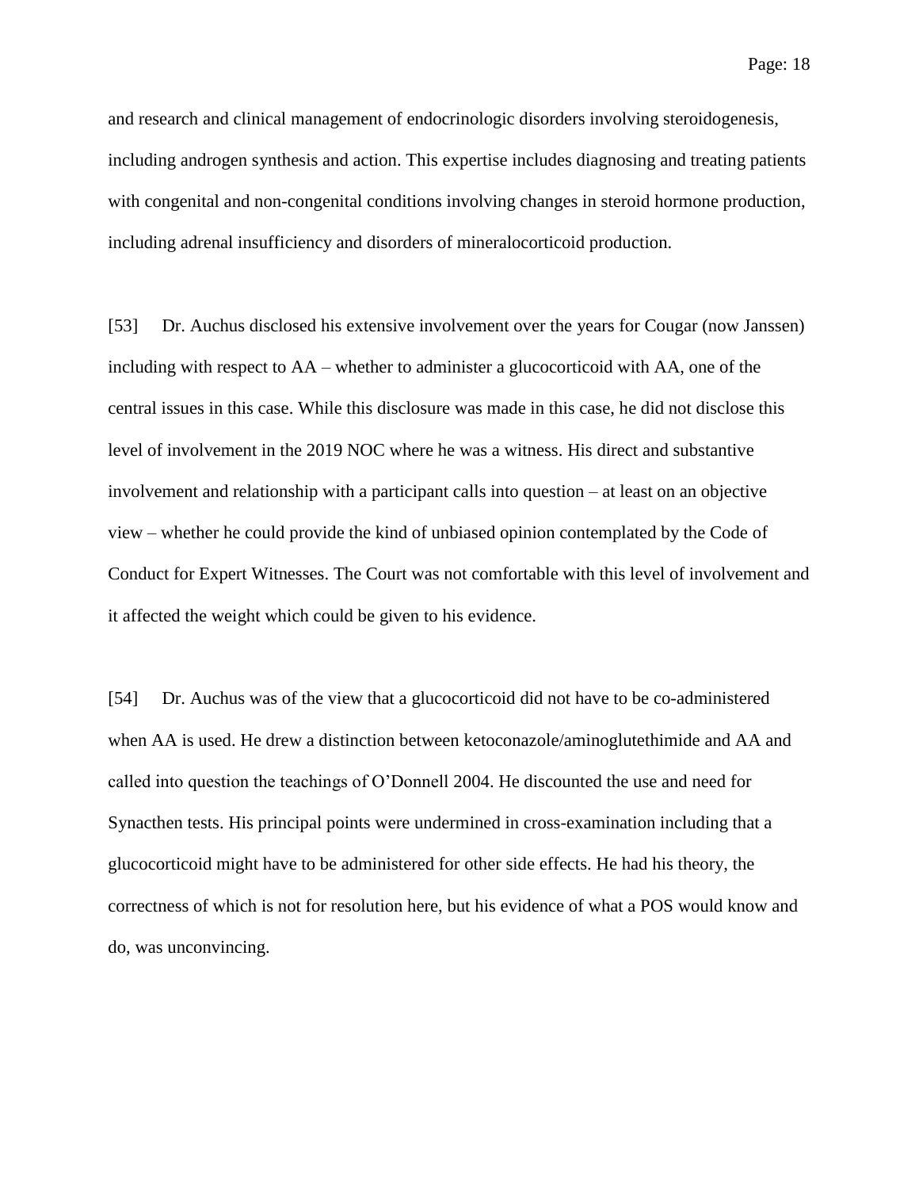and research and clinical management of endocrinologic disorders involving steroidogenesis, including androgen synthesis and action. This expertise includes diagnosing and treating patients with congenital and non-congenital conditions involving changes in steroid hormone production, including adrenal insufficiency and disorders of mineralocorticoid production.

[53] Dr. Auchus disclosed his extensive involvement over the years for Cougar (now Janssen) including with respect to AA – whether to administer a glucocorticoid with AA, one of the central issues in this case. While this disclosure was made in this case, he did not disclose this level of involvement in the 2019 NOC where he was a witness. His direct and substantive involvement and relationship with a participant calls into question – at least on an objective view – whether he could provide the kind of unbiased opinion contemplated by the Code of Conduct for Expert Witnesses. The Court was not comfortable with this level of involvement and it affected the weight which could be given to his evidence.

[54] Dr. Auchus was of the view that a glucocorticoid did not have to be co-administered when AA is used. He drew a distinction between ketoconazole/aminoglutethimide and AA and called into question the teachings of O'Donnell 2004. He discounted the use and need for Synacthen tests. His principal points were undermined in cross-examination including that a glucocorticoid might have to be administered for other side effects. He had his theory, the correctness of which is not for resolution here, but his evidence of what a POS would know and do, was unconvincing.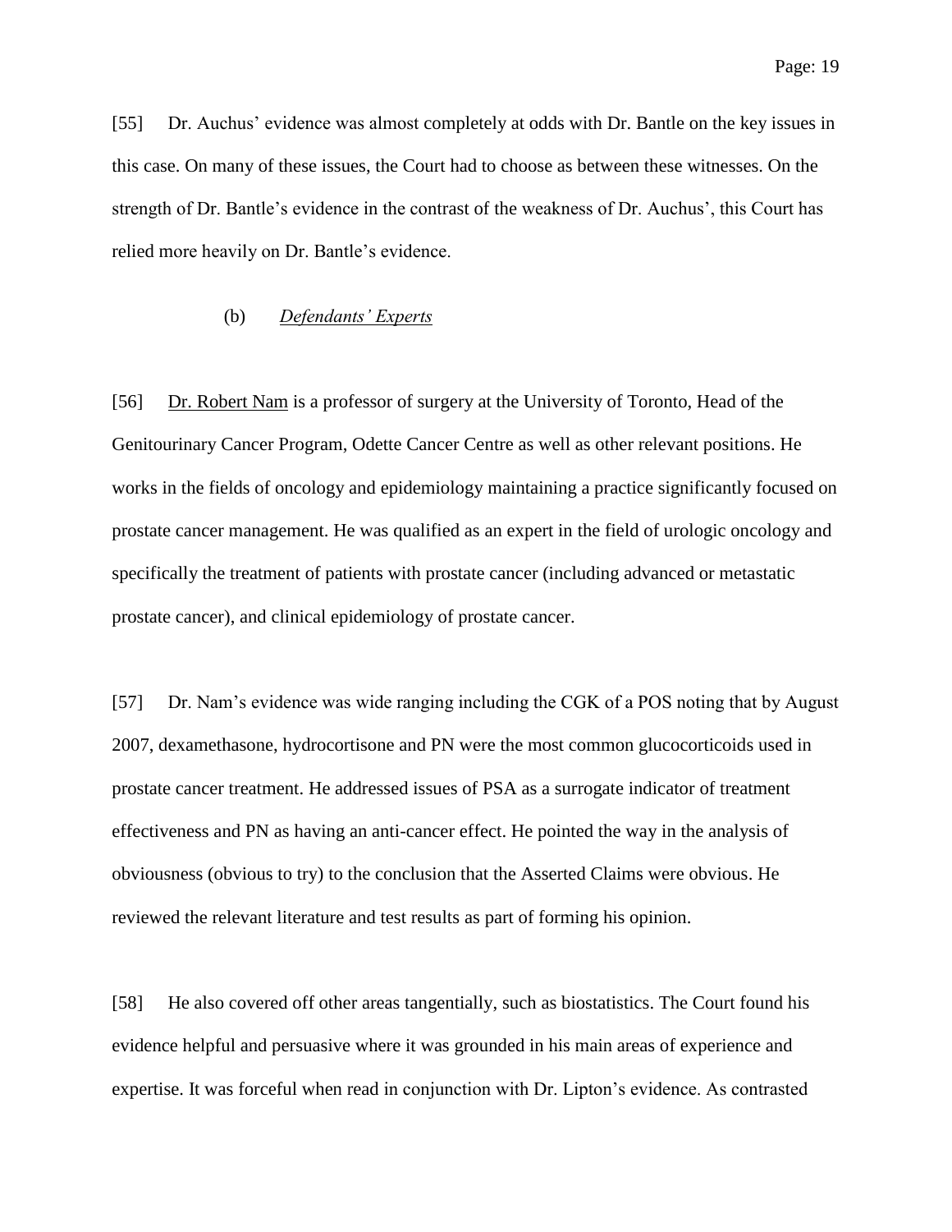[55] Dr. Auchus' evidence was almost completely at odds with Dr. Bantle on the key issues in this case. On many of these issues, the Court had to choose as between these witnesses. On the strength of Dr. Bantle's evidence in the contrast of the weakness of Dr. Auchus', this Court has relied more heavily on Dr. Bantle's evidence.

(b) *Defendants' Experts*

[56] Dr. Robert Nam is a professor of surgery at the University of Toronto, Head of the Genitourinary Cancer Program, Odette Cancer Centre as well as other relevant positions. He works in the fields of oncology and epidemiology maintaining a practice significantly focused on prostate cancer management. He was qualified as an expert in the field of urologic oncology and specifically the treatment of patients with prostate cancer (including advanced or metastatic prostate cancer), and clinical epidemiology of prostate cancer.

[57] Dr. Nam's evidence was wide ranging including the CGK of a POS noting that by August 2007, dexamethasone, hydrocortisone and PN were the most common glucocorticoids used in prostate cancer treatment. He addressed issues of PSA as a surrogate indicator of treatment effectiveness and PN as having an anti-cancer effect. He pointed the way in the analysis of obviousness (obvious to try) to the conclusion that the Asserted Claims were obvious. He reviewed the relevant literature and test results as part of forming his opinion.

[58] He also covered off other areas tangentially, such as biostatistics. The Court found his evidence helpful and persuasive where it was grounded in his main areas of experience and expertise. It was forceful when read in conjunction with Dr. Lipton's evidence. As contrasted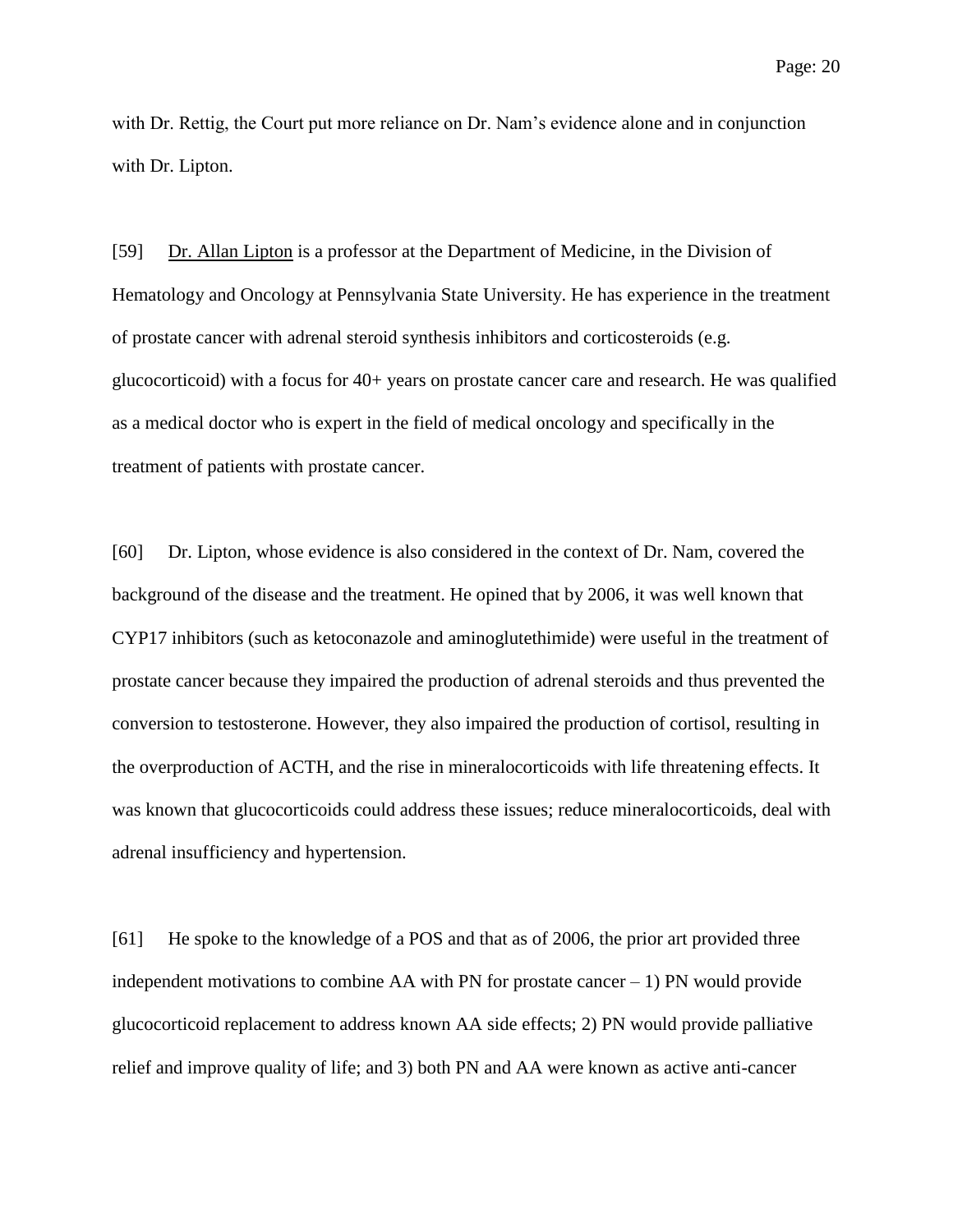with Dr. Rettig, the Court put more reliance on Dr. Nam's evidence alone and in conjunction with Dr. Lipton.

[59] Dr. Allan Lipton is a professor at the Department of Medicine, in the Division of Hematology and Oncology at Pennsylvania State University. He has experience in the treatment of prostate cancer with adrenal steroid synthesis inhibitors and corticosteroids (e.g. glucocorticoid) with a focus for 40+ years on prostate cancer care and research. He was qualified as a medical doctor who is expert in the field of medical oncology and specifically in the treatment of patients with prostate cancer.

[60] Dr. Lipton, whose evidence is also considered in the context of Dr. Nam, covered the background of the disease and the treatment. He opined that by 2006, it was well known that CYP17 inhibitors (such as ketoconazole and aminoglutethimide) were useful in the treatment of prostate cancer because they impaired the production of adrenal steroids and thus prevented the conversion to testosterone. However, they also impaired the production of cortisol, resulting in the overproduction of ACTH, and the rise in mineralocorticoids with life threatening effects. It was known that glucocorticoids could address these issues; reduce mineralocorticoids, deal with adrenal insufficiency and hypertension.

[61] He spoke to the knowledge of a POS and that as of 2006, the prior art provided three independent motivations to combine AA with PN for prostate cancer – 1) PN would provide glucocorticoid replacement to address known AA side effects; 2) PN would provide palliative relief and improve quality of life; and 3) both PN and AA were known as active anti-cancer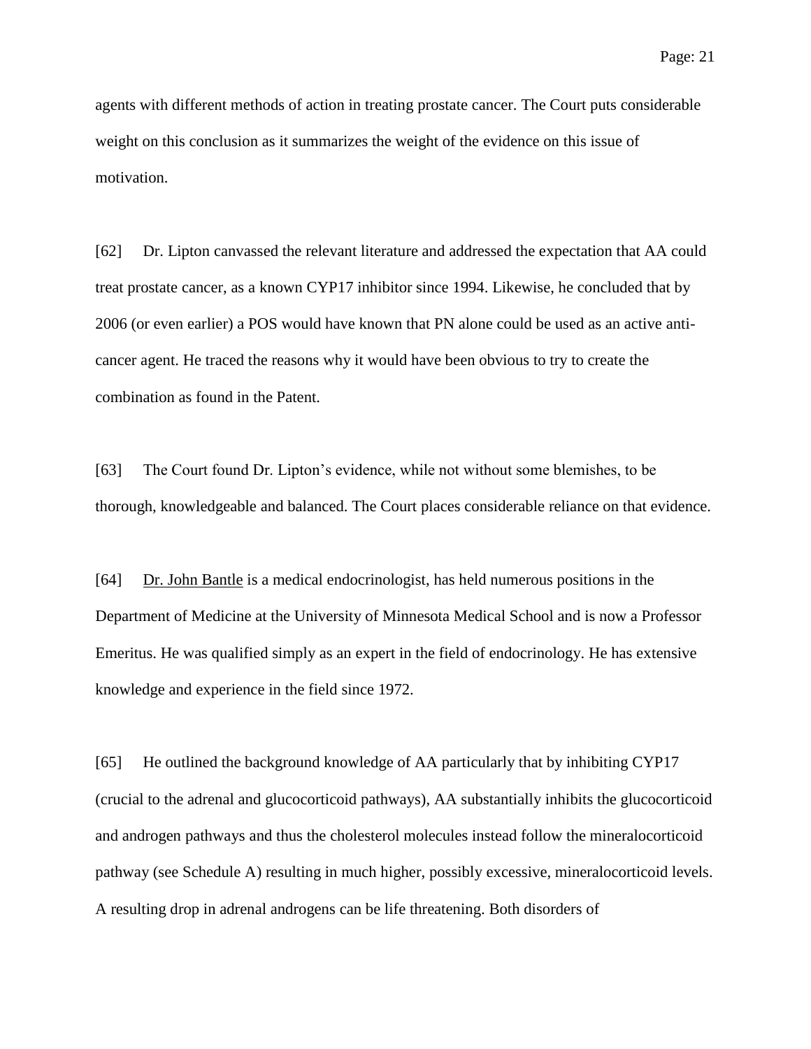agents with different methods of action in treating prostate cancer. The Court puts considerable weight on this conclusion as it summarizes the weight of the evidence on this issue of motivation.

[62] Dr. Lipton canvassed the relevant literature and addressed the expectation that AA could treat prostate cancer, as a known CYP17 inhibitor since 1994. Likewise, he concluded that by 2006 (or even earlier) a POS would have known that PN alone could be used as an active anti-cancer agent. He traced the reasons why it would have been obvious to try to create the combination as found in the Patent.

[63] The Court found Dr. Lipton's evidence, while not without some blemishes, to be thorough, knowledgeable and balanced. The Court places considerable reliance on that evidence.

[64] <u>Dr. John Bantle</u> is a medical endocrinologist, has held numerous positions in the Department of Medicine at the University of Minnesota Medical School and is now a Professor Emeritus. He was qualified simply as an expert in the field of endocrinology. He has extensive knowledge and experience in the field since 1972.

[65] He outlined the background knowledge of AA particularly that by inhibiting CYP17 (crucial to the adrenal and glucocorticoid pathways), AA substantially inhibits the glucocorticoid and androgen pathways and thus the cholesterol molecules instead follow the mineralocorticoid pathway (see Schedule A) resulting in much higher, possibly excessive, mineralocorticoid levels. A resulting drop in adrenal androgens can be life threatening. Both disorders of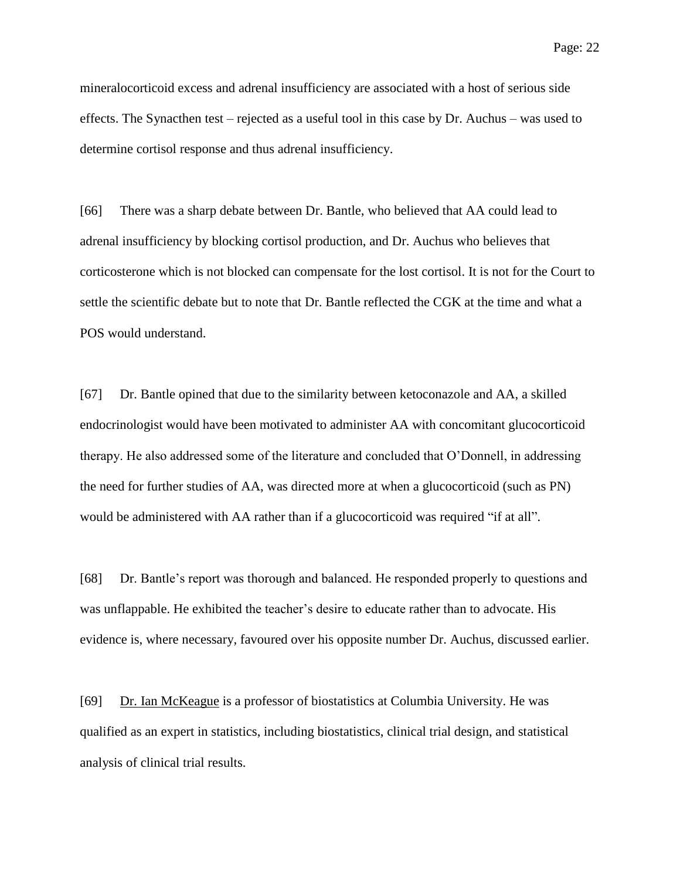mineralocorticoid excess and adrenal insufficiency are associated with a host of serious side effects. The Synacthen test – rejected as a useful tool in this case by Dr. Auchus – was used to determine cortisol response and thus adrenal insufficiency.

[66] There was a sharp debate between Dr. Bantle, who believed that AA could lead to adrenal insufficiency by blocking cortisol production, and Dr. Auchus who believes that corticosterone which is not blocked can compensate for the lost cortisol. It is not for the Court to settle the scientific debate but to note that Dr. Bantle reflected the CGK at the time and what a POS would understand.

[67] Dr. Bantle opined that due to the similarity between ketoconazole and AA, a skilled endocrinologist would have been motivated to administer AA with concomitant glucocorticoid therapy. He also addressed some of the literature and concluded that O'Donnell, in addressing the need for further studies of AA, was directed more at when a glucocorticoid (such as PN) would be administered with AA rather than if a glucocorticoid was required "if at all".

[68] Dr. Bantle's report was thorough and balanced. He responded properly to questions and was unflappable. He exhibited the teacher's desire to educate rather than to advocate. His evidence is, where necessary, favoured over his opposite number Dr. Auchus, discussed earlier.

[69] Dr. Ian McKeague is a professor of biostatistics at Columbia University. He was qualified as an expert in statistics, including biostatistics, clinical trial design, and statistical analysis of clinical trial results.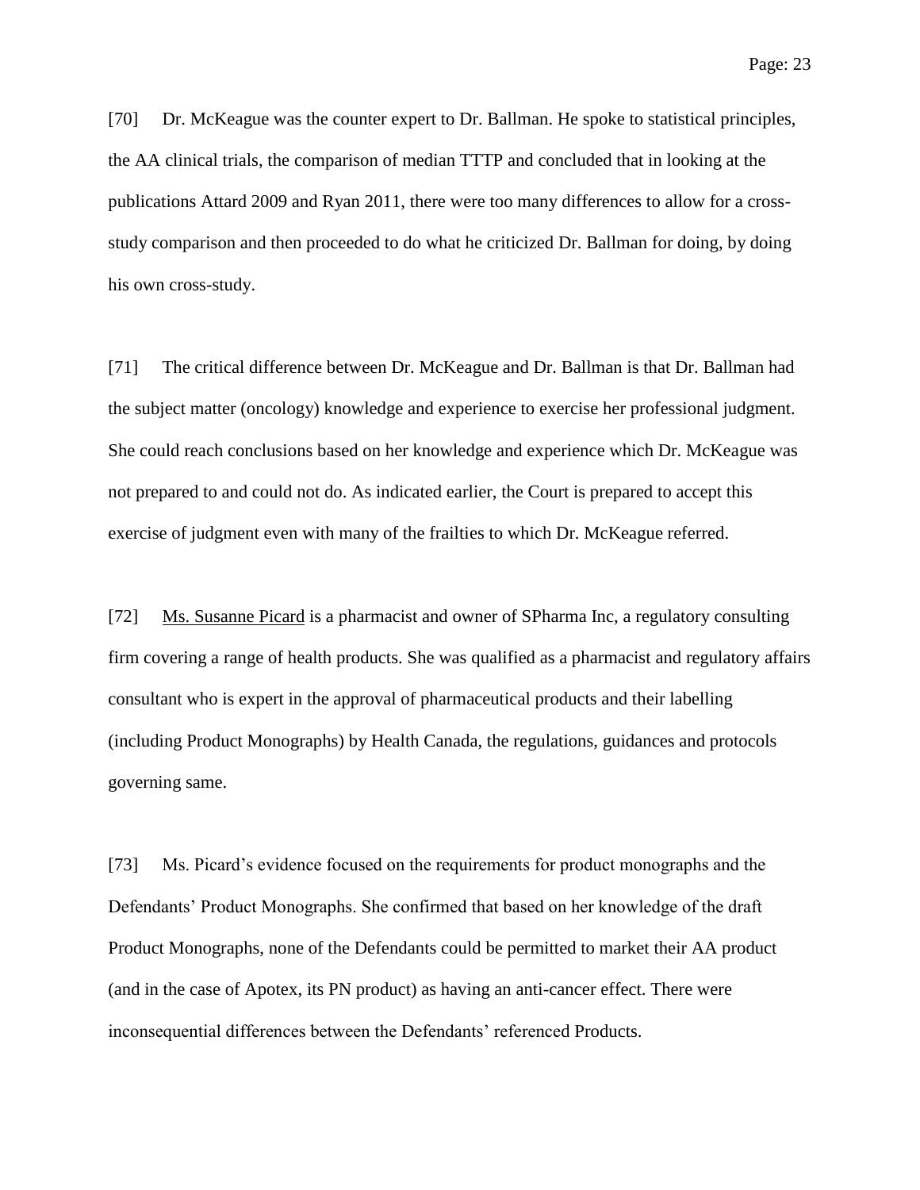[70] Dr. McKeague was the counter expert to Dr. Ballman. He spoke to statistical principles, the AA clinical trials, the comparison of median TTTP and concluded that in looking at the publications Attard 2009 and Ryan 2011, there were too many differences to allow for a cross-study comparison and then proceeded to do what he criticized Dr. Ballman for doing, by doing his own cross-study.

[71] The critical difference between Dr. McKeague and Dr. Ballman is that Dr. Ballman had the subject matter (oncology) knowledge and experience to exercise her professional judgment. She could reach conclusions based on her knowledge and experience which Dr. McKeague was not prepared to and could not do. As indicated earlier, the Court is prepared to accept this exercise of judgment even with many of the frailties to which Dr. McKeague referred.

[72] <u>Ms. Susanne Picard</u> is a pharmacist and owner of SPharma Inc, a regulatory consulting firm covering a range of health products. She was qualified as a pharmacist and regulatory affairs consultant who is expert in the approval of pharmaceutical products and their labelling (including Product Monographs) by Health Canada, the regulations, guidances and protocols governing same.

[73] Ms. Picard's evidence focused on the requirements for product monographs and the Defendants' Product Monographs. She confirmed that based on her knowledge of the draft Product Monographs, none of the Defendants could be permitted to market their AA product (and in the case of Apotex, its PN product) as having an anti-cancer effect. There were inconsequential differences between the Defendants' referenced Products.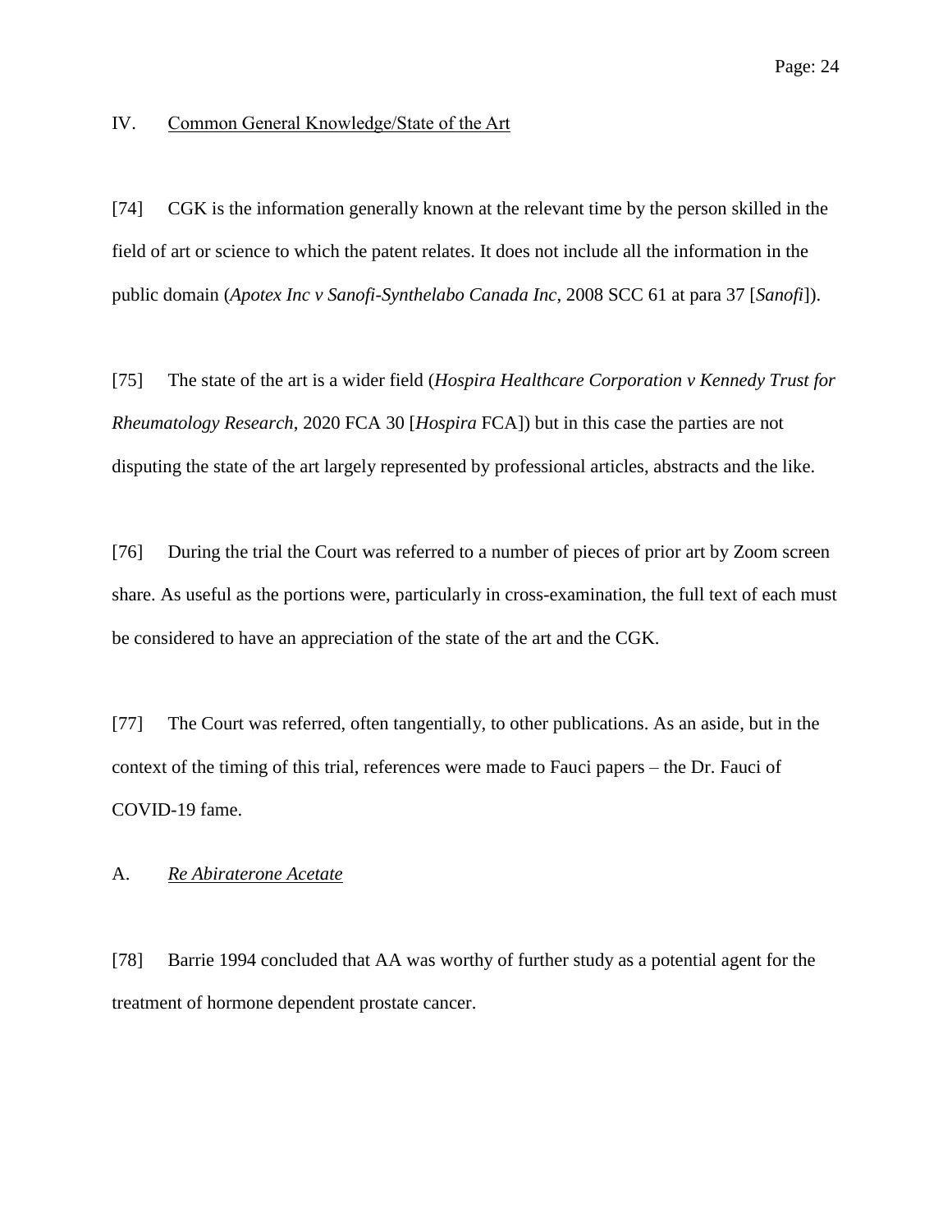## IV. Common General Knowledge/State of the Art

[74] CGK is the information generally known at the relevant time by the person skilled in the field of art or science to which the patent relates. It does not include all the information in the public domain (*Apotex Inc v Sanofi-Synthelabo Canada Inc*, 2008 SCC 61 at para 37 [*Sanofi*]).

[75] The state of the art is a wider field (*Hospira Healthcare Corporation v Kennedy Trust for Rheumatology Research*, 2020 FCA 30 [*Hospira* FCA]) but in this case the parties are not disputing the state of the art largely represented by professional articles, abstracts and the like.

[76] During the trial the Court was referred to a number of pieces of prior art by Zoom screen share. As useful as the portions were, particularly in cross-examination, the full text of each must be considered to have an appreciation of the state of the art and the CGK.

[77] The Court was referred, often tangentially, to other publications. As an aside, but in the context of the timing of this trial, references were made to Fauci papers – the Dr. Fauci of COVID-19 fame.

### A. *Re Abiraterone Acetate*

[78] Barrie 1994 concluded that AA was worthy of further study as a potential agent for the treatment of hormone dependent prostate cancer.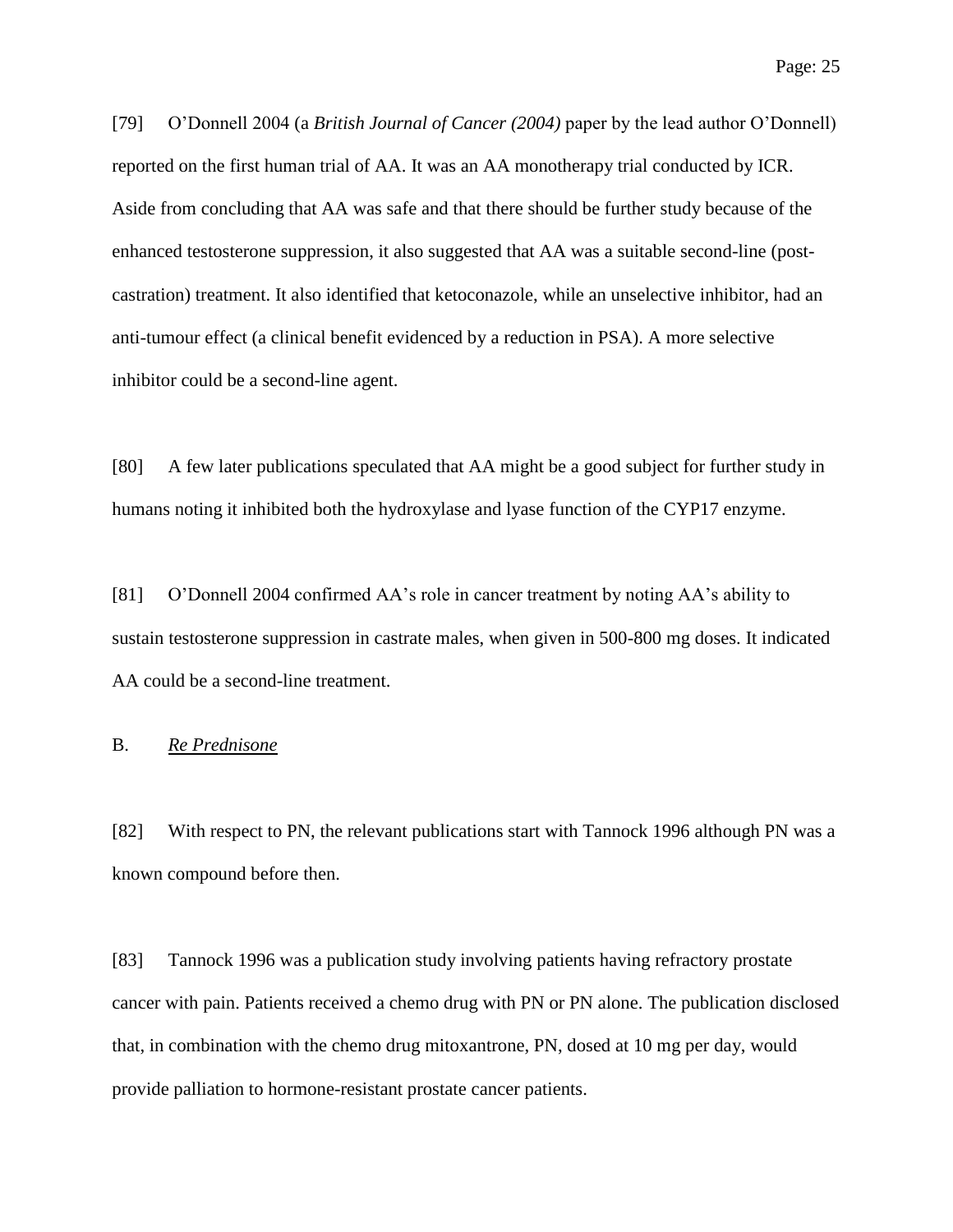[79] O'Donnell 2004 (a *British Journal of Cancer (2004)* paper by the lead author O'Donnell) reported on the first human trial of AA. It was an AA monotherapy trial conducted by ICR. Aside from concluding that AA was safe and that there should be further study because of the enhanced testosterone suppression, it also suggested that AA was a suitable second-line (post-castration) treatment. It also identified that ketoconazole, while an unselective inhibitor, had an anti-tumour effect (a clinical benefit evidenced by a reduction in PSA). A more selective inhibitor could be a second-line agent.

[80] A few later publications speculated that AA might be a good subject for further study in humans noting it inhibited both the hydroxylase and lyase function of the CYP17 enzyme.

[81] O'Donnell 2004 confirmed AA's role in cancer treatment by noting AA's ability to sustain testosterone suppression in castrate males, when given in 500-800 mg doses. It indicated AA could be a second-line treatment.

B. *Re Prednisone*

[82] With respect to PN, the relevant publications start with Tannock 1996 although PN was a known compound before then.

[83] Tannock 1996 was a publication study involving patients having refractory prostate cancer with pain. Patients received a chemo drug with PN or PN alone. The publication disclosed that, in combination with the chemo drug mitoxantrone, PN, dosed at 10 mg per day, would provide palliation to hormone-resistant prostate cancer patients.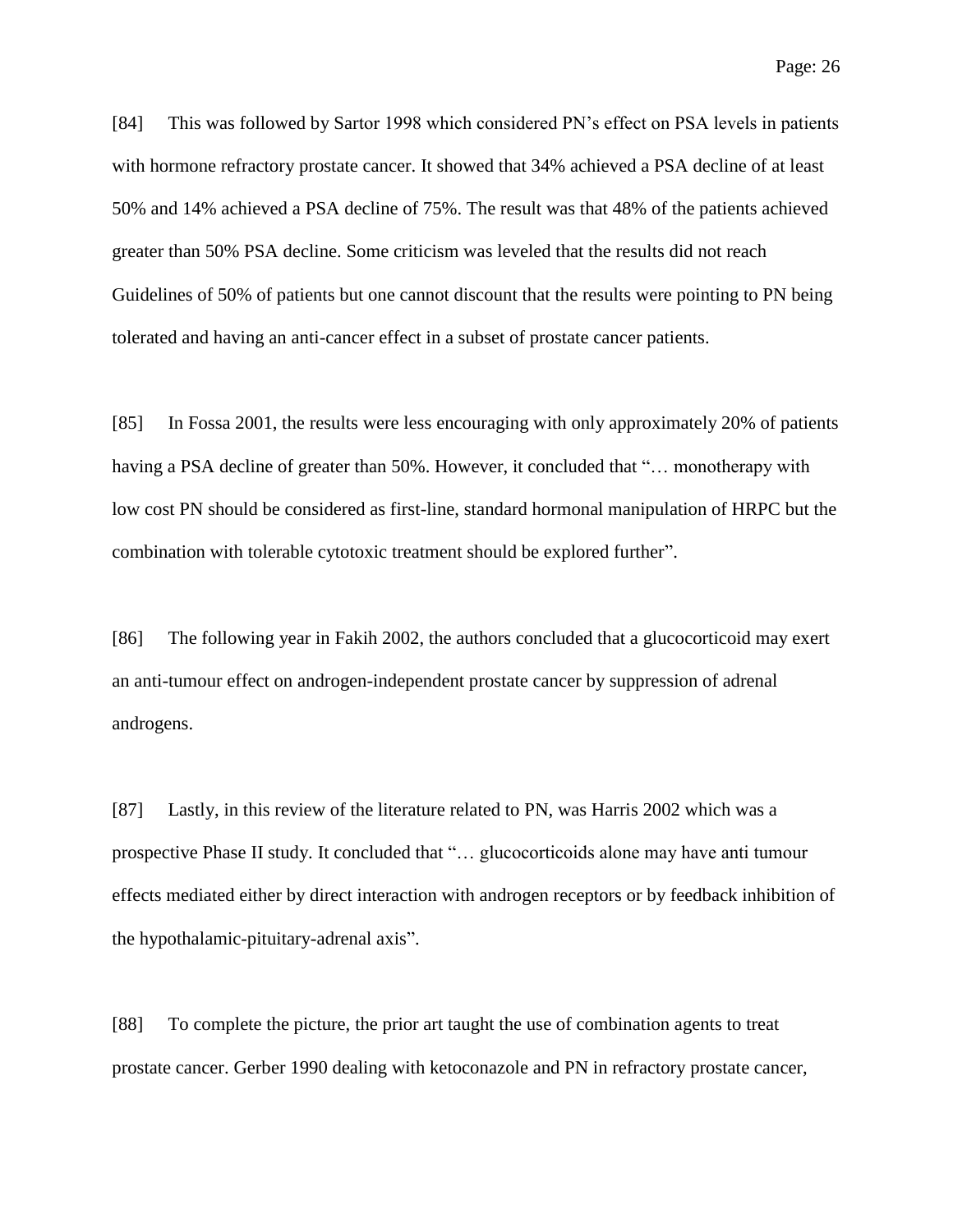[84] This was followed by Sartor 1998 which considered PN's effect on PSA levels in patients with hormone refractory prostate cancer. It showed that 34% achieved a PSA decline of at least 50% and 14% achieved a PSA decline of 75%. The result was that 48% of the patients achieved greater than 50% PSA decline. Some criticism was leveled that the results did not reach Guidelines of 50% of patients but one cannot discount that the results were pointing to PN being tolerated and having an anti-cancer effect in a subset of prostate cancer patients.

[85] In Fossa 2001, the results were less encouraging with only approximately 20% of patients having a PSA decline of greater than 50%. However, it concluded that "… monotherapy with low cost PN should be considered as first-line, standard hormonal manipulation of HRPC but the combination with tolerable cytotoxic treatment should be explored further".

[86] The following year in Fakih 2002, the authors concluded that a glucocorticoid may exert an anti-tumour effect on androgen-independent prostate cancer by suppression of adrenal androgens.

[87] Lastly, in this review of the literature related to PN, was Harris 2002 which was a prospective Phase II study. It concluded that "… glucocorticoids alone may have anti tumour effects mediated either by direct interaction with androgen receptors or by feedback inhibition of the hypothalamic-pituitary-adrenal axis".

[88] To complete the picture, the prior art taught the use of combination agents to treat prostate cancer. Gerber 1990 dealing with ketoconazole and PN in refractory prostate cancer,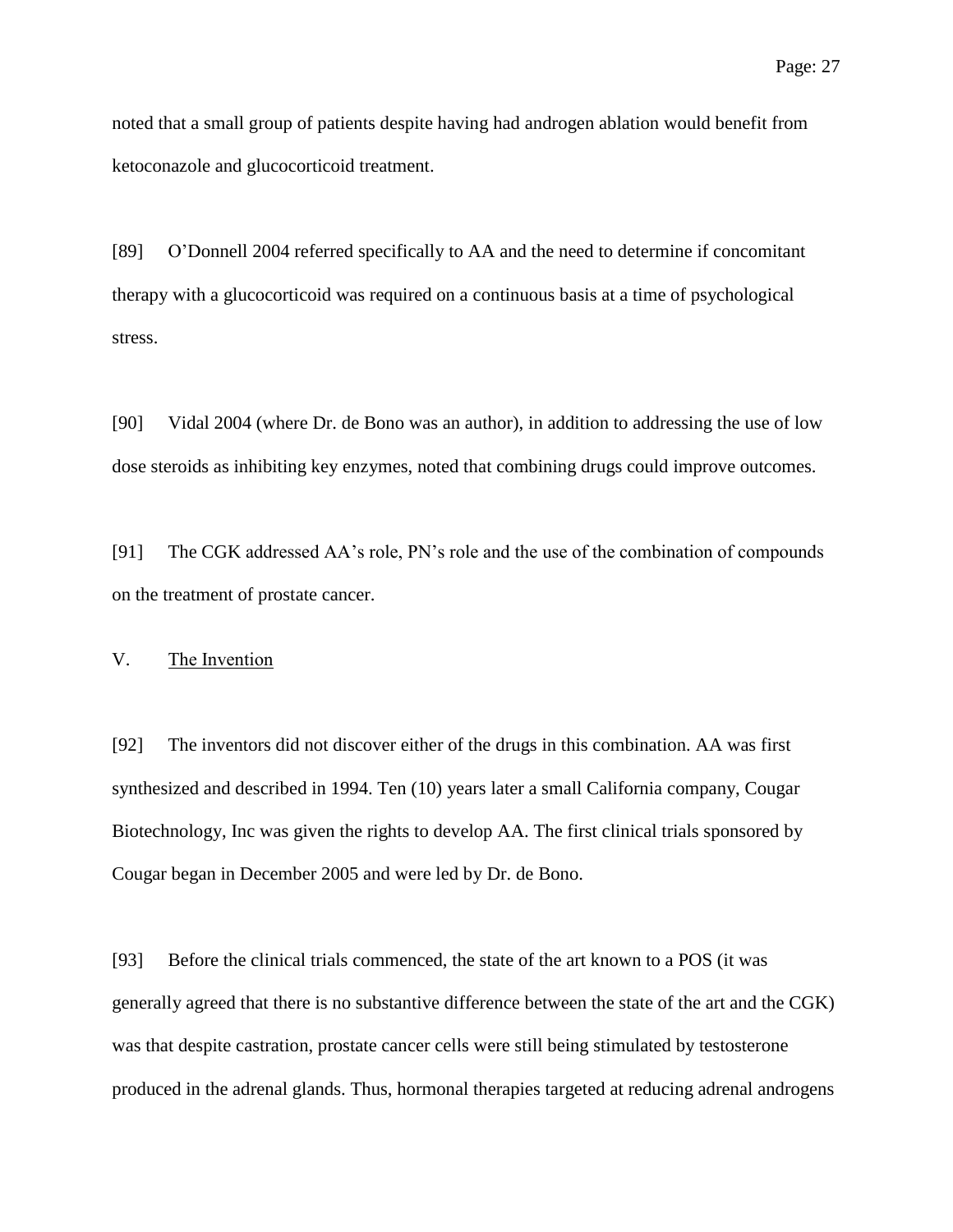noted that a small group of patients despite having had androgen ablation would benefit from ketoconazole and glucocorticoid treatment.

[89] O'Donnell 2004 referred specifically to AA and the need to determine if concomitant therapy with a glucocorticoid was required on a continuous basis at a time of psychological stress.

[90] Vidal 2004 (where Dr. de Bono was an author), in addition to addressing the use of low dose steroids as inhibiting key enzymes, noted that combining drugs could improve outcomes.

[91] The CGK addressed AA's role, PN's role and the use of the combination of compounds on the treatment of prostate cancer.

## V. The Invention

[92] The inventors did not discover either of the drugs in this combination. AA was first synthesized and described in 1994. Ten (10) years later a small California company, Cougar Biotechnology, Inc was given the rights to develop AA. The first clinical trials sponsored by Cougar began in December 2005 and were led by Dr. de Bono.

[93] Before the clinical trials commenced, the state of the art known to a POS (it was generally agreed that there is no substantive difference between the state of the art and the CGK) was that despite castration, prostate cancer cells were still being stimulated by testosterone produced in the adrenal glands. Thus, hormonal therapies targeted at reducing adrenal androgens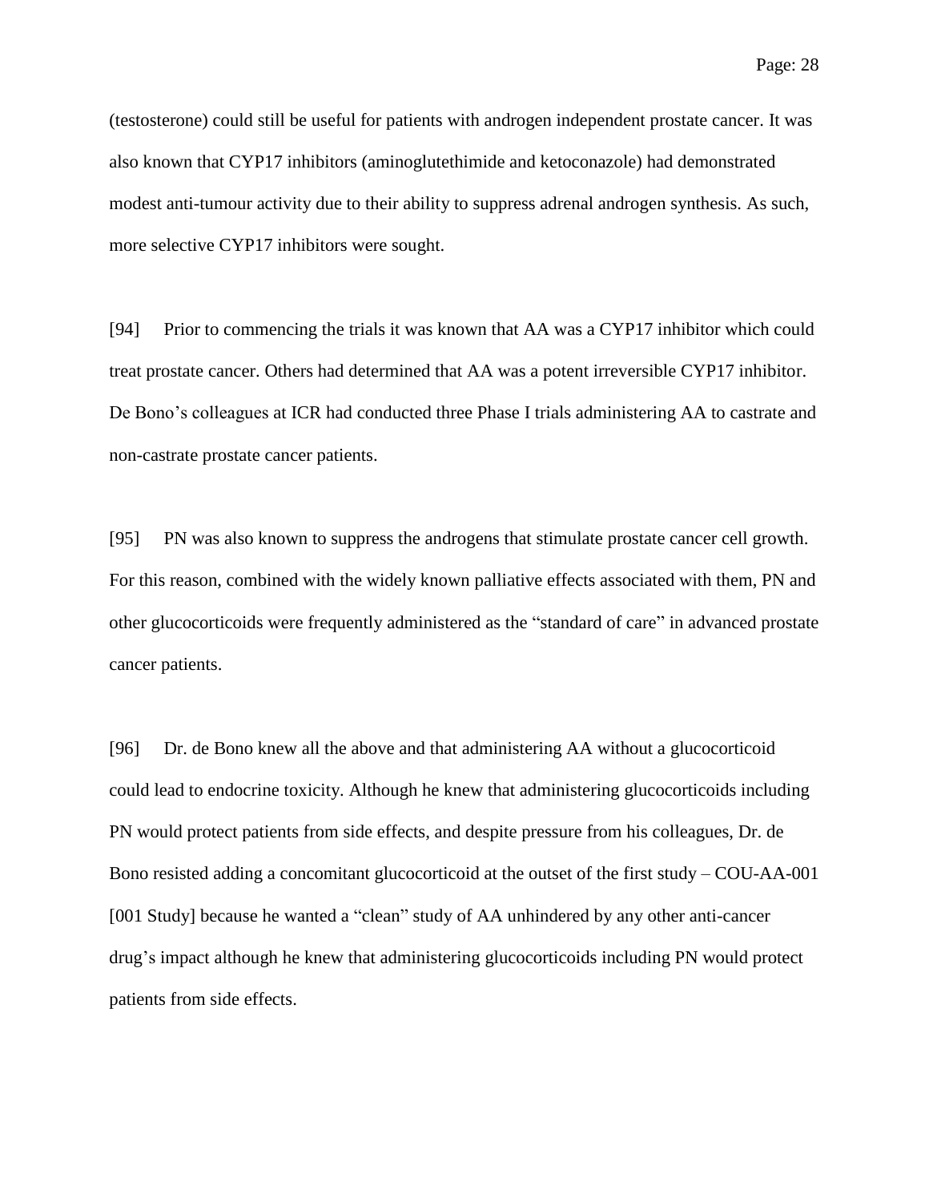(testosterone) could still be useful for patients with androgen independent prostate cancer. It was also known that CYP17 inhibitors (aminoglutethimide and ketoconazole) had demonstrated modest anti-tumour activity due to their ability to suppress adrenal androgen synthesis. As such, more selective CYP17 inhibitors were sought.

[94] Prior to commencing the trials it was known that AA was a CYP17 inhibitor which could treat prostate cancer. Others had determined that AA was a potent irreversible CYP17 inhibitor. De Bono's colleagues at ICR had conducted three Phase I trials administering AA to castrate and non-castrate prostate cancer patients.

[95] PN was also known to suppress the androgens that stimulate prostate cancer cell growth. For this reason, combined with the widely known palliative effects associated with them, PN and other glucocorticoids were frequently administered as the "standard of care" in advanced prostate cancer patients.

[96] Dr. de Bono knew all the above and that administering AA without a glucocorticoid could lead to endocrine toxicity. Although he knew that administering glucocorticoids including PN would protect patients from side effects, and despite pressure from his colleagues, Dr. de Bono resisted adding a concomitant glucocorticoid at the outset of the first study – COU-AA-001 [001 Study] because he wanted a "clean" study of AA unhindered by any other anti-cancer drug's impact although he knew that administering glucocorticoids including PN would protect patients from side effects.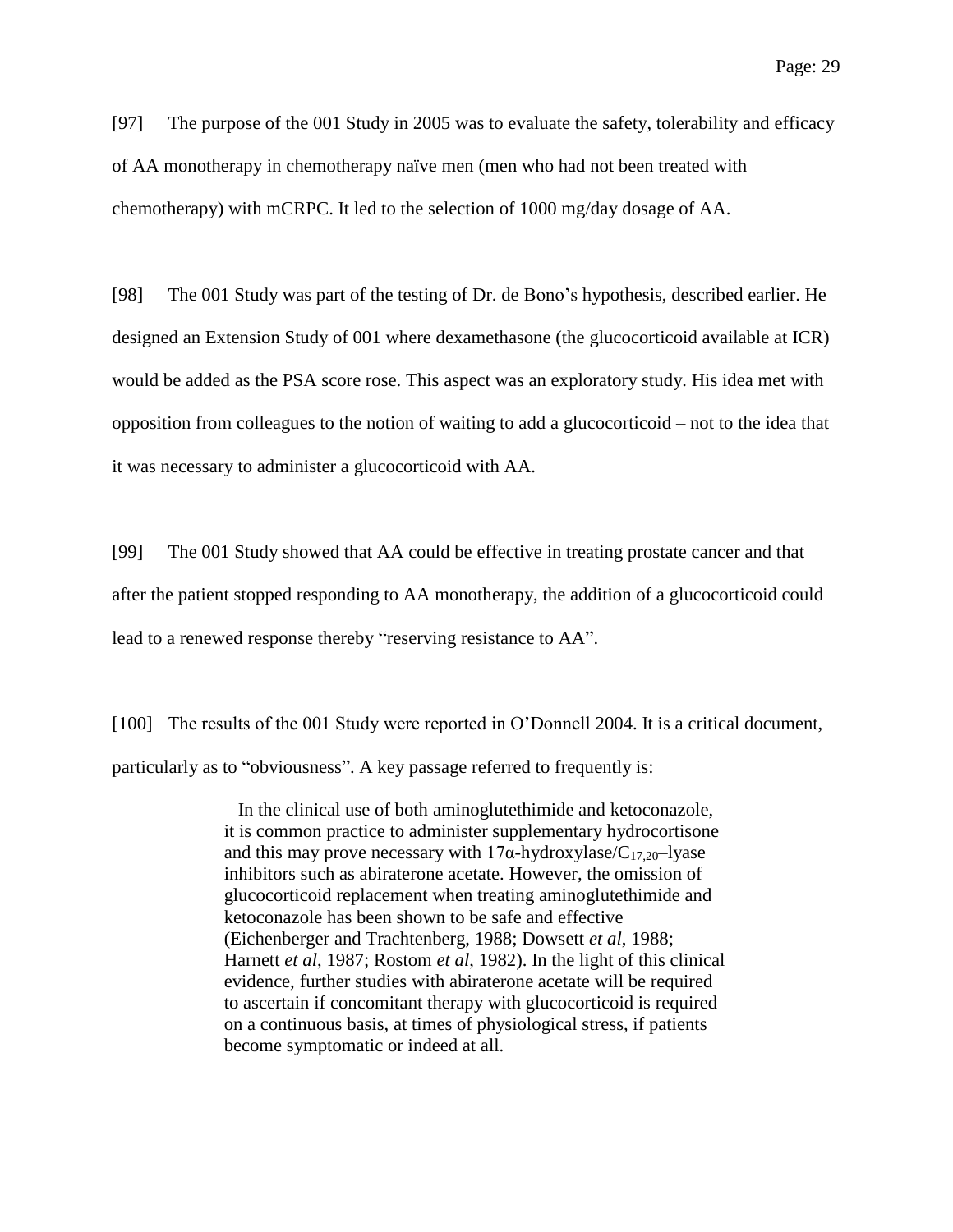[97] The purpose of the 001 Study in 2005 was to evaluate the safety, tolerability and efficacy of AA monotherapy in chemotherapy naïve men (men who had not been treated with chemotherapy) with mCRPC. It led to the selection of 1000 mg/day dosage of AA.

[98] The 001 Study was part of the testing of Dr. de Bono's hypothesis, described earlier. He designed an Extension Study of 001 where dexamethasone (the glucocorticoid available at ICR) would be added as the PSA score rose. This aspect was an exploratory study. His idea met with opposition from colleagues to the notion of waiting to add a glucocorticoid – not to the idea that it was necessary to administer a glucocorticoid with AA.

[99] The 001 Study showed that AA could be effective in treating prostate cancer and that after the patient stopped responding to AA monotherapy, the addition of a glucocorticoid could lead to a renewed response thereby "reserving resistance to AA".

[100] The results of the 001 Study were reported in O'Donnell 2004. It is a critical document, particularly as to "obviousness". A key passage referred to frequently is:

> In the clinical use of both aminoglutethimide and ketoconazole, it is common practice to administer supplementary hydrocortisone and this may prove necessary with 17α-hydroxylase/$C_{17,20}$–lyase inhibitors such as abiraterone acetate. However, the omission of glucocorticoid replacement when treating aminoglutethimide and ketoconazole has been shown to be safe and effective (Eichenberger and Trachtenberg, 1988; Dowsett *et al*, 1988; Harnett *et al*, 1987; Rostom *et al*, 1982). In the light of this clinical evidence, further studies with abiraterone acetate will be required to ascertain if concomitant therapy with glucocorticoid is required on a continuous basis, at times of physiological stress, if patients become symptomatic or indeed at all.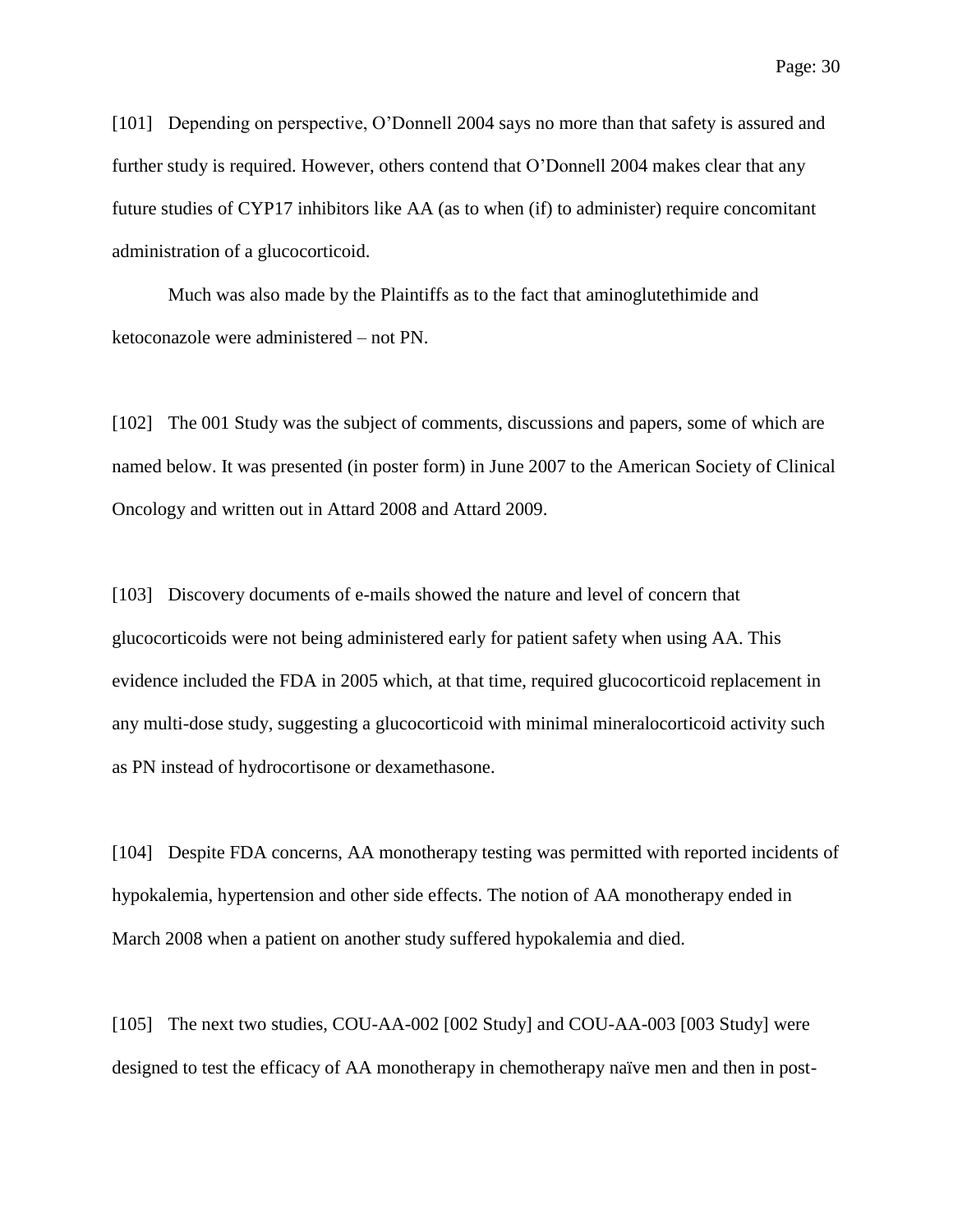[101] Depending on perspective, O'Donnell 2004 says no more than that safety is assured and further study is required. However, others contend that O'Donnell 2004 makes clear that any future studies of CYP17 inhibitors like AA (as to when (if) to administer) require concomitant administration of a glucocorticoid.

Much was also made by the Plaintiffs as to the fact that aminoglutethimide and ketoconazole were administered – not PN.

[102] The 001 Study was the subject of comments, discussions and papers, some of which are named below. It was presented (in poster form) in June 2007 to the American Society of Clinical Oncology and written out in Attard 2008 and Attard 2009.

[103] Discovery documents of e-mails showed the nature and level of concern that glucocorticoids were not being administered early for patient safety when using AA. This evidence included the FDA in 2005 which, at that time, required glucocorticoid replacement in any multi-dose study, suggesting a glucocorticoid with minimal mineralocorticoid activity such as PN instead of hydrocortisone or dexamethasone.

[104] Despite FDA concerns, AA monotherapy testing was permitted with reported incidents of hypokalemia, hypertension and other side effects. The notion of AA monotherapy ended in March 2008 when a patient on another study suffered hypokalemia and died.

[105] The next two studies, COU-AA-002 [002 Study] and COU-AA-003 [003 Study] were designed to test the efficacy of AA monotherapy in chemotherapy naïve men and then in post-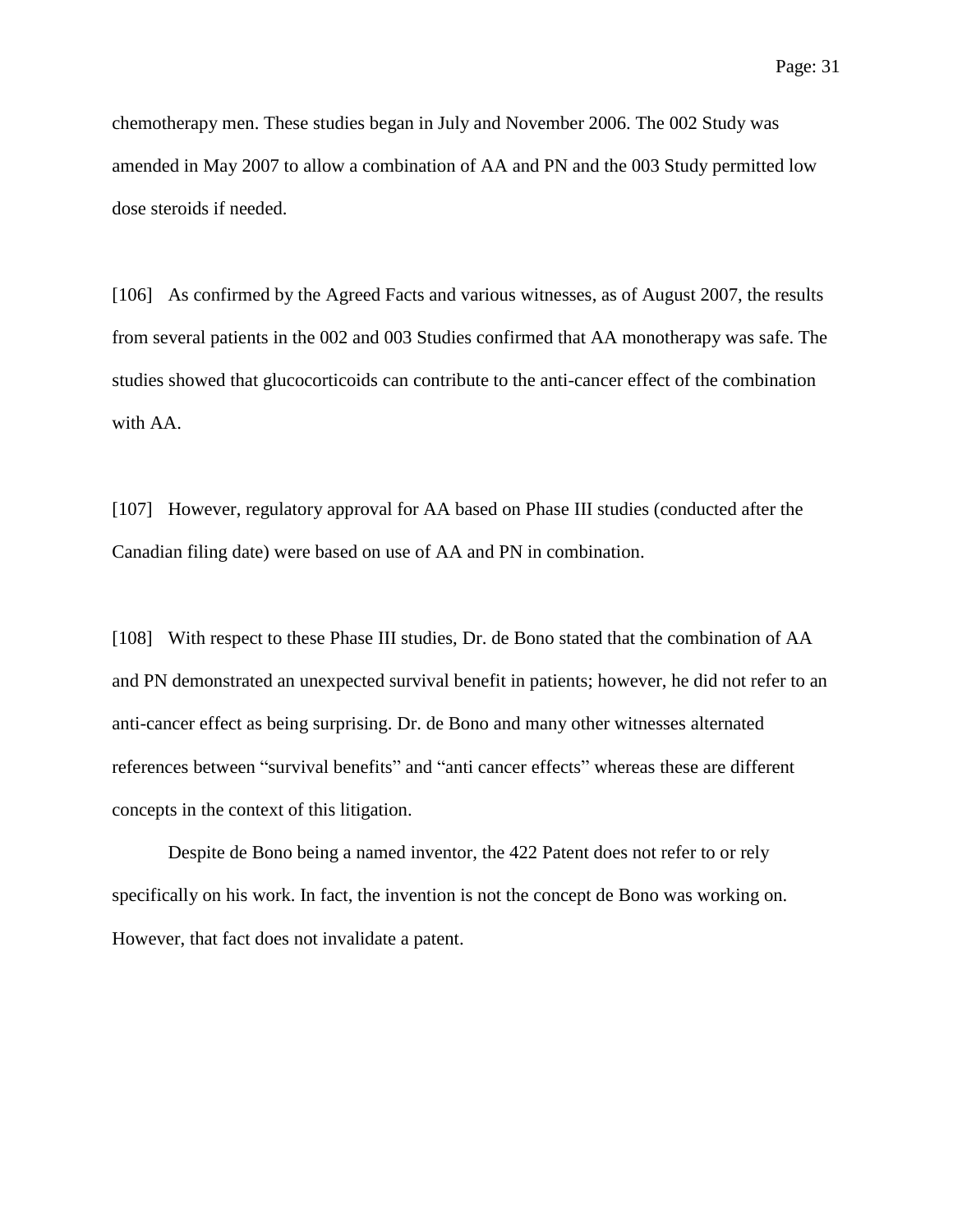chemotherapy men. These studies began in July and November 2006. The 002 Study was amended in May 2007 to allow a combination of AA and PN and the 003 Study permitted low dose steroids if needed.

[106] As confirmed by the Agreed Facts and various witnesses, as of August 2007, the results from several patients in the 002 and 003 Studies confirmed that AA monotherapy was safe. The studies showed that glucocorticoids can contribute to the anti-cancer effect of the combination with AA.

[107] However, regulatory approval for AA based on Phase III studies (conducted after the Canadian filing date) were based on use of AA and PN in combination.

[108] With respect to these Phase III studies, Dr. de Bono stated that the combination of AA and PN demonstrated an unexpected survival benefit in patients; however, he did not refer to an anti-cancer effect as being surprising. Dr. de Bono and many other witnesses alternated references between "survival benefits" and "anti cancer effects" whereas these are different concepts in the context of this litigation.

Despite de Bono being a named inventor, the 422 Patent does not refer to or rely specifically on his work. In fact, the invention is not the concept de Bono was working on. However, that fact does not invalidate a patent.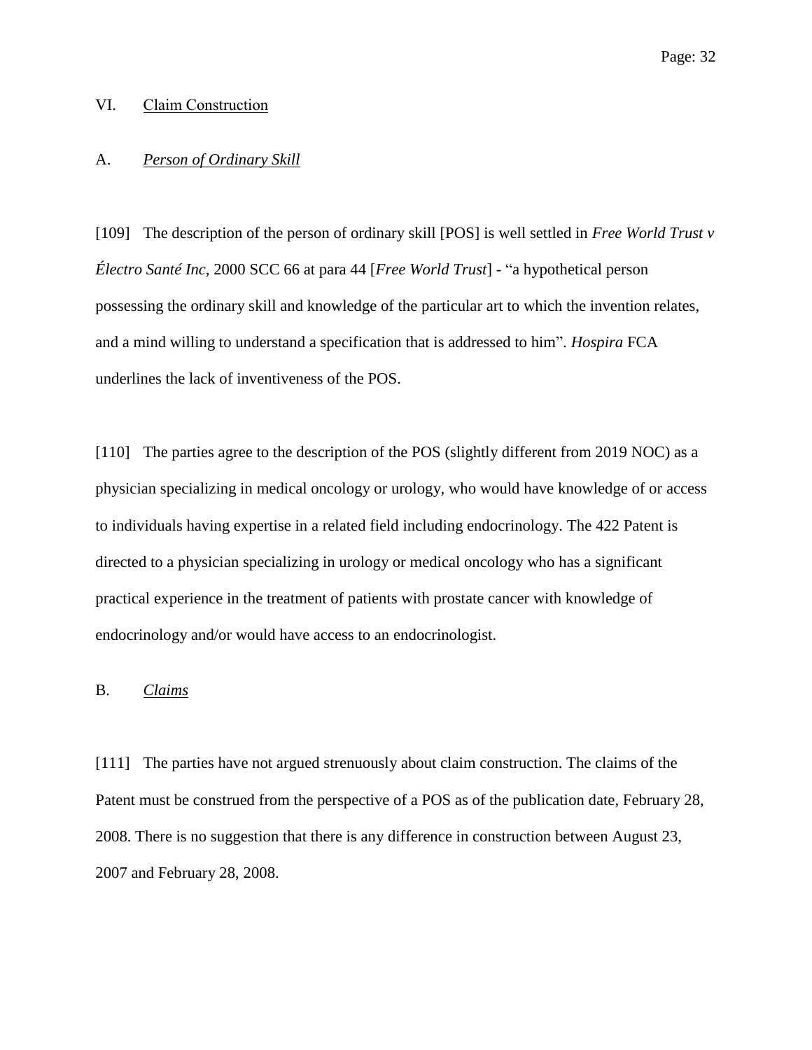## VI. Claim Construction

### A. *Person of Ordinary Skill*

[109] The description of the person of ordinary skill [POS] is well settled in *Free World Trust v Électro Santé Inc*, 2000 SCC 66 at para 44 [*Free World Trust*] - "a hypothetical person possessing the ordinary skill and knowledge of the particular art to which the invention relates, and a mind willing to understand a specification that is addressed to him". *Hospira* FCA underlines the lack of inventiveness of the POS.

[110] The parties agree to the description of the POS (slightly different from 2019 NOC) as a physician specializing in medical oncology or urology, who would have knowledge of or access to individuals having expertise in a related field including endocrinology. The 422 Patent is directed to a physician specializing in urology or medical oncology who has a significant practical experience in the treatment of patients with prostate cancer with knowledge of endocrinology and/or would have access to an endocrinologist.

### B. *Claims*

[111] The parties have not argued strenuously about claim construction. The claims of the Patent must be construed from the perspective of a POS as of the publication date, February 28, 2008. There is no suggestion that there is any difference in construction between August 23, 2007 and February 28, 2008.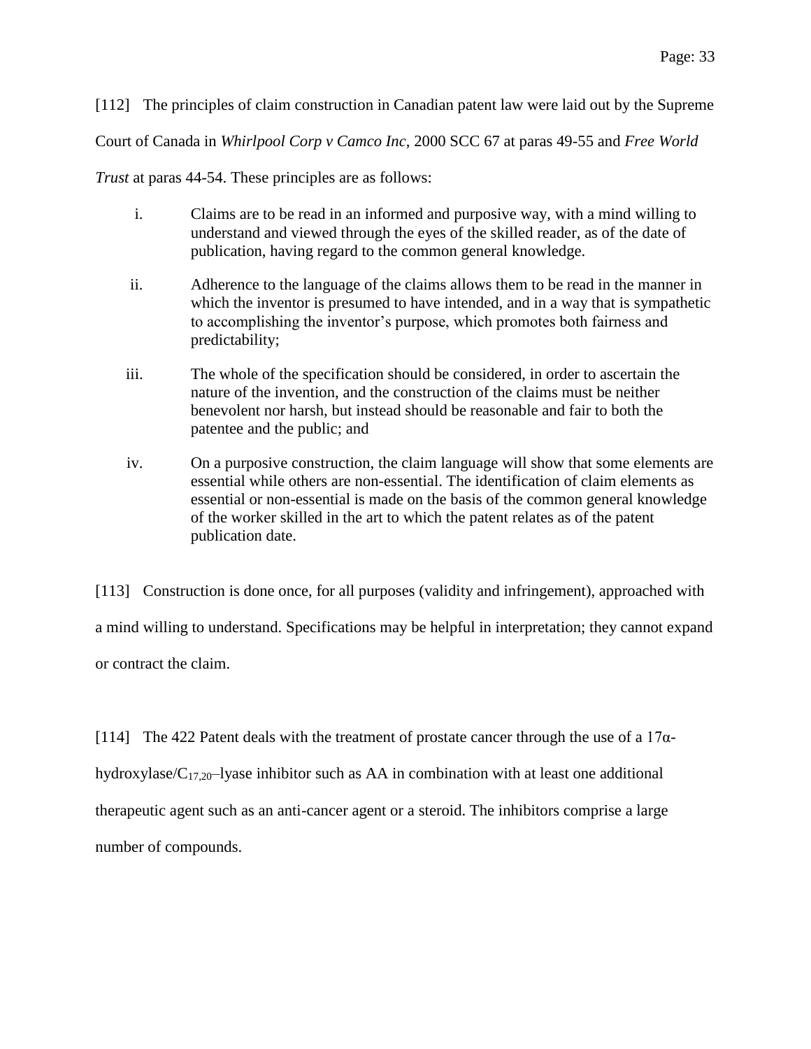[112] The principles of claim construction in Canadian patent law were laid out by the Supreme Court of Canada in *Whirlpool Corp v Camco Inc*, 2000 SCC 67 at paras 49-55 and *Free World Trust* at paras 44-54. These principles are as follows:

i. Claims are to be read in an informed and purposive way, with a mind willing to understand and viewed through the eyes of the skilled reader, as of the date of publication, having regard to the common general knowledge.

ii. Adherence to the language of the claims allows them to be read in the manner in which the inventor is presumed to have intended, and in a way that is sympathetic to accomplishing the inventor's purpose, which promotes both fairness and predictability;

iii. The whole of the specification should be considered, in order to ascertain the nature of the invention, and the construction of the claims must be neither benevolent nor harsh, but instead should be reasonable and fair to both the patentee and the public; and

iv. On a purposive construction, the claim language will show that some elements are essential while others are non-essential. The identification of claim elements as essential or non-essential is made on the basis of the common general knowledge of the worker skilled in the art to which the patent relates as of the patent publication date.

[113] Construction is done once, for all purposes (validity and infringement), approached with a mind willing to understand. Specifications may be helpful in interpretation; they cannot expand or contract the claim.

[114] The 422 Patent deals with the treatment of prostate cancer through the use of a 17α-hydroxylase/$C_{17,20}$–lyase inhibitor such as AA in combination with at least one additional therapeutic agent such as an anti-cancer agent or a steroid. The inhibitors comprise a large number of compounds.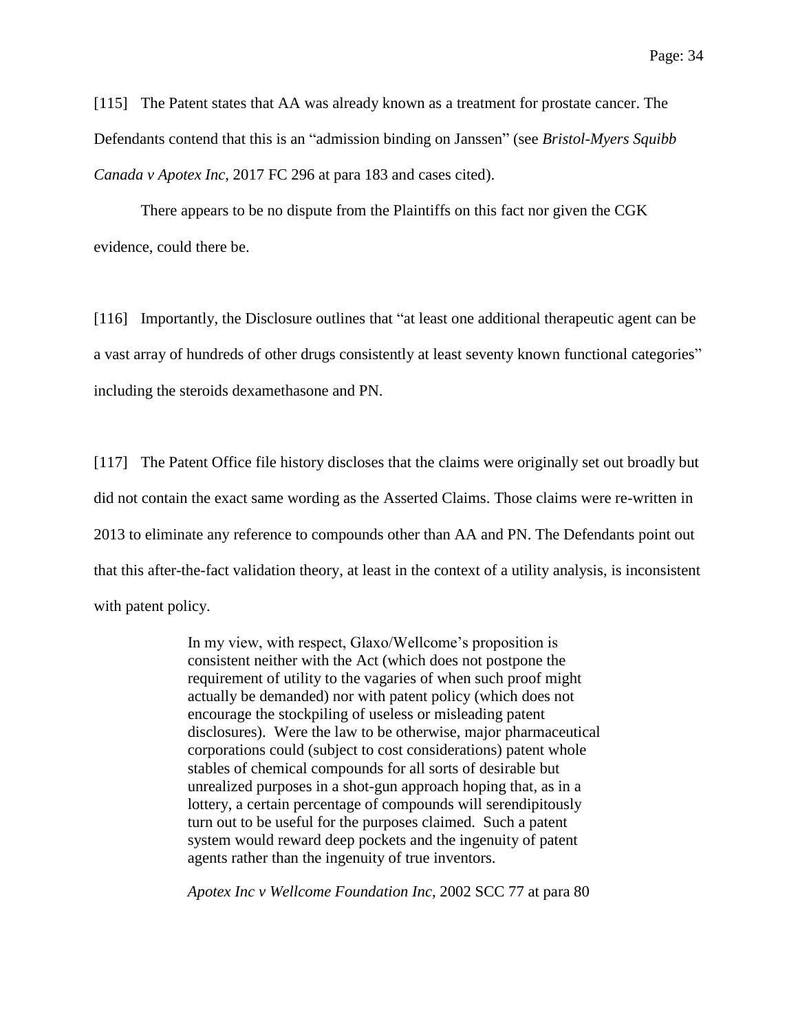[115] The Patent states that AA was already known as a treatment for prostate cancer. The Defendants contend that this is an "admission binding on Janssen" (see *Bristol-Myers Squibb Canada v Apotex Inc*, 2017 FC 296 at para 183 and cases cited).

There appears to be no dispute from the Plaintiffs on this fact nor given the CGK evidence, could there be.

[116] Importantly, the Disclosure outlines that "at least one additional therapeutic agent can be a vast array of hundreds of other drugs consistently at least seventy known functional categories" including the steroids dexamethasone and PN.

[117] The Patent Office file history discloses that the claims were originally set out broadly but did not contain the exact same wording as the Asserted Claims. Those claims were re-written in 2013 to eliminate any reference to compounds other than AA and PN. The Defendants point out that this after-the-fact validation theory, at least in the context of a utility analysis, is inconsistent with patent policy.

> In my view, with respect, Glaxo/Wellcome's proposition is consistent neither with the Act (which does not postpone the requirement of utility to the vagaries of when such proof might actually be demanded) nor with patent policy (which does not encourage the stockpiling of useless or misleading patent disclosures). Were the law to be otherwise, major pharmaceutical corporations could (subject to cost considerations) patent whole stables of chemical compounds for all sorts of desirable but unrealized purposes in a shot-gun approach hoping that, as in a lottery, a certain percentage of compounds will serendipitously turn out to be useful for the purposes claimed. Such a patent system would reward deep pockets and the ingenuity of patent agents rather than the ingenuity of true inventors.
>
> *Apotex Inc v Wellcome Foundation Inc*, 2002 SCC 77 at para 80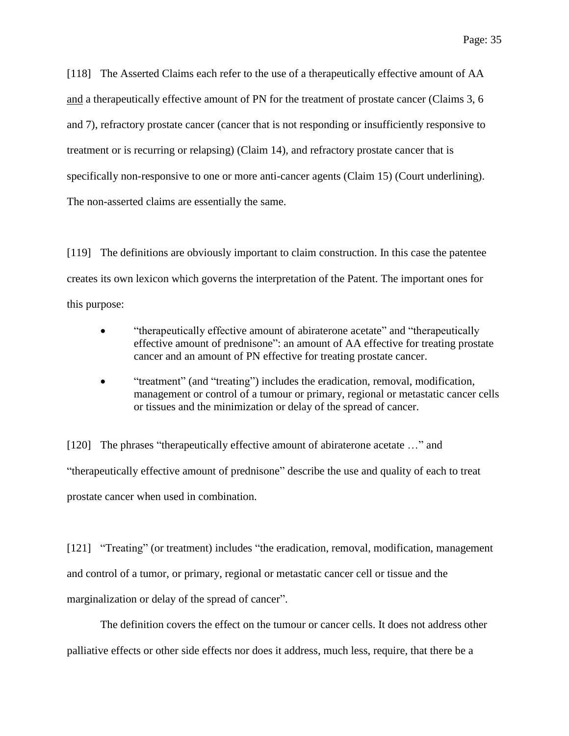[118] The Asserted Claims each refer to the use of a therapeutically effective amount of AA <u>and</u> a therapeutically effective amount of PN for the treatment of prostate cancer (Claims 3, 6 and 7), refractory prostate cancer (cancer that is not responding or insufficiently responsive to treatment or is recurring or relapsing) (Claim 14), and refractory prostate cancer that is specifically non-responsive to one or more anti-cancer agents (Claim 15) (Court underlining). The non-asserted claims are essentially the same.

[119] The definitions are obviously important to claim construction. In this case the patentee creates its own lexicon which governs the interpretation of the Patent. The important ones for this purpose:

- "therapeutically effective amount of abiraterone acetate" and "therapeutically effective amount of prednisone": an amount of AA effective for treating prostate cancer and an amount of PN effective for treating prostate cancer.
- "treatment" (and "treating") includes the eradication, removal, modification, management or control of a tumour or primary, regional or metastatic cancer cells or tissues and the minimization or delay of the spread of cancer.

[120] The phrases "therapeutically effective amount of abiraterone acetate …" and "therapeutically effective amount of prednisone" describe the use and quality of each to treat prostate cancer when used in combination.

[121] "Treating" (or treatment) includes "the eradication, removal, modification, management and control of a tumor, or primary, regional or metastatic cancer cell or tissue and the marginalization or delay of the spread of cancer".

The definition covers the effect on the tumour or cancer cells. It does not address other palliative effects or other side effects nor does it address, much less, require, that there be a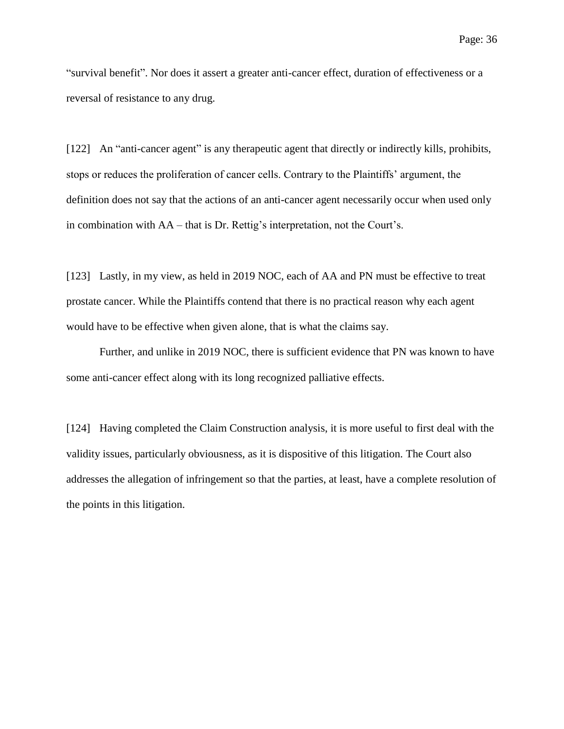"survival benefit". Nor does it assert a greater anti-cancer effect, duration of effectiveness or a reversal of resistance to any drug.

[122] An "anti-cancer agent" is any therapeutic agent that directly or indirectly kills, prohibits, stops or reduces the proliferation of cancer cells. Contrary to the Plaintiffs' argument, the definition does not say that the actions of an anti-cancer agent necessarily occur when used only in combination with AA – that is Dr. Rettig's interpretation, not the Court's.

[123] Lastly, in my view, as held in 2019 NOC, each of AA and PN must be effective to treat prostate cancer. While the Plaintiffs contend that there is no practical reason why each agent would have to be effective when given alone, that is what the claims say.

Further, and unlike in 2019 NOC, there is sufficient evidence that PN was known to have some anti-cancer effect along with its long recognized palliative effects.

[124] Having completed the Claim Construction analysis, it is more useful to first deal with the validity issues, particularly obviousness, as it is dispositive of this litigation. The Court also addresses the allegation of infringement so that the parties, at least, have a complete resolution of the points in this litigation.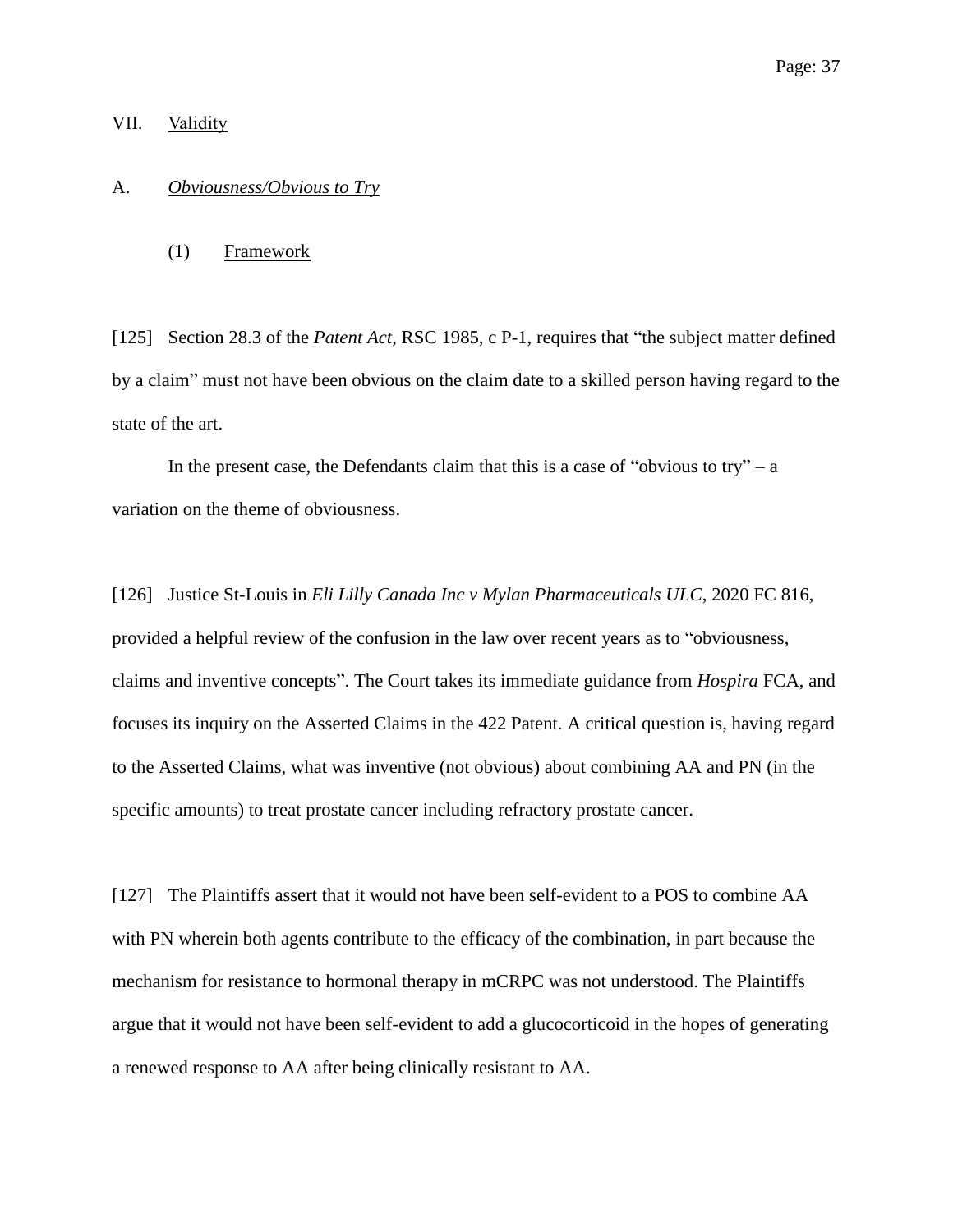## VII. Validity

### A. *Obviousness/Obvious to Try*

#### (1) Framework

[125] Section 28.3 of the *Patent Act*, RSC 1985, c P-1, requires that "the subject matter defined by a claim" must not have been obvious on the claim date to a skilled person having regard to the state of the art.

In the present case, the Defendants claim that this is a case of "obvious to try" – a variation on the theme of obviousness.

[126] Justice St-Louis in *Eli Lilly Canada Inc v Mylan Pharmaceuticals ULC*, 2020 FC 816, provided a helpful review of the confusion in the law over recent years as to "obviousness, claims and inventive concepts". The Court takes its immediate guidance from *Hospira* FCA, and focuses its inquiry on the Asserted Claims in the 422 Patent. A critical question is, having regard to the Asserted Claims, what was inventive (not obvious) about combining AA and PN (in the specific amounts) to treat prostate cancer including refractory prostate cancer.

[127] The Plaintiffs assert that it would not have been self-evident to a POS to combine AA with PN wherein both agents contribute to the efficacy of the combination, in part because the mechanism for resistance to hormonal therapy in mCRPC was not understood. The Plaintiffs argue that it would not have been self-evident to add a glucocorticoid in the hopes of generating a renewed response to AA after being clinically resistant to AA.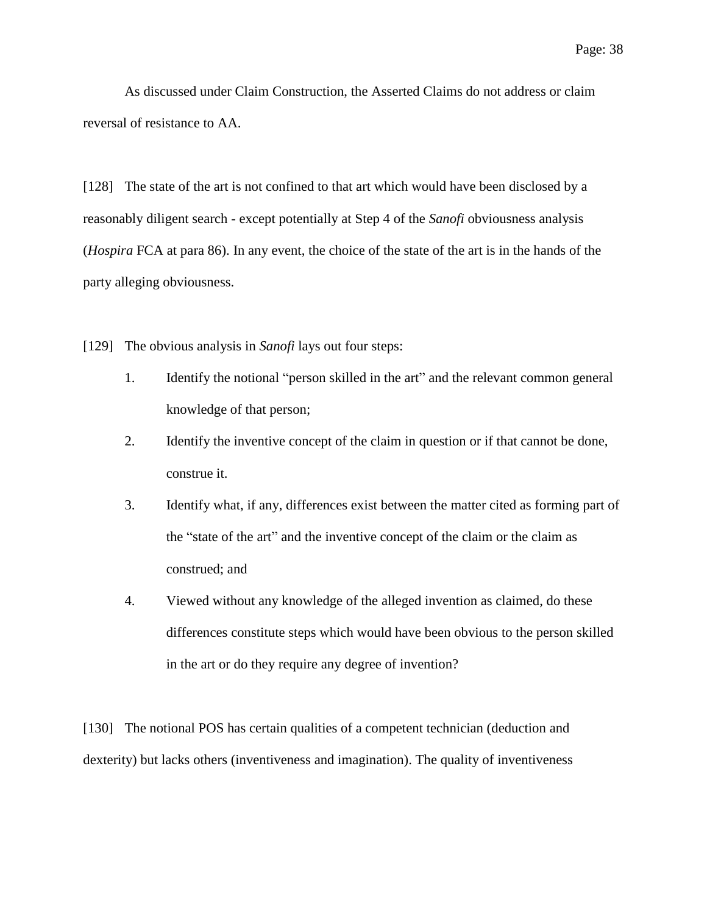As discussed under Claim Construction, the Asserted Claims do not address or claim reversal of resistance to AA.

[128] The state of the art is not confined to that art which would have been disclosed by a reasonably diligent search - except potentially at Step 4 of the *Sanofi* obviousness analysis (*Hospira* FCA at para 86). In any event, the choice of the state of the art is in the hands of the party alleging obviousness.

[129] The obvious analysis in *Sanofi* lays out four steps:

1. Identify the notional "person skilled in the art" and the relevant common general knowledge of that person;
2. Identify the inventive concept of the claim in question or if that cannot be done, construe it.
3. Identify what, if any, differences exist between the matter cited as forming part of the "state of the art" and the inventive concept of the claim or the claim as construed; and
4. Viewed without any knowledge of the alleged invention as claimed, do these differences constitute steps which would have been obvious to the person skilled in the art or do they require any degree of invention?

[130] The notional POS has certain qualities of a competent technician (deduction and dexterity) but lacks others (inventiveness and imagination). The quality of inventiveness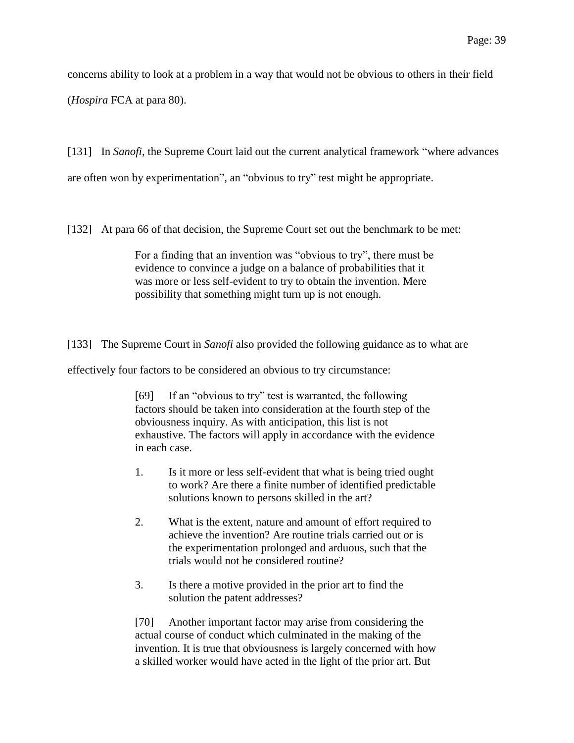concerns ability to look at a problem in a way that would not be obvious to others in their field (*Hospira* FCA at para 80).

[131] In *Sanofi*, the Supreme Court laid out the current analytical framework "where advances are often won by experimentation", an "obvious to try" test might be appropriate.

[132] At para 66 of that decision, the Supreme Court set out the benchmark to be met:

> For a finding that an invention was "obvious to try", there must be evidence to convince a judge on a balance of probabilities that it was more or less self-evident to try to obtain the invention. Mere possibility that something might turn up is not enough.

[133] The Supreme Court in *Sanofi* also provided the following guidance as to what are effectively four factors to be considered an obvious to try circumstance:

> [69] If an "obvious to try" test is warranted, the following factors should be taken into consideration at the fourth step of the obviousness inquiry. As with anticipation, this list is not exhaustive. The factors will apply in accordance with the evidence in each case.
>
> 1. Is it more or less self-evident that what is being tried ought to work? Are there a finite number of identified predictable solutions known to persons skilled in the art?
>
> 2. What is the extent, nature and amount of effort required to achieve the invention? Are routine trials carried out or is the experimentation prolonged and arduous, such that the trials would not be considered routine?
>
> 3. Is there a motive provided in the prior art to find the solution the patent addresses?
>
> [70] Another important factor may arise from considering the actual course of conduct which culminated in the making of the invention. It is true that obviousness is largely concerned with how a skilled worker would have acted in the light of the prior art. But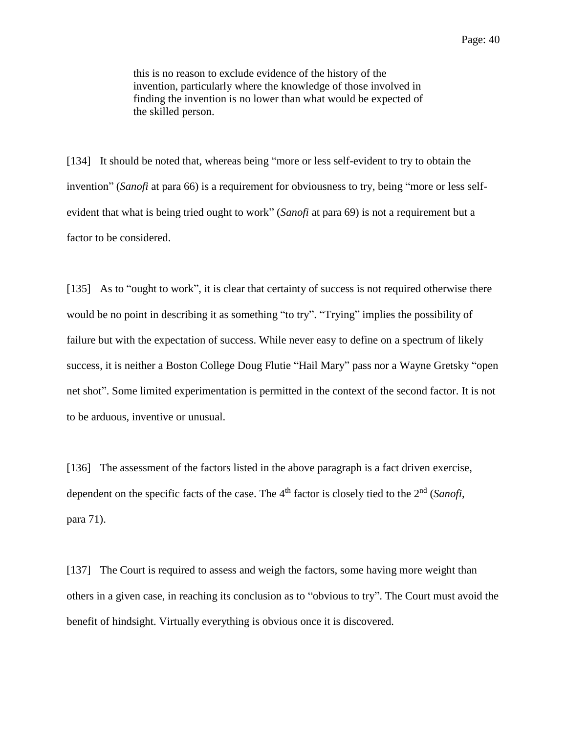> this is no reason to exclude evidence of the history of the invention, particularly where the knowledge of those involved in finding the invention is no lower than what would be expected of the skilled person.

[134] It should be noted that, whereas being "more or less self-evident to try to obtain the invention" (*Sanofi* at para 66) is a requirement for obviousness to try, being "more or less self-evident that what is being tried ought to work" (*Sanofi* at para 69) is not a requirement but a factor to be considered.

[135] As to "ought to work", it is clear that certainty of success is not required otherwise there would be no point in describing it as something "to try". "Trying" implies the possibility of failure but with the expectation of success. While never easy to define on a spectrum of likely success, it is neither a Boston College Doug Flutie "Hail Mary" pass nor a Wayne Gretsky "open net shot". Some limited experimentation is permitted in the context of the second factor. It is not to be arduous, inventive or unusual.

[136] The assessment of the factors listed in the above paragraph is a fact driven exercise, dependent on the specific facts of the case. The 4th factor is closely tied to the 2nd (*Sanofi*, para 71).

[137] The Court is required to assess and weigh the factors, some having more weight than others in a given case, in reaching its conclusion as to "obvious to try". The Court must avoid the benefit of hindsight. Virtually everything is obvious once it is discovered.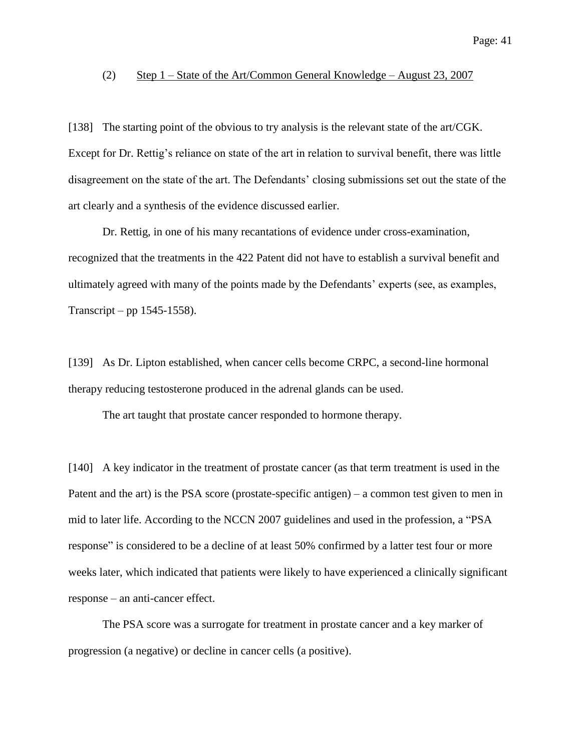### (2) Step 1 – State of the Art/Common General Knowledge – August 23, 2007

[138] The starting point of the obvious to try analysis is the relevant state of the art/CGK. Except for Dr. Rettig's reliance on state of the art in relation to survival benefit, there was little disagreement on the state of the art. The Defendants' closing submissions set out the state of the art clearly and a synthesis of the evidence discussed earlier.

Dr. Rettig, in one of his many recantations of evidence under cross-examination, recognized that the treatments in the 422 Patent did not have to establish a survival benefit and ultimately agreed with many of the points made by the Defendants' experts (see, as examples, Transcript – pp 1545-1558).

[139] As Dr. Lipton established, when cancer cells become CRPC, a second-line hormonal therapy reducing testosterone produced in the adrenal glands can be used.

The art taught that prostate cancer responded to hormone therapy.

[140] A key indicator in the treatment of prostate cancer (as that term treatment is used in the Patent and the art) is the PSA score (prostate-specific antigen) – a common test given to men in mid to later life. According to the NCCN 2007 guidelines and used in the profession, a "PSA response" is considered to be a decline of at least 50% confirmed by a latter test four or more weeks later, which indicated that patients were likely to have experienced a clinically significant response – an anti-cancer effect.

The PSA score was a surrogate for treatment in prostate cancer and a key marker of progression (a negative) or decline in cancer cells (a positive).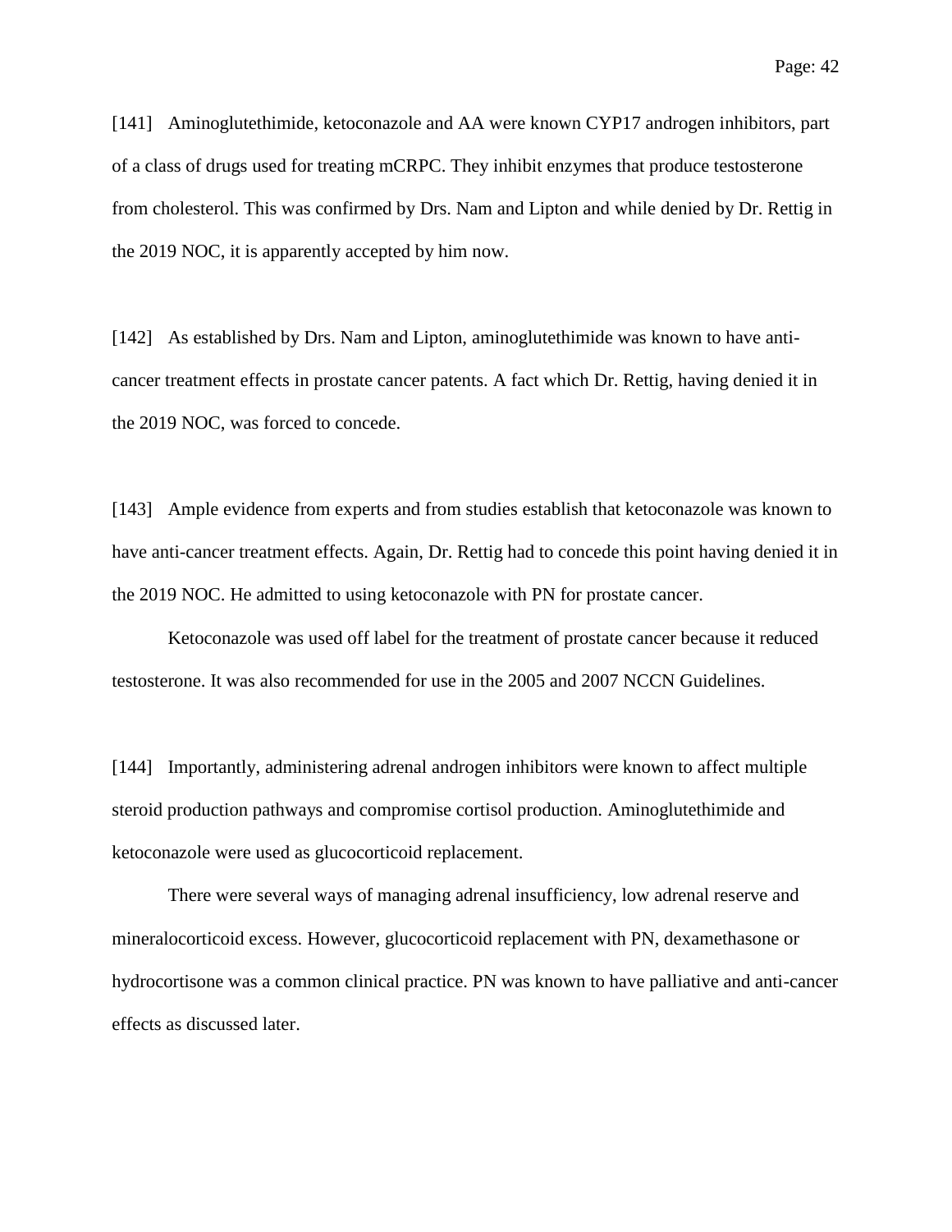[141] Aminoglutethimide, ketoconazole and AA were known CYP17 androgen inhibitors, part of a class of drugs used for treating mCRPC. They inhibit enzymes that produce testosterone from cholesterol. This was confirmed by Drs. Nam and Lipton and while denied by Dr. Rettig in the 2019 NOC, it is apparently accepted by him now.

[142] As established by Drs. Nam and Lipton, aminoglutethimide was known to have anti-cancer treatment effects in prostate cancer patents. A fact which Dr. Rettig, having denied it in the 2019 NOC, was forced to concede.

[143] Ample evidence from experts and from studies establish that ketoconazole was known to have anti-cancer treatment effects. Again, Dr. Rettig had to concede this point having denied it in the 2019 NOC. He admitted to using ketoconazole with PN for prostate cancer.

Ketoconazole was used off label for the treatment of prostate cancer because it reduced testosterone. It was also recommended for use in the 2005 and 2007 NCCN Guidelines.

[144] Importantly, administering adrenal androgen inhibitors were known to affect multiple steroid production pathways and compromise cortisol production. Aminoglutethimide and ketoconazole were used as glucocorticoid replacement.

There were several ways of managing adrenal insufficiency, low adrenal reserve and mineralocorticoid excess. However, glucocorticoid replacement with PN, dexamethasone or hydrocortisone was a common clinical practice. PN was known to have palliative and anti-cancer effects as discussed later.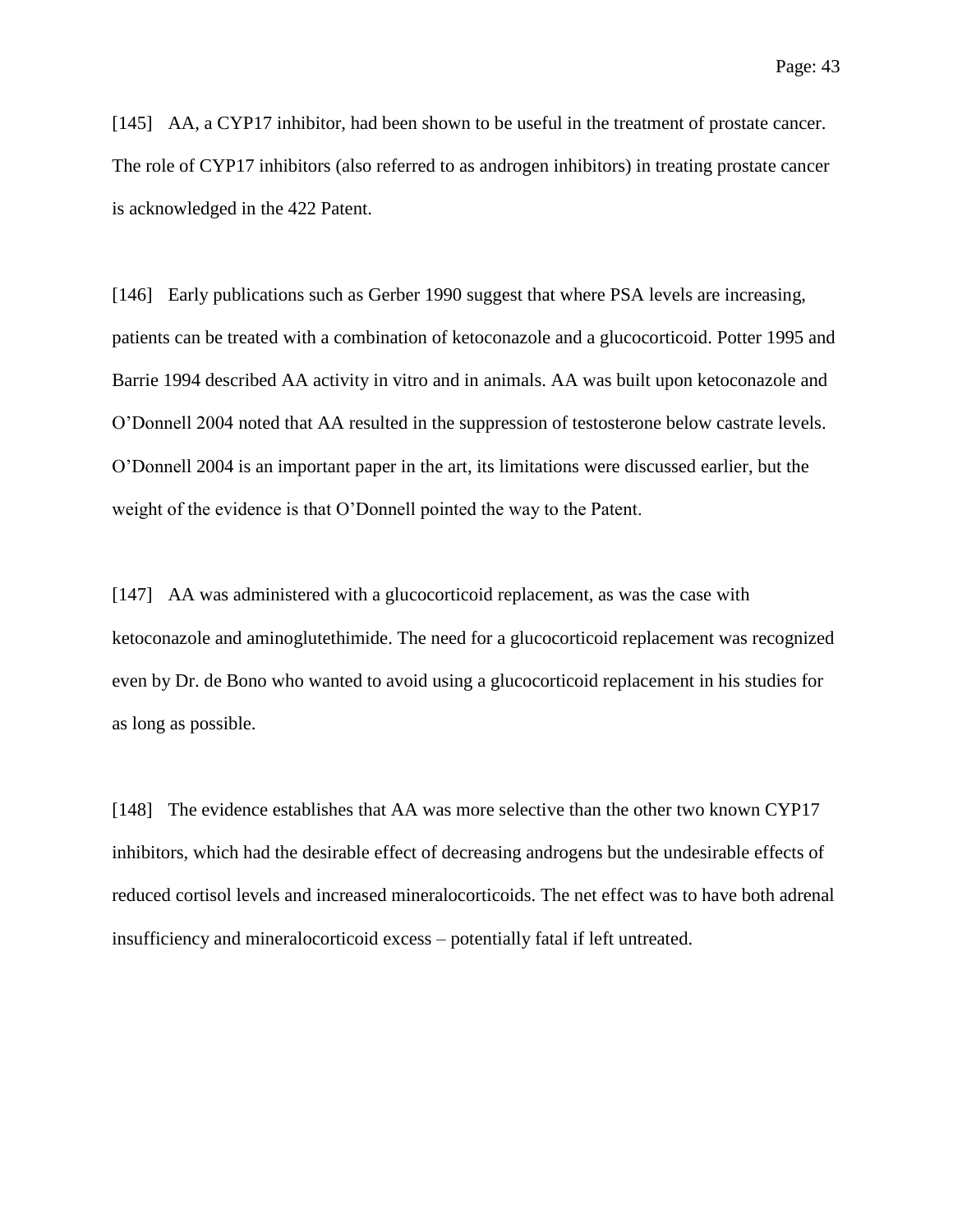[145] AA, a CYP17 inhibitor, had been shown to be useful in the treatment of prostate cancer. The role of CYP17 inhibitors (also referred to as androgen inhibitors) in treating prostate cancer is acknowledged in the 422 Patent.

[146] Early publications such as Gerber 1990 suggest that where PSA levels are increasing, patients can be treated with a combination of ketoconazole and a glucocorticoid. Potter 1995 and Barrie 1994 described AA activity in vitro and in animals. AA was built upon ketoconazole and O'Donnell 2004 noted that AA resulted in the suppression of testosterone below castrate levels. O'Donnell 2004 is an important paper in the art, its limitations were discussed earlier, but the weight of the evidence is that O'Donnell pointed the way to the Patent.

[147] AA was administered with a glucocorticoid replacement, as was the case with ketoconazole and aminoglutethimide. The need for a glucocorticoid replacement was recognized even by Dr. de Bono who wanted to avoid using a glucocorticoid replacement in his studies for as long as possible.

[148] The evidence establishes that AA was more selective than the other two known CYP17 inhibitors, which had the desirable effect of decreasing androgens but the undesirable effects of reduced cortisol levels and increased mineralocorticoids. The net effect was to have both adrenal insufficiency and mineralocorticoid excess – potentially fatal if left untreated.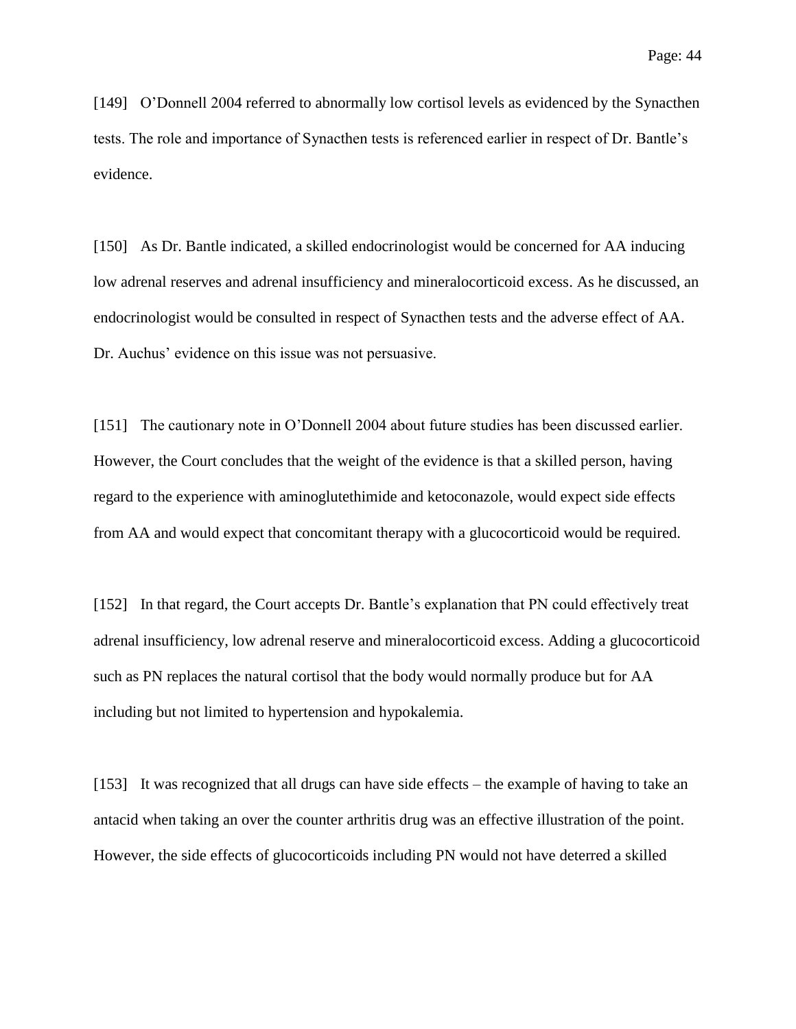[149] O'Donnell 2004 referred to abnormally low cortisol levels as evidenced by the Synacthen tests. The role and importance of Synacthen tests is referenced earlier in respect of Dr. Bantle's evidence.

[150] As Dr. Bantle indicated, a skilled endocrinologist would be concerned for AA inducing low adrenal reserves and adrenal insufficiency and mineralocorticoid excess. As he discussed, an endocrinologist would be consulted in respect of Synacthen tests and the adverse effect of AA. Dr. Auchus' evidence on this issue was not persuasive.

[151] The cautionary note in O'Donnell 2004 about future studies has been discussed earlier. However, the Court concludes that the weight of the evidence is that a skilled person, having regard to the experience with aminoglutethimide and ketoconazole, would expect side effects from AA and would expect that concomitant therapy with a glucocorticoid would be required.

[152] In that regard, the Court accepts Dr. Bantle's explanation that PN could effectively treat adrenal insufficiency, low adrenal reserve and mineralocorticoid excess. Adding a glucocorticoid such as PN replaces the natural cortisol that the body would normally produce but for AA including but not limited to hypertension and hypokalemia.

[153] It was recognized that all drugs can have side effects – the example of having to take an antacid when taking an over the counter arthritis drug was an effective illustration of the point. However, the side effects of glucocorticoids including PN would not have deterred a skilled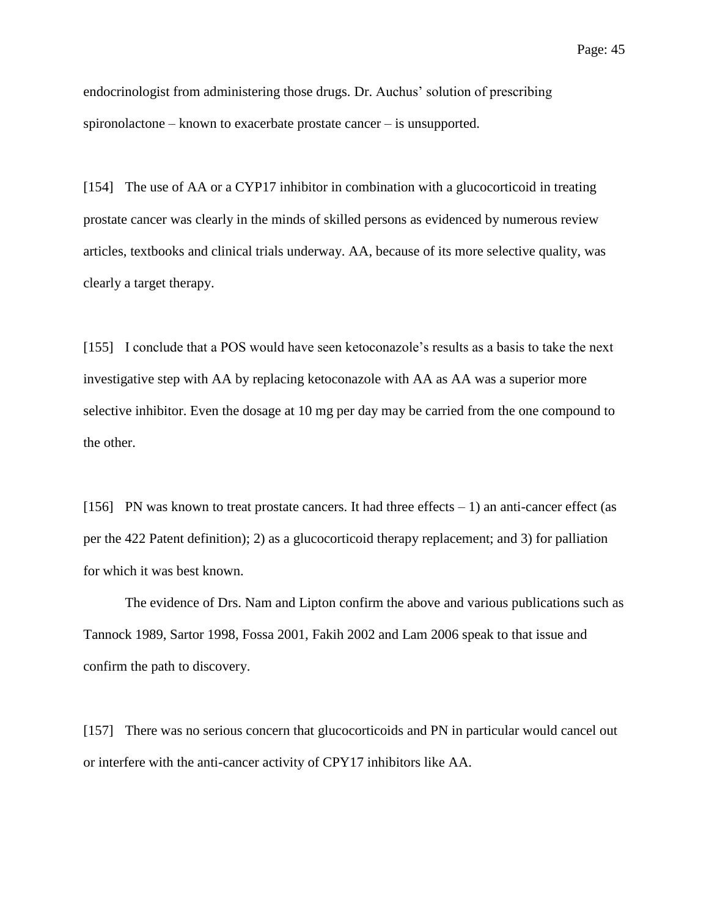endocrinologist from administering those drugs. Dr. Auchus' solution of prescribing spironolactone – known to exacerbate prostate cancer – is unsupported.

[154] The use of AA or a CYP17 inhibitor in combination with a glucocorticoid in treating prostate cancer was clearly in the minds of skilled persons as evidenced by numerous review articles, textbooks and clinical trials underway. AA, because of its more selective quality, was clearly a target therapy.

[155] I conclude that a POS would have seen ketoconazole's results as a basis to take the next investigative step with AA by replacing ketoconazole with AA as AA was a superior more selective inhibitor. Even the dosage at 10 mg per day may be carried from the one compound to the other.

[156] PN was known to treat prostate cancers. It had three effects – 1) an anti-cancer effect (as per the 422 Patent definition); 2) as a glucocorticoid therapy replacement; and 3) for palliation for which it was best known.

The evidence of Drs. Nam and Lipton confirm the above and various publications such as Tannock 1989, Sartor 1998, Fossa 2001, Fakih 2002 and Lam 2006 speak to that issue and confirm the path to discovery.

[157] There was no serious concern that glucocorticoids and PN in particular would cancel out or interfere with the anti-cancer activity of CPY17 inhibitors like AA.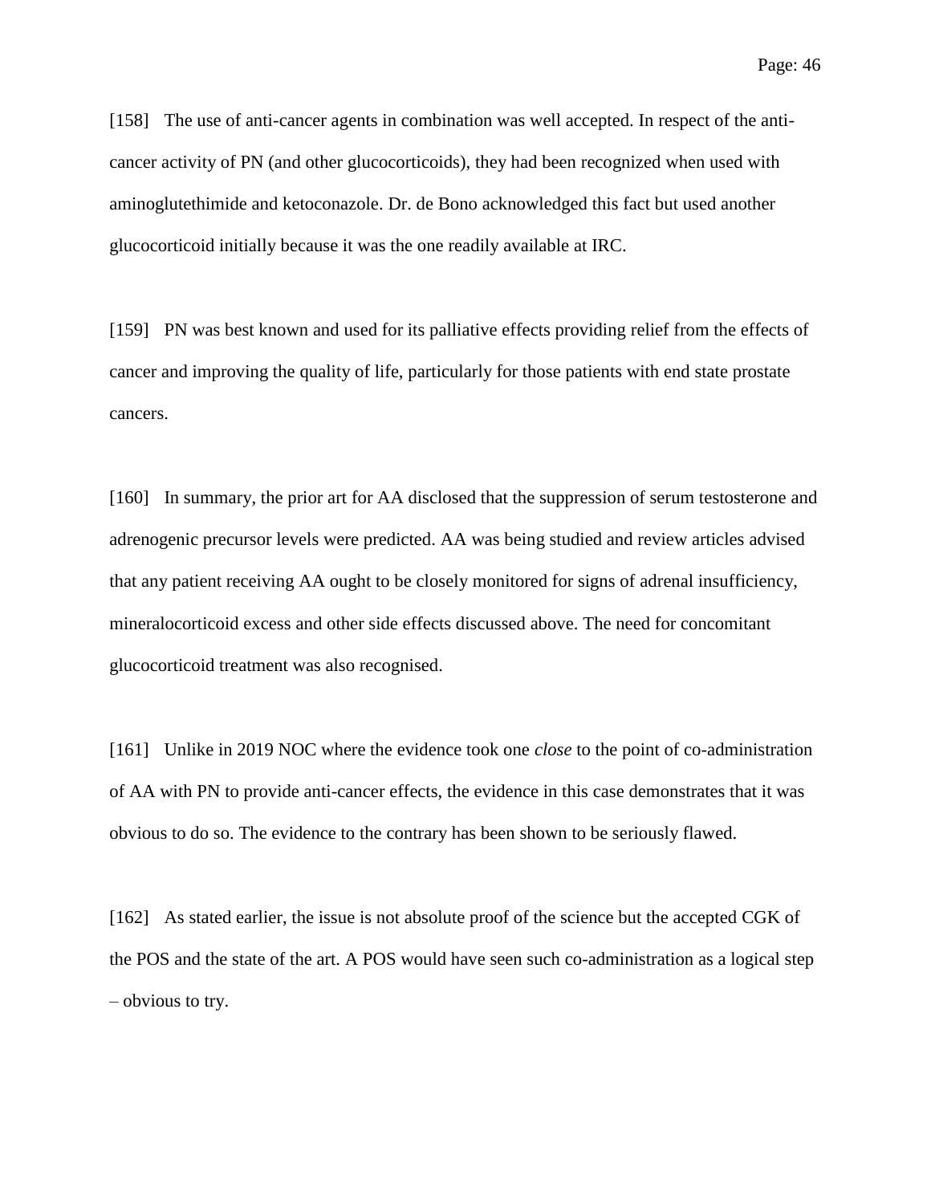[158] The use of anti-cancer agents in combination was well accepted. In respect of the anti-cancer activity of PN (and other glucocorticoids), they had been recognized when used with aminoglutethimide and ketoconazole. Dr. de Bono acknowledged this fact but used another glucocorticoid initially because it was the one readily available at IRC.

[159] PN was best known and used for its palliative effects providing relief from the effects of cancer and improving the quality of life, particularly for those patients with end state prostate cancers.

[160] In summary, the prior art for AA disclosed that the suppression of serum testosterone and adrenogenic precursor levels were predicted. AA was being studied and review articles advised that any patient receiving AA ought to be closely monitored for signs of adrenal insufficiency, mineralocorticoid excess and other side effects discussed above. The need for concomitant glucocorticoid treatment was also recognised.

[161] Unlike in 2019 NOC where the evidence took one *close* to the point of co-administration of AA with PN to provide anti-cancer effects, the evidence in this case demonstrates that it was obvious to do so. The evidence to the contrary has been shown to be seriously flawed.

[162] As stated earlier, the issue is not absolute proof of the science but the accepted CGK of the POS and the state of the art. A POS would have seen such co-administration as a logical step – obvious to try.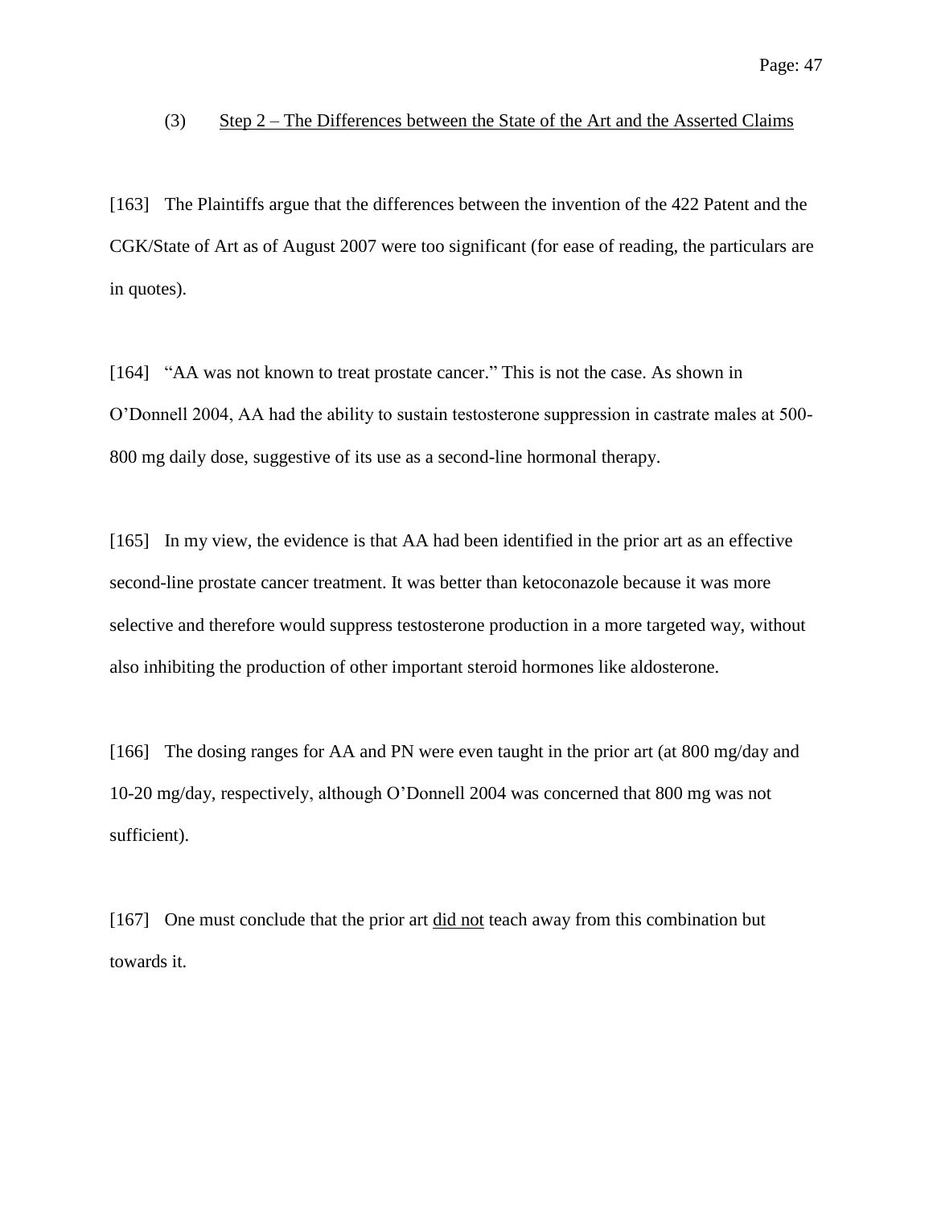### (3) Step 2 – The Differences between the State of the Art and the Asserted Claims

[163] The Plaintiffs argue that the differences between the invention of the 422 Patent and the CGK/State of Art as of August 2007 were too significant (for ease of reading, the particulars are in quotes).

[164] "AA was not known to treat prostate cancer." This is not the case. As shown in O'Donnell 2004, AA had the ability to sustain testosterone suppression in castrate males at 500-800 mg daily dose, suggestive of its use as a second-line hormonal therapy.

[165] In my view, the evidence is that AA had been identified in the prior art as an effective second-line prostate cancer treatment. It was better than ketoconazole because it was more selective and therefore would suppress testosterone production in a more targeted way, without also inhibiting the production of other important steroid hormones like aldosterone.

[166] The dosing ranges for AA and PN were even taught in the prior art (at 800 mg/day and 10-20 mg/day, respectively, although O'Donnell 2004 was concerned that 800 mg was not sufficient).

[167] One must conclude that the prior art did not teach away from this combination but towards it.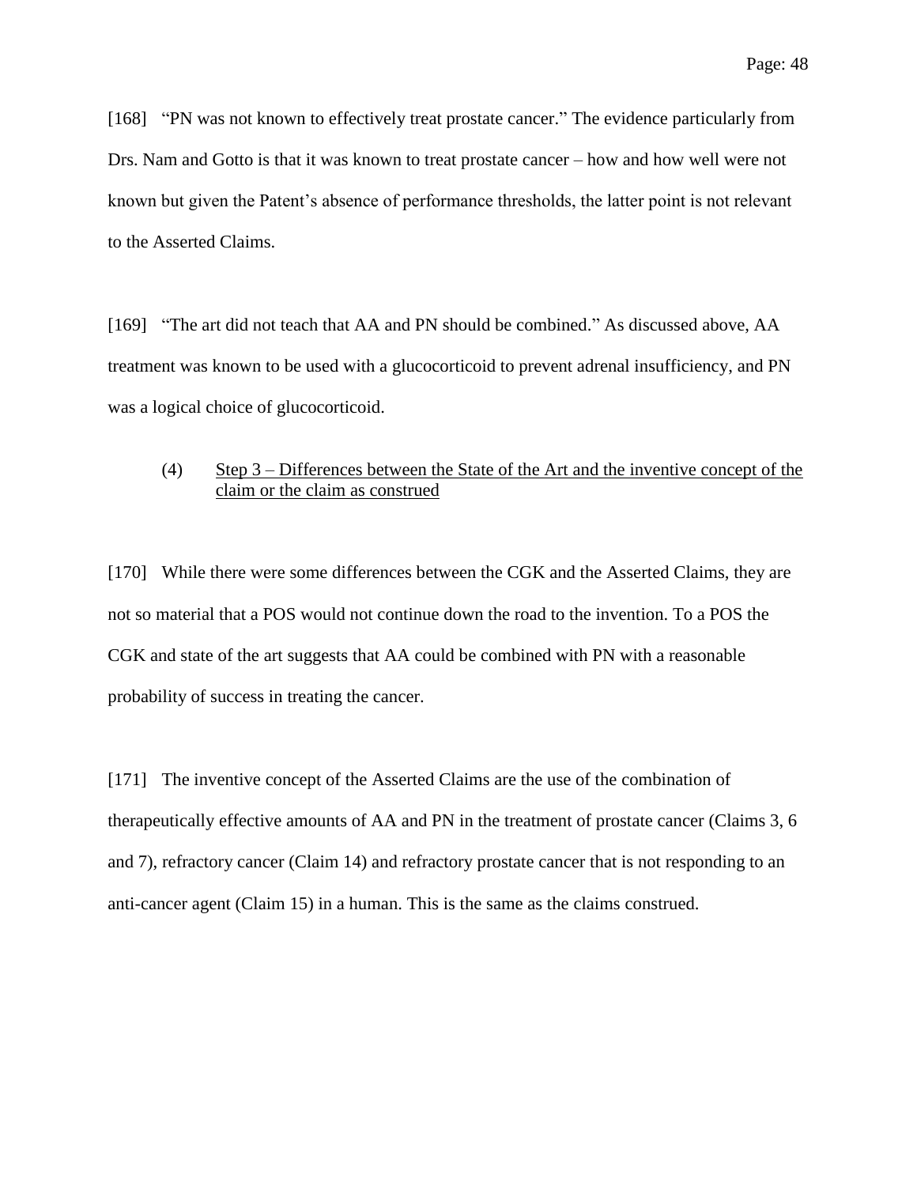[168] "PN was not known to effectively treat prostate cancer." The evidence particularly from Drs. Nam and Gotto is that it was known to treat prostate cancer – how and how well were not known but given the Patent's absence of performance thresholds, the latter point is not relevant to the Asserted Claims.

[169] "The art did not teach that AA and PN should be combined." As discussed above, AA treatment was known to be used with a glucocorticoid to prevent adrenal insufficiency, and PN was a logical choice of glucocorticoid.

(4) Step 3 – Differences between the State of the Art and the inventive concept of the claim or the claim as construed

[170] While there were some differences between the CGK and the Asserted Claims, they are not so material that a POS would not continue down the road to the invention. To a POS the CGK and state of the art suggests that AA could be combined with PN with a reasonable probability of success in treating the cancer.

[171] The inventive concept of the Asserted Claims are the use of the combination of therapeutically effective amounts of AA and PN in the treatment of prostate cancer (Claims 3, 6 and 7), refractory cancer (Claim 14) and refractory prostate cancer that is not responding to an anti-cancer agent (Claim 15) in a human. This is the same as the claims construed.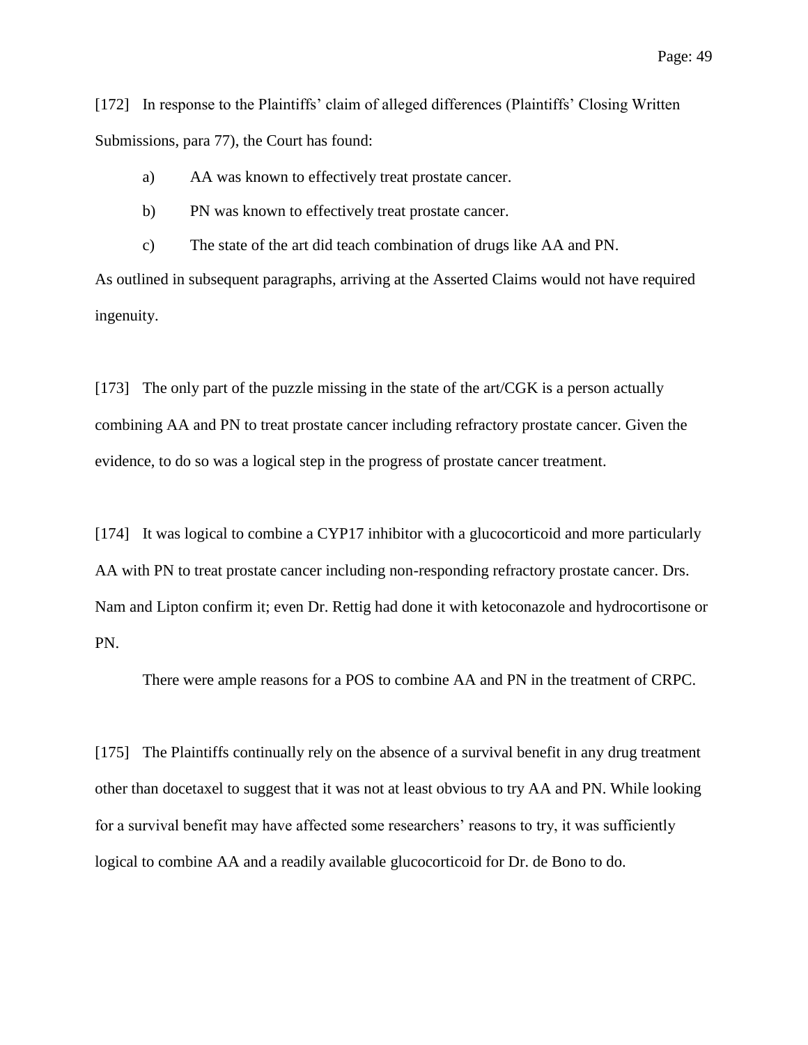[172] In response to the Plaintiffs' claim of alleged differences (Plaintiffs' Closing Written Submissions, para 77), the Court has found:

a) AA was known to effectively treat prostate cancer.

b) PN was known to effectively treat prostate cancer.

c) The state of the art did teach combination of drugs like AA and PN.

As outlined in subsequent paragraphs, arriving at the Asserted Claims would not have required ingenuity.

[173] The only part of the puzzle missing in the state of the art/CGK is a person actually combining AA and PN to treat prostate cancer including refractory prostate cancer. Given the evidence, to do so was a logical step in the progress of prostate cancer treatment.

[174] It was logical to combine a CYP17 inhibitor with a glucocorticoid and more particularly AA with PN to treat prostate cancer including non-responding refractory prostate cancer. Drs. Nam and Lipton confirm it; even Dr. Rettig had done it with ketoconazole and hydrocortisone or PN.

There were ample reasons for a POS to combine AA and PN in the treatment of CRPC.

[175] The Plaintiffs continually rely on the absence of a survival benefit in any drug treatment other than docetaxel to suggest that it was not at least obvious to try AA and PN. While looking for a survival benefit may have affected some researchers' reasons to try, it was sufficiently logical to combine AA and a readily available glucocorticoid for Dr. de Bono to do.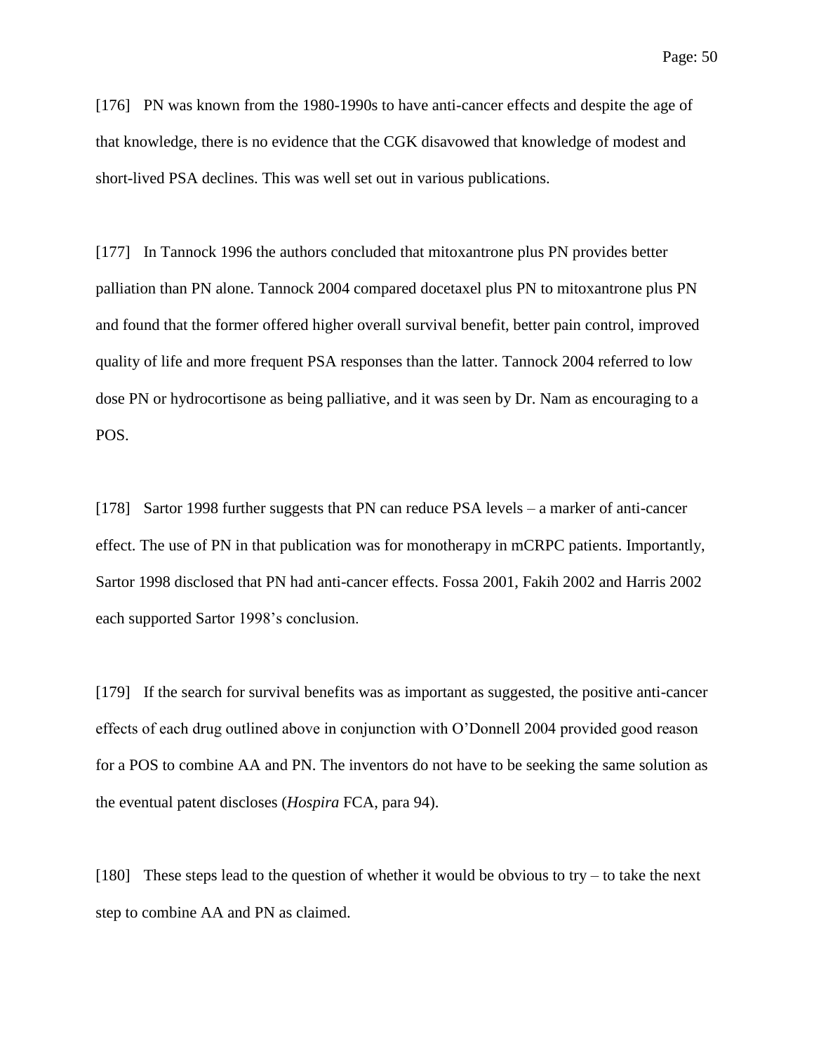[176] PN was known from the 1980-1990s to have anti-cancer effects and despite the age of that knowledge, there is no evidence that the CGK disavowed that knowledge of modest and short-lived PSA declines. This was well set out in various publications.

[177] In Tannock 1996 the authors concluded that mitoxantrone plus PN provides better palliation than PN alone. Tannock 2004 compared docetaxel plus PN to mitoxantrone plus PN and found that the former offered higher overall survival benefit, better pain control, improved quality of life and more frequent PSA responses than the latter. Tannock 2004 referred to low dose PN or hydrocortisone as being palliative, and it was seen by Dr. Nam as encouraging to a POS.

[178] Sartor 1998 further suggests that PN can reduce PSA levels – a marker of anti-cancer effect. The use of PN in that publication was for monotherapy in mCRPC patients. Importantly, Sartor 1998 disclosed that PN had anti-cancer effects. Fossa 2001, Fakih 2002 and Harris 2002 each supported Sartor 1998's conclusion.

[179] If the search for survival benefits was as important as suggested, the positive anti-cancer effects of each drug outlined above in conjunction with O'Donnell 2004 provided good reason for a POS to combine AA and PN. The inventors do not have to be seeking the same solution as the eventual patent discloses (*Hospira* FCA, para 94).

[180] These steps lead to the question of whether it would be obvious to try – to take the next step to combine AA and PN as claimed.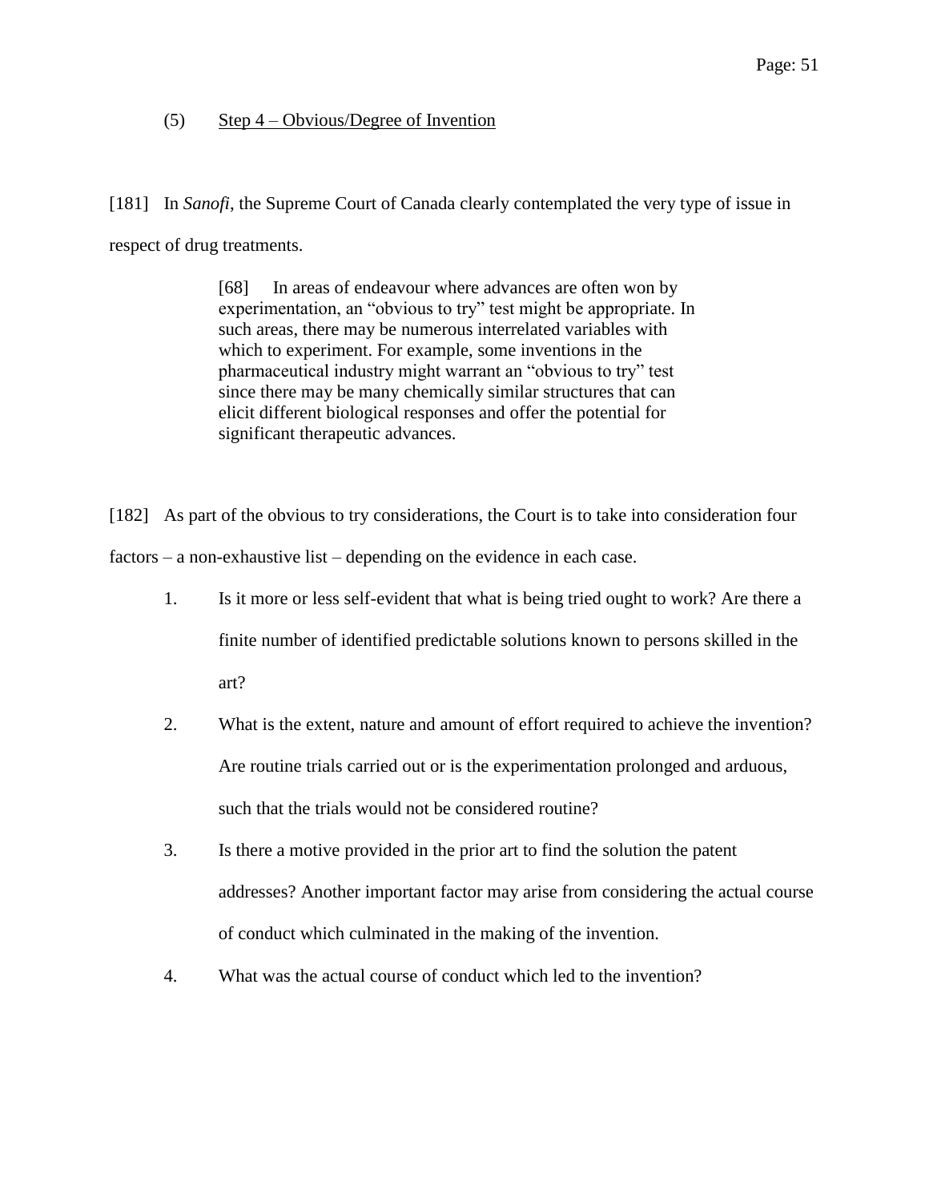(5) <u>Step 4 – Obvious/Degree of Invention</u>

[181] In *Sanofi*, the Supreme Court of Canada clearly contemplated the very type of issue in respect of drug treatments.

> [68] In areas of endeavour where advances are often won by experimentation, an "obvious to try" test might be appropriate. In such areas, there may be numerous interrelated variables with which to experiment. For example, some inventions in the pharmaceutical industry might warrant an "obvious to try" test since there may be many chemically similar structures that can elicit different biological responses and offer the potential for significant therapeutic advances.

[182] As part of the obvious to try considerations, the Court is to take into consideration four factors – a non-exhaustive list – depending on the evidence in each case.

1. Is it more or less self-evident that what is being tried ought to work? Are there a finite number of identified predictable solutions known to persons skilled in the art?
2. What is the extent, nature and amount of effort required to achieve the invention? Are routine trials carried out or is the experimentation prolonged and arduous, such that the trials would not be considered routine?
3. Is there a motive provided in the prior art to find the solution the patent addresses? Another important factor may arise from considering the actual course of conduct which culminated in the making of the invention.
4. What was the actual course of conduct which led to the invention?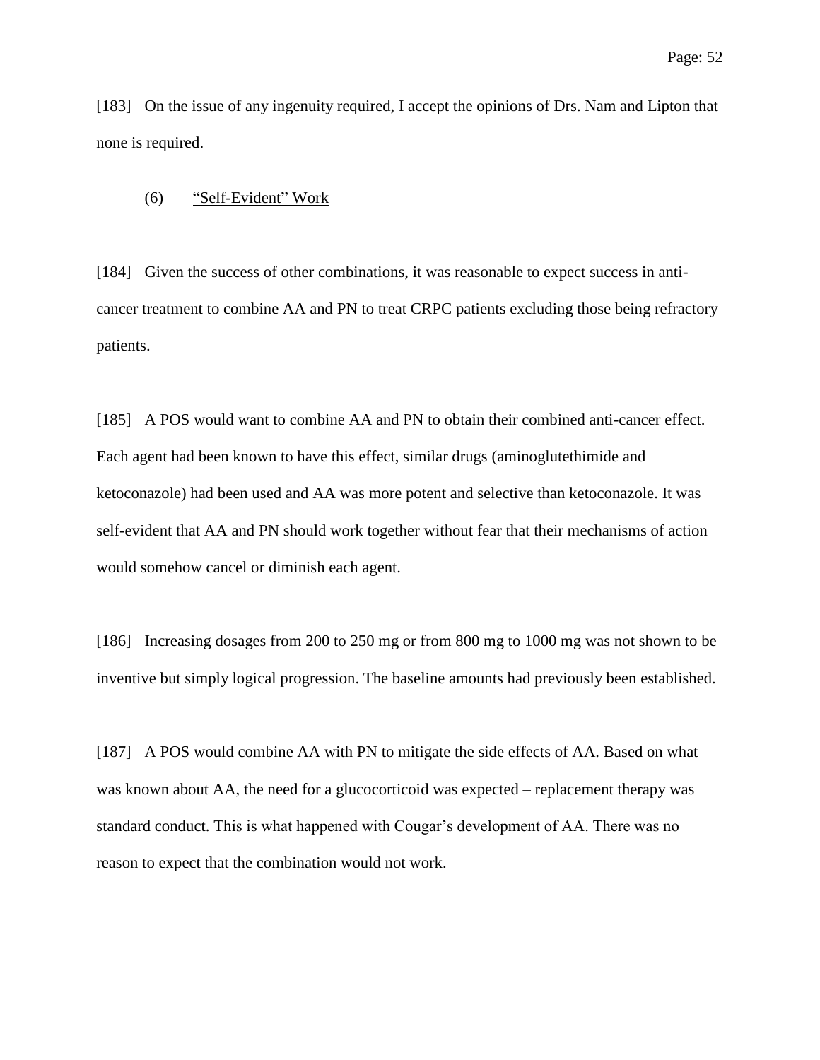[183] On the issue of any ingenuity required, I accept the opinions of Drs. Nam and Lipton that none is required.

(6) <u>“Self-Evident” Work</u>

[184] Given the success of other combinations, it was reasonable to expect success in anti-cancer treatment to combine AA and PN to treat CRPC patients excluding those being refractory patients.

[185] A POS would want to combine AA and PN to obtain their combined anti-cancer effect. Each agent had been known to have this effect, similar drugs (aminoglutethimide and ketoconazole) had been used and AA was more potent and selective than ketoconazole. It was self-evident that AA and PN should work together without fear that their mechanisms of action would somehow cancel or diminish each agent.

[186] Increasing dosages from 200 to 250 mg or from 800 mg to 1000 mg was not shown to be inventive but simply logical progression. The baseline amounts had previously been established.

[187] A POS would combine AA with PN to mitigate the side effects of AA. Based on what was known about AA, the need for a glucocorticoid was expected – replacement therapy was standard conduct. This is what happened with Cougar’s development of AA. There was no reason to expect that the combination would not work.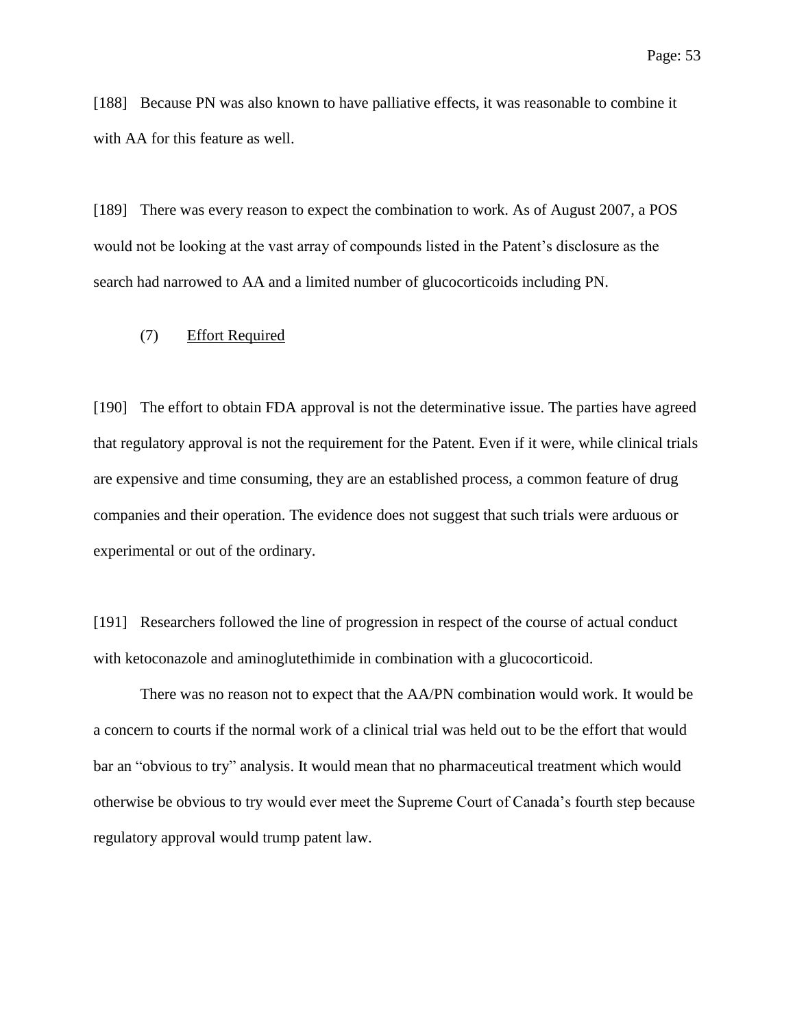[188] Because PN was also known to have palliative effects, it was reasonable to combine it with AA for this feature as well.

[189] There was every reason to expect the combination to work. As of August 2007, a POS would not be looking at the vast array of compounds listed in the Patent's disclosure as the search had narrowed to AA and a limited number of glucocorticoids including PN.

(7) Effort Required

[190] The effort to obtain FDA approval is not the determinative issue. The parties have agreed that regulatory approval is not the requirement for the Patent. Even if it were, while clinical trials are expensive and time consuming, they are an established process, a common feature of drug companies and their operation. The evidence does not suggest that such trials were arduous or experimental or out of the ordinary.

[191] Researchers followed the line of progression in respect of the course of actual conduct with ketoconazole and aminoglutethimide in combination with a glucocorticoid.

There was no reason not to expect that the AA/PN combination would work. It would be a concern to courts if the normal work of a clinical trial was held out to be the effort that would bar an "obvious to try" analysis. It would mean that no pharmaceutical treatment which would otherwise be obvious to try would ever meet the Supreme Court of Canada's fourth step because regulatory approval would trump patent law.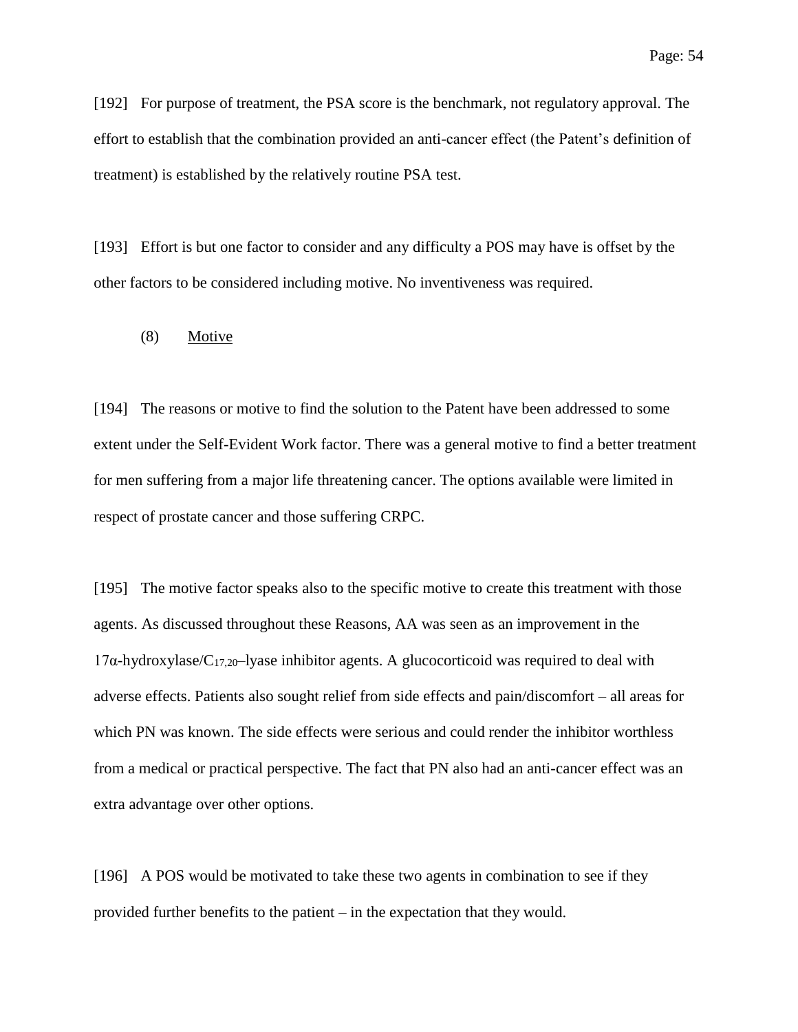[192] For purpose of treatment, the PSA score is the benchmark, not regulatory approval. The effort to establish that the combination provided an anti-cancer effect (the Patent's definition of treatment) is established by the relatively routine PSA test.

[193] Effort is but one factor to consider and any difficulty a POS may have is offset by the other factors to be considered including motive. No inventiveness was required.

(8) Motive

[194] The reasons or motive to find the solution to the Patent have been addressed to some extent under the Self-Evident Work factor. There was a general motive to find a better treatment for men suffering from a major life threatening cancer. The options available were limited in respect of prostate cancer and those suffering CRPC.

[195] The motive factor speaks also to the specific motive to create this treatment with those agents. As discussed throughout these Reasons, AA was seen as an improvement in the 17α-hydroxylase/$C_{17,20}$–lyase inhibitor agents. A glucocorticoid was required to deal with adverse effects. Patients also sought relief from side effects and pain/discomfort – all areas for which PN was known. The side effects were serious and could render the inhibitor worthless from a medical or practical perspective. The fact that PN also had an anti-cancer effect was an extra advantage over other options.

[196] A POS would be motivated to take these two agents in combination to see if they provided further benefits to the patient – in the expectation that they would.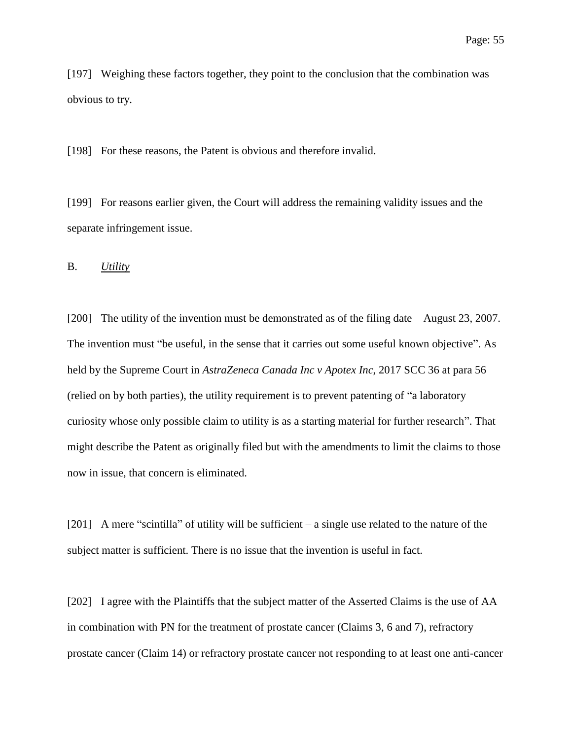[197] Weighing these factors together, they point to the conclusion that the combination was obvious to try.

[198] For these reasons, the Patent is obvious and therefore invalid.

[199] For reasons earlier given, the Court will address the remaining validity issues and the separate infringement issue.

## B. *Utility*

[200] The utility of the invention must be demonstrated as of the filing date – August 23, 2007. The invention must "be useful, in the sense that it carries out some useful known objective". As held by the Supreme Court in *AstraZeneca Canada Inc v Apotex Inc*, 2017 SCC 36 at para 56 (relied on by both parties), the utility requirement is to prevent patenting of "a laboratory curiosity whose only possible claim to utility is as a starting material for further research". That might describe the Patent as originally filed but with the amendments to limit the claims to those now in issue, that concern is eliminated.

[201] A mere "scintilla" of utility will be sufficient – a single use related to the nature of the subject matter is sufficient. There is no issue that the invention is useful in fact.

[202] I agree with the Plaintiffs that the subject matter of the Asserted Claims is the use of AA in combination with PN for the treatment of prostate cancer (Claims 3, 6 and 7), refractory prostate cancer (Claim 14) or refractory prostate cancer not responding to at least one anti-cancer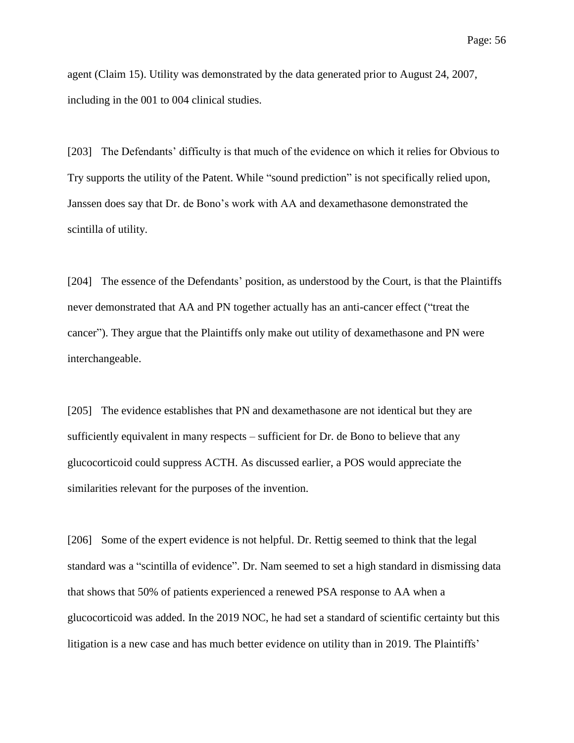agent (Claim 15). Utility was demonstrated by the data generated prior to August 24, 2007, including in the 001 to 004 clinical studies.

[203] The Defendants' difficulty is that much of the evidence on which it relies for Obvious to Try supports the utility of the Patent. While "sound prediction" is not specifically relied upon, Janssen does say that Dr. de Bono's work with AA and dexamethasone demonstrated the scintilla of utility.

[204] The essence of the Defendants' position, as understood by the Court, is that the Plaintiffs never demonstrated that AA and PN together actually has an anti-cancer effect ("treat the cancer"). They argue that the Plaintiffs only make out utility of dexamethasone and PN were interchangeable.

[205] The evidence establishes that PN and dexamethasone are not identical but they are sufficiently equivalent in many respects – sufficient for Dr. de Bono to believe that any glucocorticoid could suppress ACTH. As discussed earlier, a POS would appreciate the similarities relevant for the purposes of the invention.

[206] Some of the expert evidence is not helpful. Dr. Rettig seemed to think that the legal standard was a "scintilla of evidence". Dr. Nam seemed to set a high standard in dismissing data that shows that 50% of patients experienced a renewed PSA response to AA when a glucocorticoid was added. In the 2019 NOC, he had set a standard of scientific certainty but this litigation is a new case and has much better evidence on utility than in 2019. The Plaintiffs'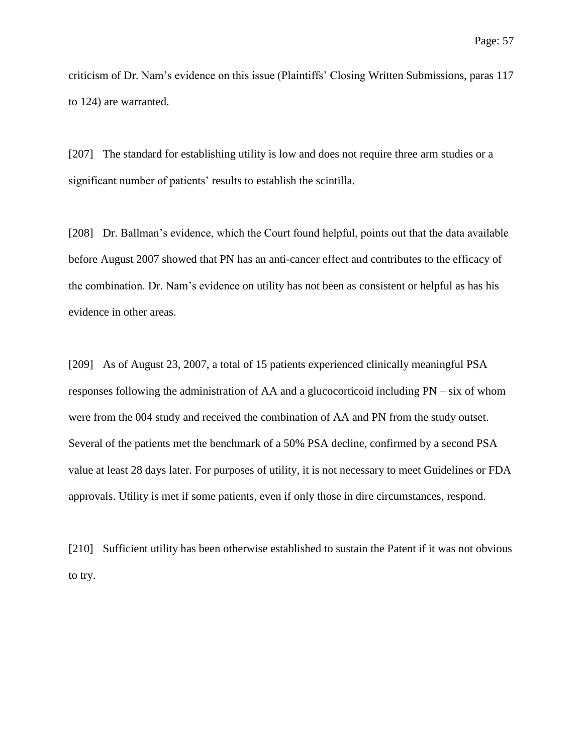criticism of Dr. Nam's evidence on this issue (Plaintiffs' Closing Written Submissions, paras 117 to 124) are warranted.

[207] The standard for establishing utility is low and does not require three arm studies or a significant number of patients' results to establish the scintilla.

[208] Dr. Ballman's evidence, which the Court found helpful, points out that the data available before August 2007 showed that PN has an anti-cancer effect and contributes to the efficacy of the combination. Dr. Nam's evidence on utility has not been as consistent or helpful as has his evidence in other areas.

[209] As of August 23, 2007, a total of 15 patients experienced clinically meaningful PSA responses following the administration of AA and a glucocorticoid including PN – six of whom were from the 004 study and received the combination of AA and PN from the study outset. Several of the patients met the benchmark of a 50% PSA decline, confirmed by a second PSA value at least 28 days later. For purposes of utility, it is not necessary to meet Guidelines or FDA approvals. Utility is met if some patients, even if only those in dire circumstances, respond.

[210] Sufficient utility has been otherwise established to sustain the Patent if it was not obvious to try.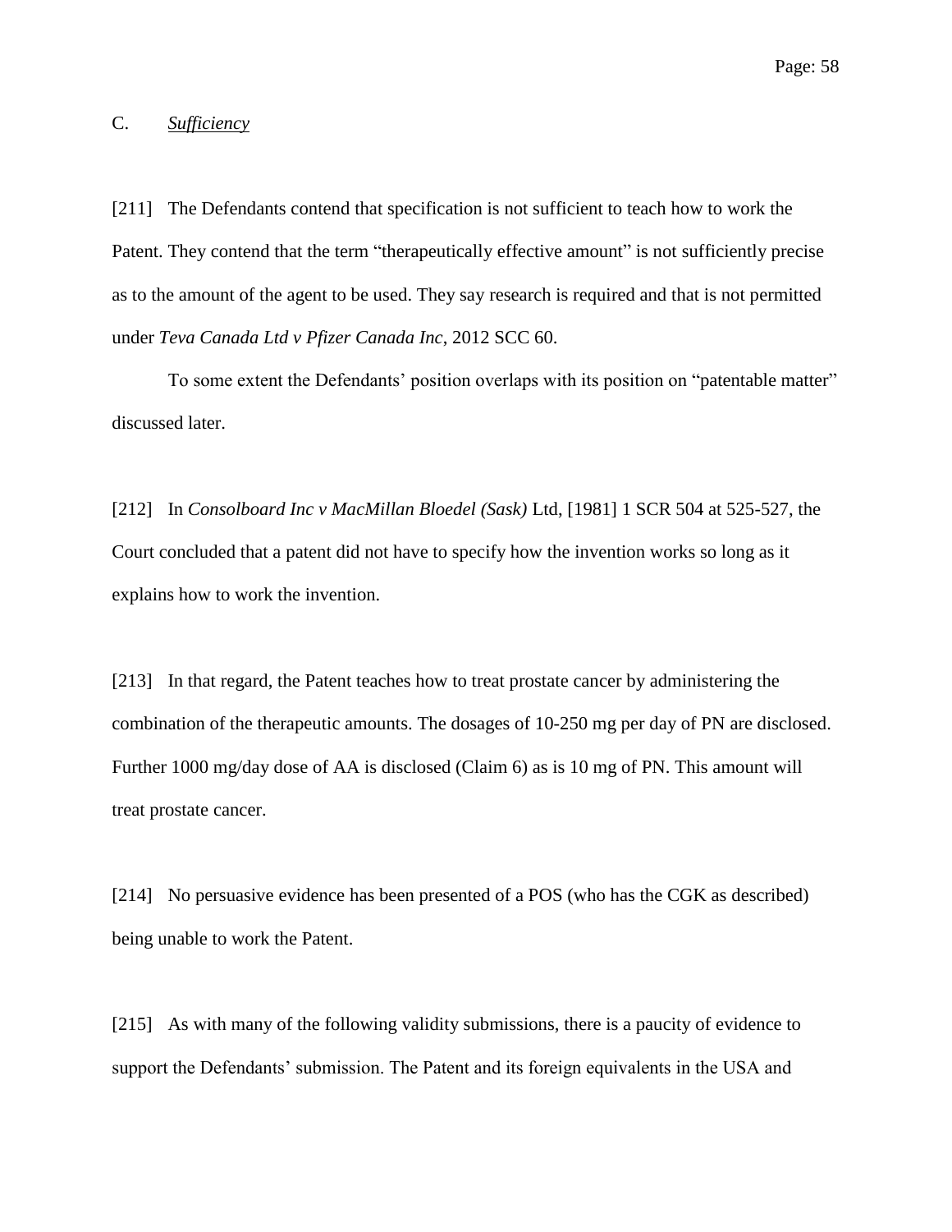C. *Sufficiency*

[211] The Defendants contend that specification is not sufficient to teach how to work the Patent. They contend that the term "therapeutically effective amount" is not sufficiently precise as to the amount of the agent to be used. They say research is required and that is not permitted under *Teva Canada Ltd v Pfizer Canada Inc*, 2012 SCC 60.

To some extent the Defendants' position overlaps with its position on "patentable matter" discussed later.

[212] In *Consolboard Inc v MacMillan Bloedel (Sask)* Ltd, [1981] 1 SCR 504 at 525-527, the Court concluded that a patent did not have to specify how the invention works so long as it explains how to work the invention.

[213] In that regard, the Patent teaches how to treat prostate cancer by administering the combination of the therapeutic amounts. The dosages of 10-250 mg per day of PN are disclosed. Further 1000 mg/day dose of AA is disclosed (Claim 6) as is 10 mg of PN. This amount will treat prostate cancer.

[214] No persuasive evidence has been presented of a POS (who has the CGK as described) being unable to work the Patent.

[215] As with many of the following validity submissions, there is a paucity of evidence to support the Defendants' submission. The Patent and its foreign equivalents in the USA and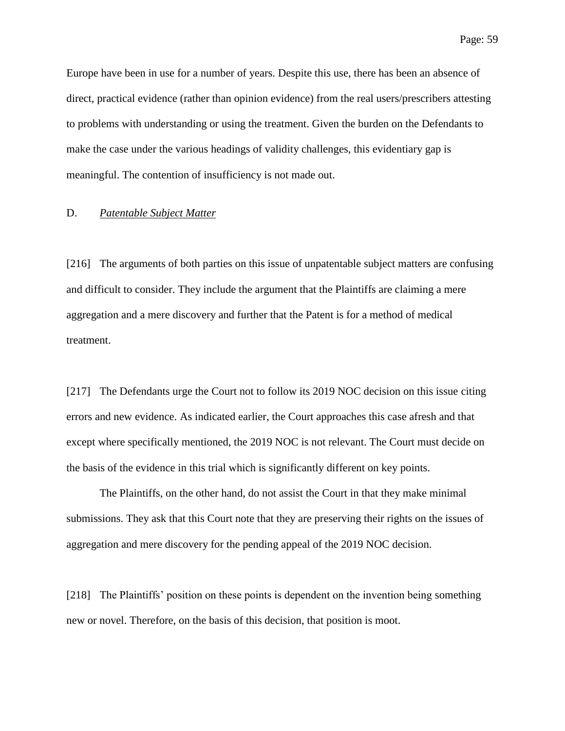Europe have been in use for a number of years. Despite this use, there has been an absence of direct, practical evidence (rather than opinion evidence) from the real users/prescribers attesting to problems with understanding or using the treatment. Given the burden on the Defendants to make the case under the various headings of validity challenges, this evidentiary gap is meaningful. The contention of insufficiency is not made out.

D. *Patentable Subject Matter*

[216] The arguments of both parties on this issue of unpatentable subject matters are confusing and difficult to consider. They include the argument that the Plaintiffs are claiming a mere aggregation and a mere discovery and further that the Patent is for a method of medical treatment.

[217] The Defendants urge the Court not to follow its 2019 NOC decision on this issue citing errors and new evidence. As indicated earlier, the Court approaches this case afresh and that except where specifically mentioned, the 2019 NOC is not relevant. The Court must decide on the basis of the evidence in this trial which is significantly different on key points.

The Plaintiffs, on the other hand, do not assist the Court in that they make minimal submissions. They ask that this Court note that they are preserving their rights on the issues of aggregation and mere discovery for the pending appeal of the 2019 NOC decision.

[218] The Plaintiffs' position on these points is dependent on the invention being something new or novel. Therefore, on the basis of this decision, that position is moot.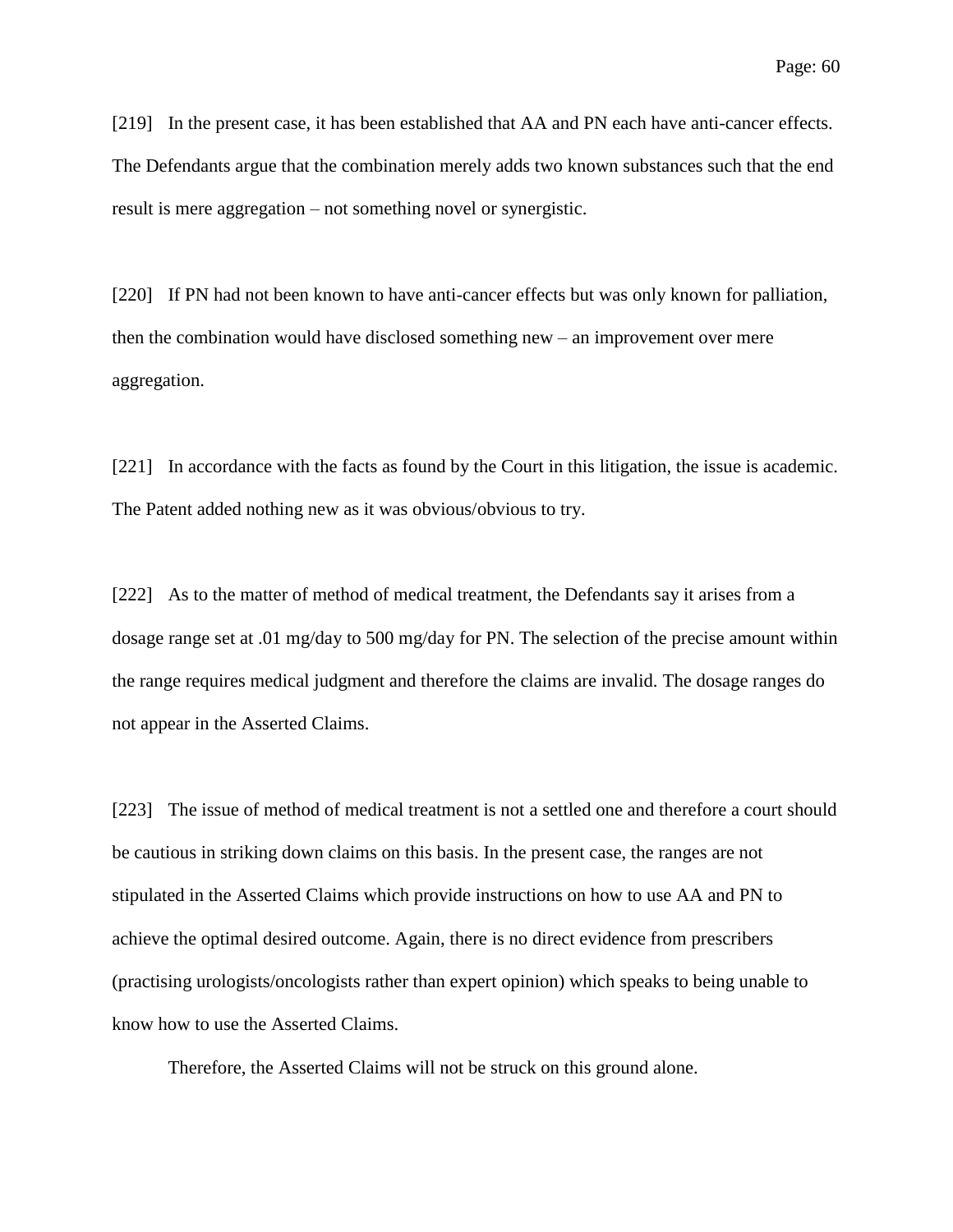[219] In the present case, it has been established that AA and PN each have anti-cancer effects. The Defendants argue that the combination merely adds two known substances such that the end result is mere aggregation – not something novel or synergistic.

[220] If PN had not been known to have anti-cancer effects but was only known for palliation, then the combination would have disclosed something new – an improvement over mere aggregation.

[221] In accordance with the facts as found by the Court in this litigation, the issue is academic. The Patent added nothing new as it was obvious/obvious to try.

[222] As to the matter of method of medical treatment, the Defendants say it arises from a dosage range set at .01 mg/day to 500 mg/day for PN. The selection of the precise amount within the range requires medical judgment and therefore the claims are invalid. The dosage ranges do not appear in the Asserted Claims.

[223] The issue of method of medical treatment is not a settled one and therefore a court should be cautious in striking down claims on this basis. In the present case, the ranges are not stipulated in the Asserted Claims which provide instructions on how to use AA and PN to achieve the optimal desired outcome. Again, there is no direct evidence from prescribers (practising urologists/oncologists rather than expert opinion) which speaks to being unable to know how to use the Asserted Claims.

Therefore, the Asserted Claims will not be struck on this ground alone.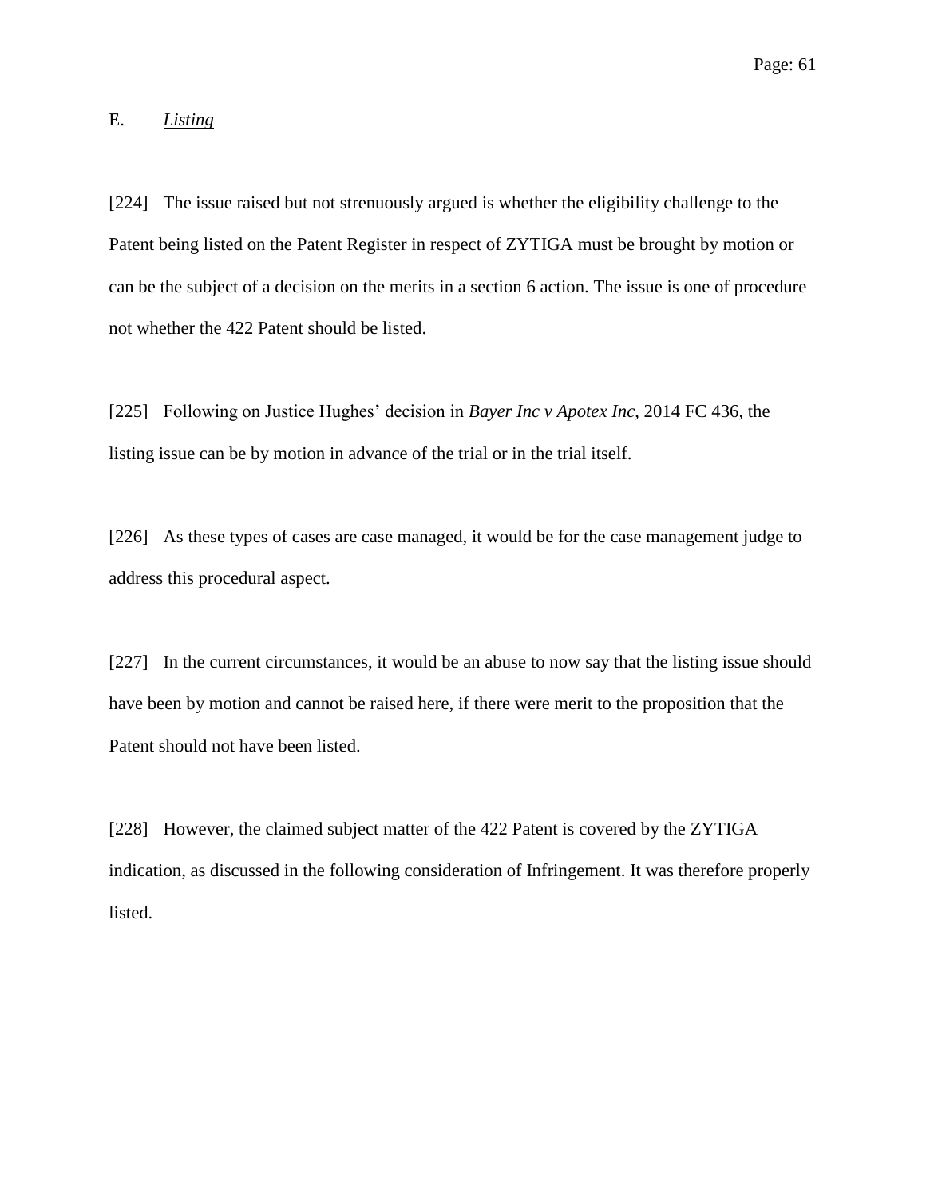## E. *Listing*

[224] The issue raised but not strenuously argued is whether the eligibility challenge to the Patent being listed on the Patent Register in respect of ZYTIGA must be brought by motion or can be the subject of a decision on the merits in a section 6 action. The issue is one of procedure not whether the 422 Patent should be listed.

[225] Following on Justice Hughes' decision in *Bayer Inc v Apotex Inc*, 2014 FC 436, the listing issue can be by motion in advance of the trial or in the trial itself.

[226] As these types of cases are case managed, it would be for the case management judge to address this procedural aspect.

[227] In the current circumstances, it would be an abuse to now say that the listing issue should have been by motion and cannot be raised here, if there were merit to the proposition that the Patent should not have been listed.

[228] However, the claimed subject matter of the 422 Patent is covered by the ZYTIGA indication, as discussed in the following consideration of Infringement. It was therefore properly listed.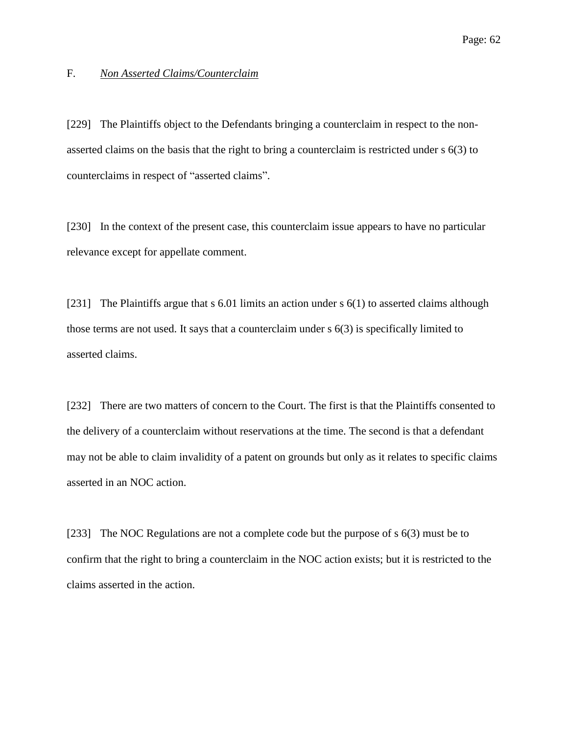F. *Non Asserted Claims/Counterclaim*

[229] The Plaintiffs object to the Defendants bringing a counterclaim in respect to the non-asserted claims on the basis that the right to bring a counterclaim is restricted under s 6(3) to counterclaims in respect of "asserted claims".

[230] In the context of the present case, this counterclaim issue appears to have no particular relevance except for appellate comment.

[231] The Plaintiffs argue that s 6.01 limits an action under s 6(1) to asserted claims although those terms are not used. It says that a counterclaim under s 6(3) is specifically limited to asserted claims.

[232] There are two matters of concern to the Court. The first is that the Plaintiffs consented to the delivery of a counterclaim without reservations at the time. The second is that a defendant may not be able to claim invalidity of a patent on grounds but only as it relates to specific claims asserted in an NOC action.

[233] The NOC Regulations are not a complete code but the purpose of s 6(3) must be to confirm that the right to bring a counterclaim in the NOC action exists; but it is restricted to the claims asserted in the action.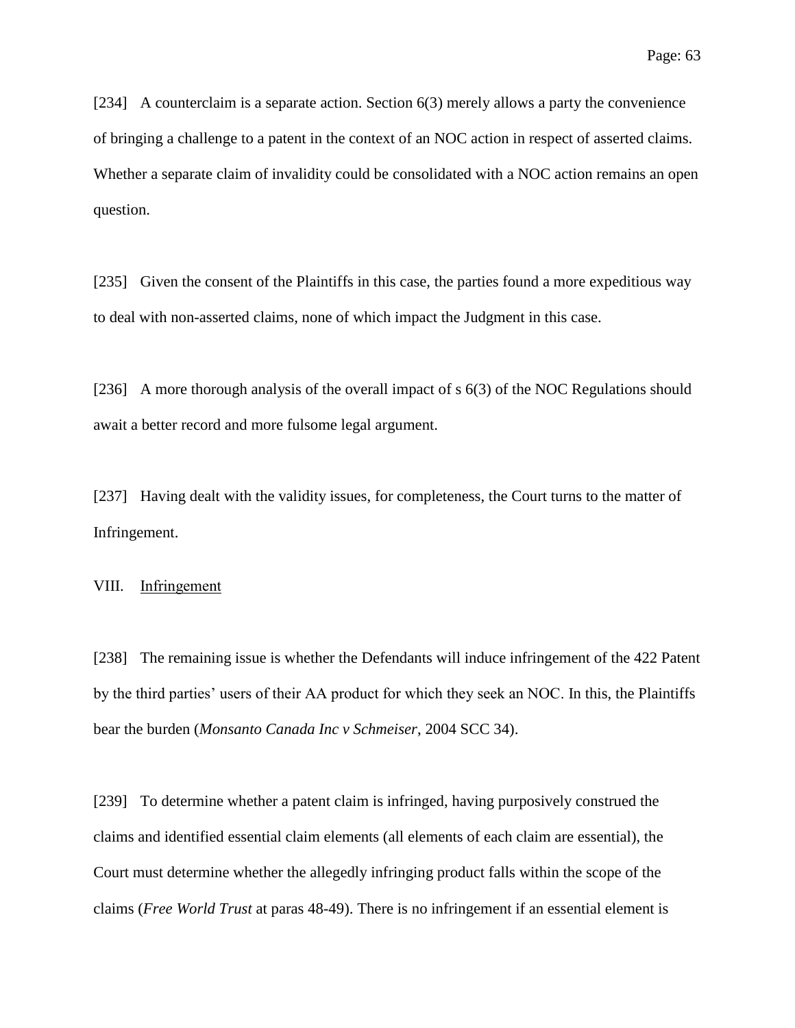[234] A counterclaim is a separate action. Section 6(3) merely allows a party the convenience of bringing a challenge to a patent in the context of an NOC action in respect of asserted claims. Whether a separate claim of invalidity could be consolidated with a NOC action remains an open question.

[235] Given the consent of the Plaintiffs in this case, the parties found a more expeditious way to deal with non-asserted claims, none of which impact the Judgment in this case.

[236] A more thorough analysis of the overall impact of s 6(3) of the NOC Regulations should await a better record and more fulsome legal argument.

[237] Having dealt with the validity issues, for completeness, the Court turns to the matter of Infringement.

## VIII. Infringement

[238] The remaining issue is whether the Defendants will induce infringement of the 422 Patent by the third parties' users of their AA product for which they seek an NOC. In this, the Plaintiffs bear the burden (*Monsanto Canada Inc v Schmeiser*, 2004 SCC 34).

[239] To determine whether a patent claim is infringed, having purposively construed the claims and identified essential claim elements (all elements of each claim are essential), the Court must determine whether the allegedly infringing product falls within the scope of the claims (*Free World Trust* at paras 48-49). There is no infringement if an essential element is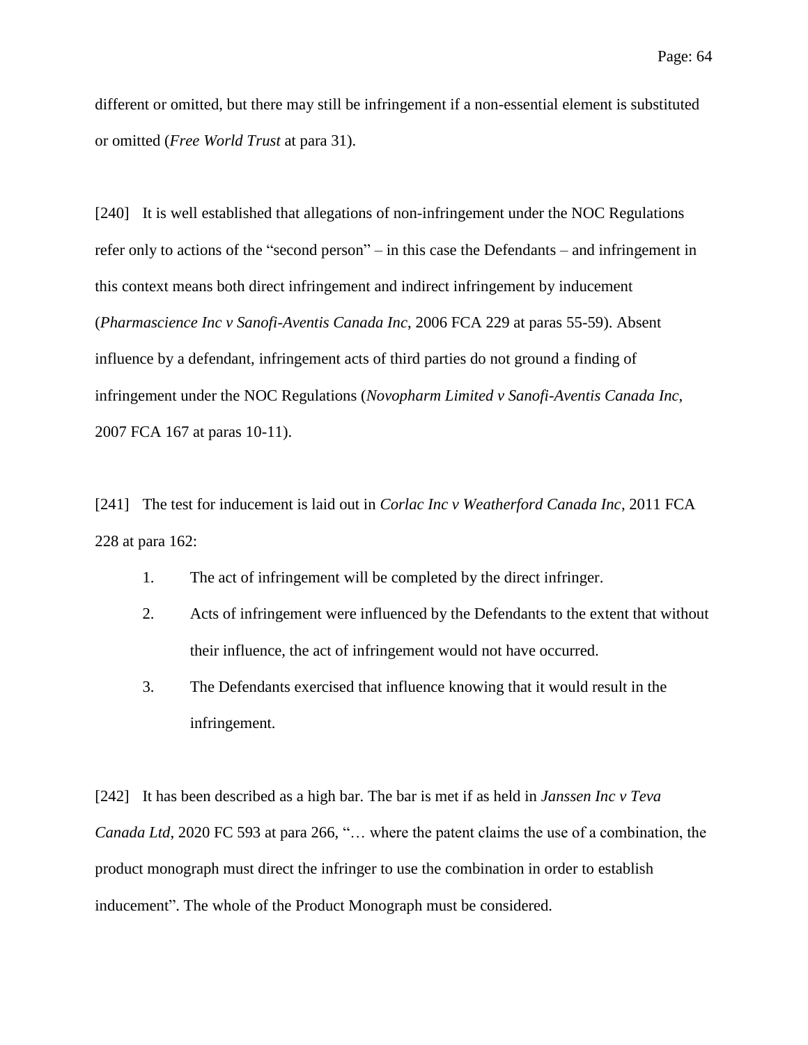different or omitted, but there may still be infringement if a non-essential element is substituted or omitted (*Free World Trust* at para 31).

[240] It is well established that allegations of non-infringement under the NOC Regulations refer only to actions of the "second person" – in this case the Defendants – and infringement in this context means both direct infringement and indirect infringement by inducement (*Pharmascience Inc v Sanofi-Aventis Canada Inc*, 2006 FCA 229 at paras 55-59). Absent influence by a defendant, infringement acts of third parties do not ground a finding of infringement under the NOC Regulations (*Novopharm Limited v Sanofi-Aventis Canada Inc*, 2007 FCA 167 at paras 10-11).

[241] The test for inducement is laid out in *Corlac Inc v Weatherford Canada Inc*, 2011 FCA 228 at para 162:

1. The act of infringement will be completed by the direct infringer.
2. Acts of infringement were influenced by the Defendants to the extent that without their influence, the act of infringement would not have occurred.
3. The Defendants exercised that influence knowing that it would result in the infringement.

[242] It has been described as a high bar. The bar is met if as held in *Janssen Inc v Teva Canada Ltd*, 2020 FC 593 at para 266, "… where the patent claims the use of a combination, the product monograph must direct the infringer to use the combination in order to establish inducement". The whole of the Product Monograph must be considered.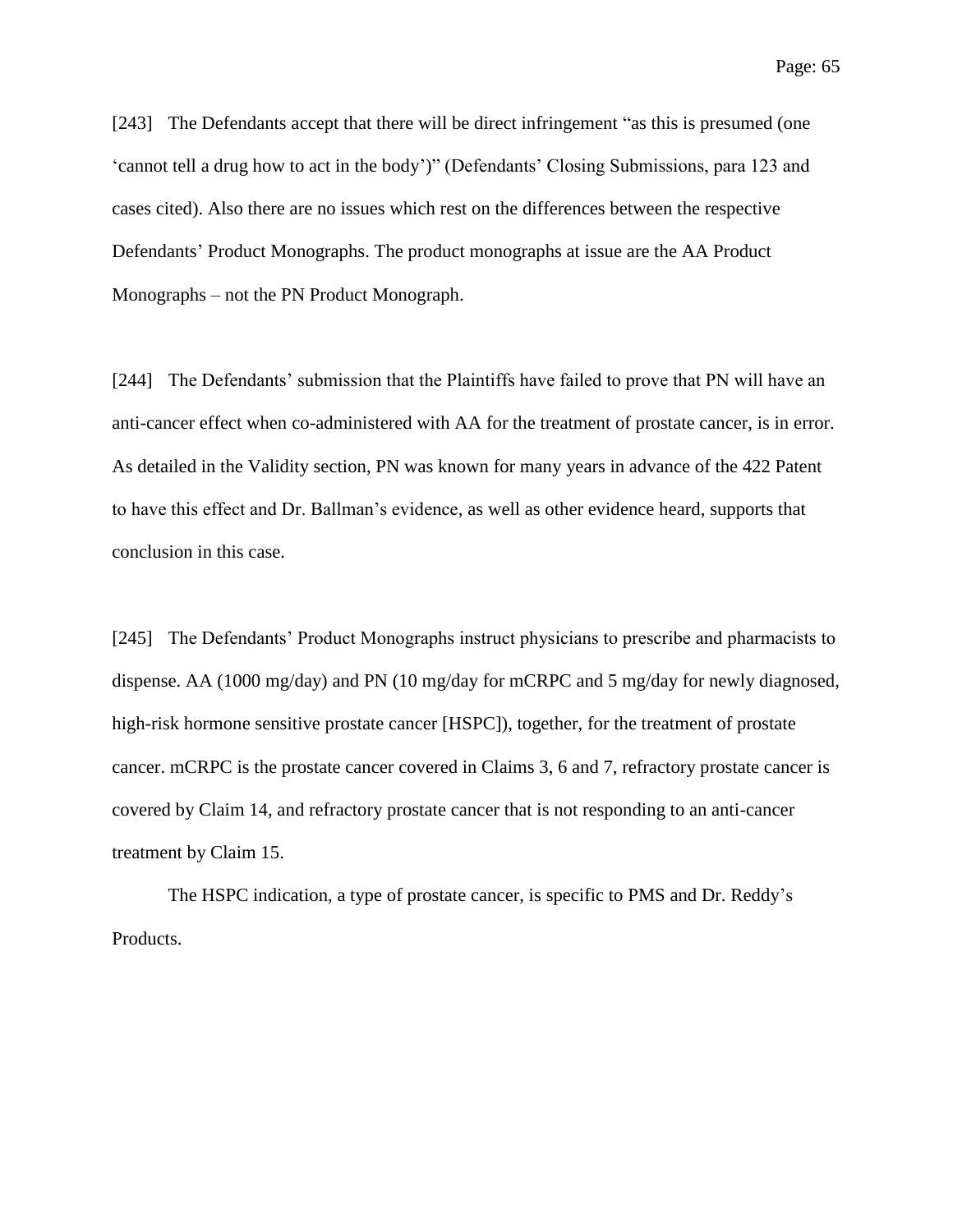[243] The Defendants accept that there will be direct infringement "as this is presumed (one 'cannot tell a drug how to act in the body')" (Defendants' Closing Submissions, para 123 and cases cited). Also there are no issues which rest on the differences between the respective Defendants' Product Monographs. The product monographs at issue are the AA Product Monographs – not the PN Product Monograph.

[244] The Defendants' submission that the Plaintiffs have failed to prove that PN will have an anti-cancer effect when co-administered with AA for the treatment of prostate cancer, is in error. As detailed in the Validity section, PN was known for many years in advance of the 422 Patent to have this effect and Dr. Ballman's evidence, as well as other evidence heard, supports that conclusion in this case.

[245] The Defendants' Product Monographs instruct physicians to prescribe and pharmacists to dispense. AA (1000 mg/day) and PN (10 mg/day for mCRPC and 5 mg/day for newly diagnosed, high-risk hormone sensitive prostate cancer [HSPC]), together, for the treatment of prostate cancer. mCRPC is the prostate cancer covered in Claims 3, 6 and 7, refractory prostate cancer is covered by Claim 14, and refractory prostate cancer that is not responding to an anti-cancer treatment by Claim 15.

The HSPC indication, a type of prostate cancer, is specific to PMS and Dr. Reddy's Products.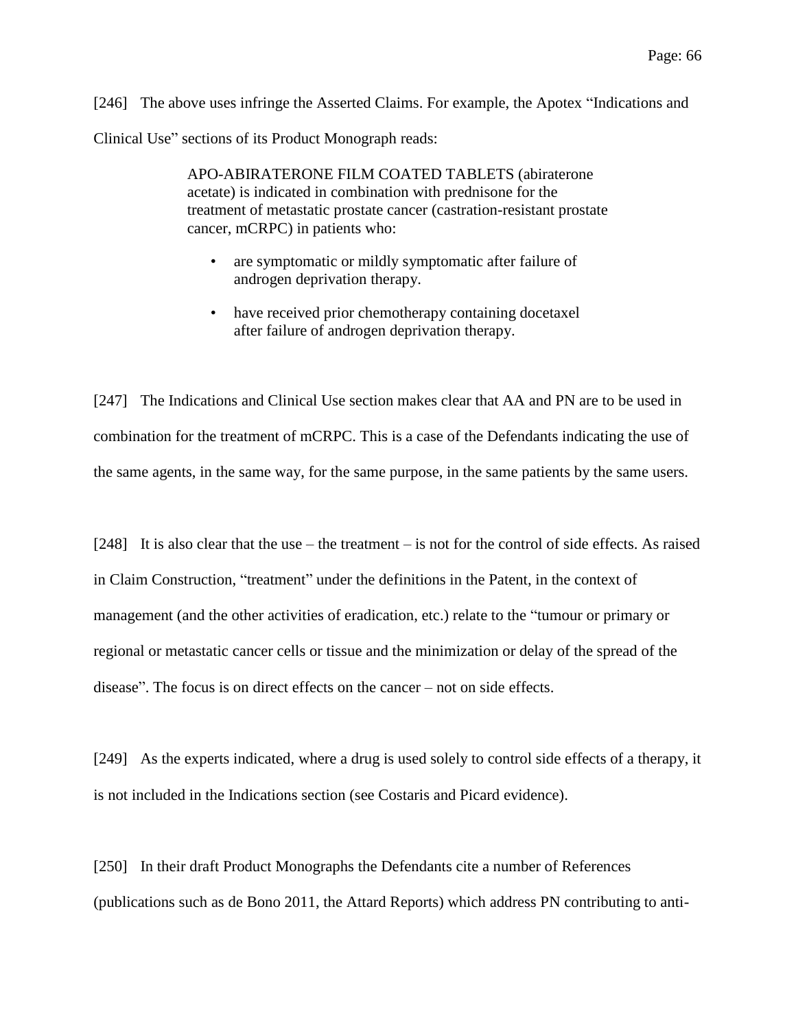[246] The above uses infringe the Asserted Claims. For example, the Apotex "Indications and Clinical Use" sections of its Product Monograph reads:

> APO-ABIRATERONE FILM COATED TABLETS (abiraterone acetate) is indicated in combination with prednisone for the treatment of metastatic prostate cancer (castration-resistant prostate cancer, mCRPC) in patients who:
>
> - are symptomatic or mildly symptomatic after failure of androgen deprivation therapy.
> - have received prior chemotherapy containing docetaxel after failure of androgen deprivation therapy.

[247] The Indications and Clinical Use section makes clear that AA and PN are to be used in combination for the treatment of mCRPC. This is a case of the Defendants indicating the use of the same agents, in the same way, for the same purpose, in the same patients by the same users.

[248] It is also clear that the use – the treatment – is not for the control of side effects. As raised in Claim Construction, "treatment" under the definitions in the Patent, in the context of management (and the other activities of eradication, etc.) relate to the "tumour or primary or regional or metastatic cancer cells or tissue and the minimization or delay of the spread of the disease". The focus is on direct effects on the cancer – not on side effects.

[249] As the experts indicated, where a drug is used solely to control side effects of a therapy, it is not included in the Indications section (see Costaris and Picard evidence).

[250] In their draft Product Monographs the Defendants cite a number of References (publications such as de Bono 2011, the Attard Reports) which address PN contributing to anti-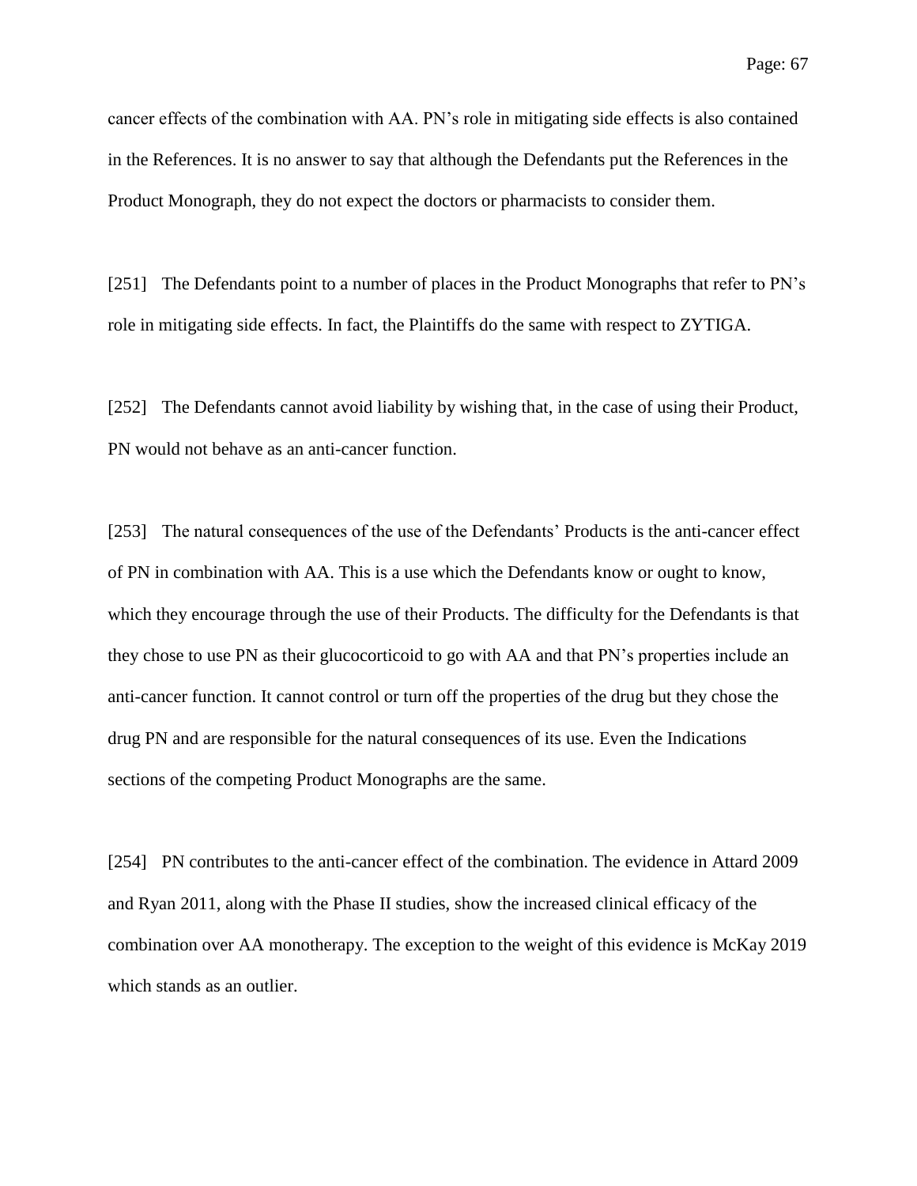cancer effects of the combination with AA. PN's role in mitigating side effects is also contained in the References. It is no answer to say that although the Defendants put the References in the Product Monograph, they do not expect the doctors or pharmacists to consider them.

[251] The Defendants point to a number of places in the Product Monographs that refer to PN's role in mitigating side effects. In fact, the Plaintiffs do the same with respect to ZYTIGA.

[252] The Defendants cannot avoid liability by wishing that, in the case of using their Product, PN would not behave as an anti-cancer function.

[253] The natural consequences of the use of the Defendants' Products is the anti-cancer effect of PN in combination with AA. This is a use which the Defendants know or ought to know, which they encourage through the use of their Products. The difficulty for the Defendants is that they chose to use PN as their glucocorticoid to go with AA and that PN's properties include an anti-cancer function. It cannot control or turn off the properties of the drug but they chose the drug PN and are responsible for the natural consequences of its use. Even the Indications sections of the competing Product Monographs are the same.

[254] PN contributes to the anti-cancer effect of the combination. The evidence in Attard 2009 and Ryan 2011, along with the Phase II studies, show the increased clinical efficacy of the combination over AA monotherapy. The exception to the weight of this evidence is McKay 2019 which stands as an outlier.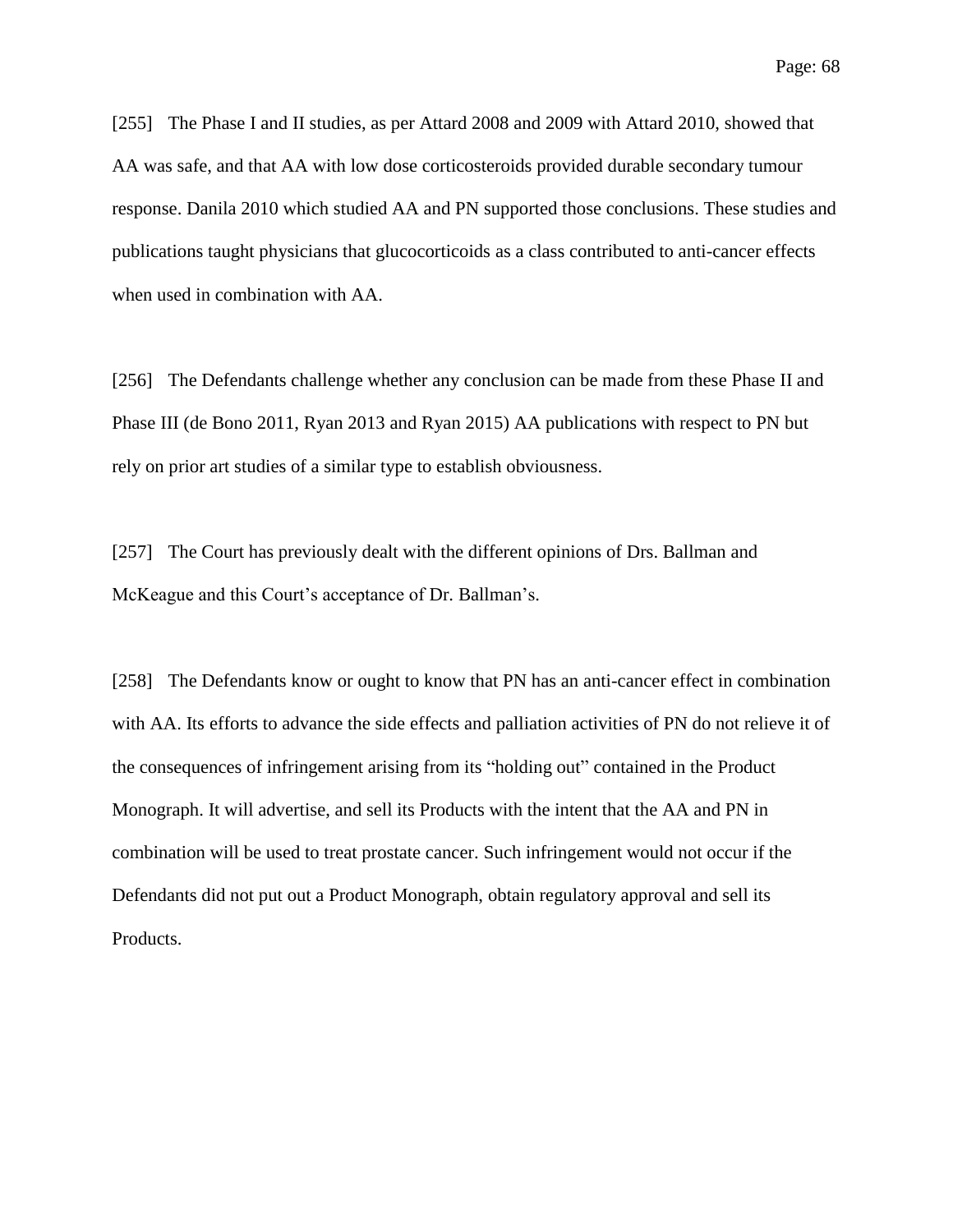[255] The Phase I and II studies, as per Attard 2008 and 2009 with Attard 2010, showed that AA was safe, and that AA with low dose corticosteroids provided durable secondary tumour response. Danila 2010 which studied AA and PN supported those conclusions. These studies and publications taught physicians that glucocorticoids as a class contributed to anti-cancer effects when used in combination with AA.

[256] The Defendants challenge whether any conclusion can be made from these Phase II and Phase III (de Bono 2011, Ryan 2013 and Ryan 2015) AA publications with respect to PN but rely on prior art studies of a similar type to establish obviousness.

[257] The Court has previously dealt with the different opinions of Drs. Ballman and McKeague and this Court's acceptance of Dr. Ballman's.

[258] The Defendants know or ought to know that PN has an anti-cancer effect in combination with AA. Its efforts to advance the side effects and palliation activities of PN do not relieve it of the consequences of infringement arising from its "holding out" contained in the Product Monograph. It will advertise, and sell its Products with the intent that the AA and PN in combination will be used to treat prostate cancer. Such infringement would not occur if the Defendants did not put out a Product Monograph, obtain regulatory approval and sell its Products.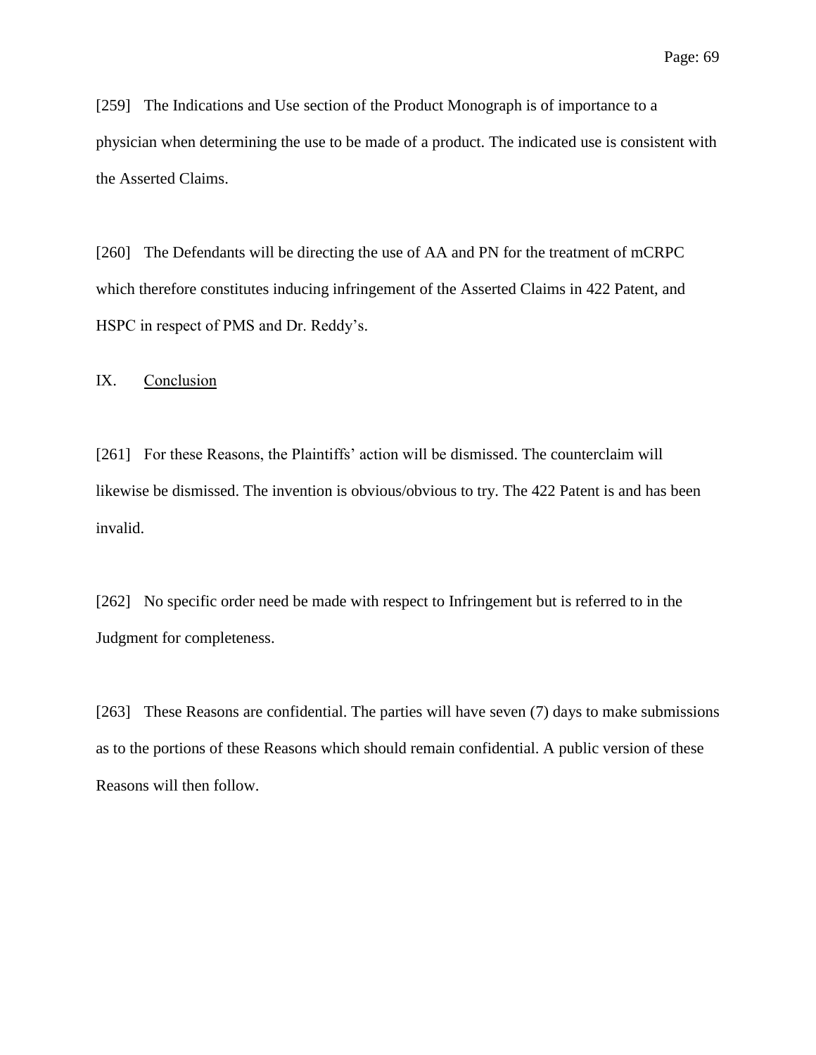[259] The Indications and Use section of the Product Monograph is of importance to a physician when determining the use to be made of a product. The indicated use is consistent with the Asserted Claims.

[260] The Defendants will be directing the use of AA and PN for the treatment of mCRPC which therefore constitutes inducing infringement of the Asserted Claims in 422 Patent, and HSPC in respect of PMS and Dr. Reddy's.

## IX. Conclusion

[261] For these Reasons, the Plaintiffs' action will be dismissed. The counterclaim will likewise be dismissed. The invention is obvious/obvious to try. The 422 Patent is and has been invalid.

[262] No specific order need be made with respect to Infringement but is referred to in the Judgment for completeness.

[263] These Reasons are confidential. The parties will have seven (7) days to make submissions as to the portions of these Reasons which should remain confidential. A public version of these Reasons will then follow.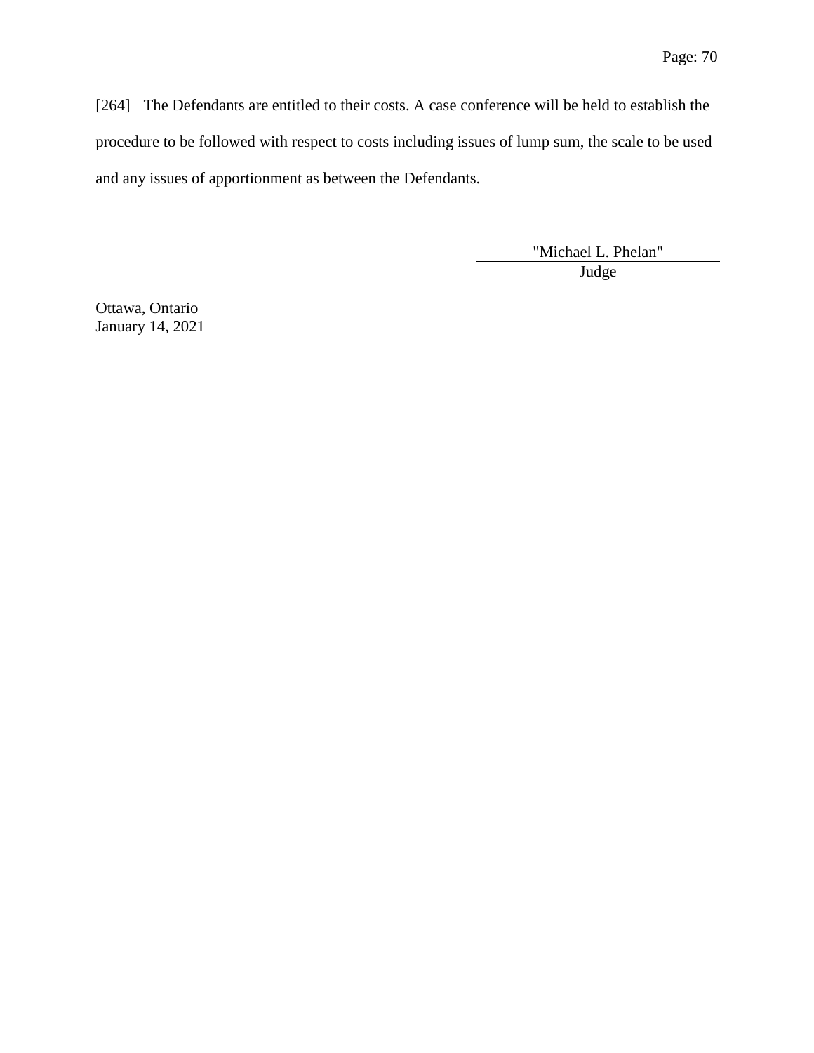[264] The Defendants are entitled to their costs. A case conference will be held to establish the procedure to be followed with respect to costs including issues of lump sum, the scale to be used and any issues of apportionment as between the Defendants.

"Michael L. Phelan"
Judge

Ottawa, Ontario
January 14, 2021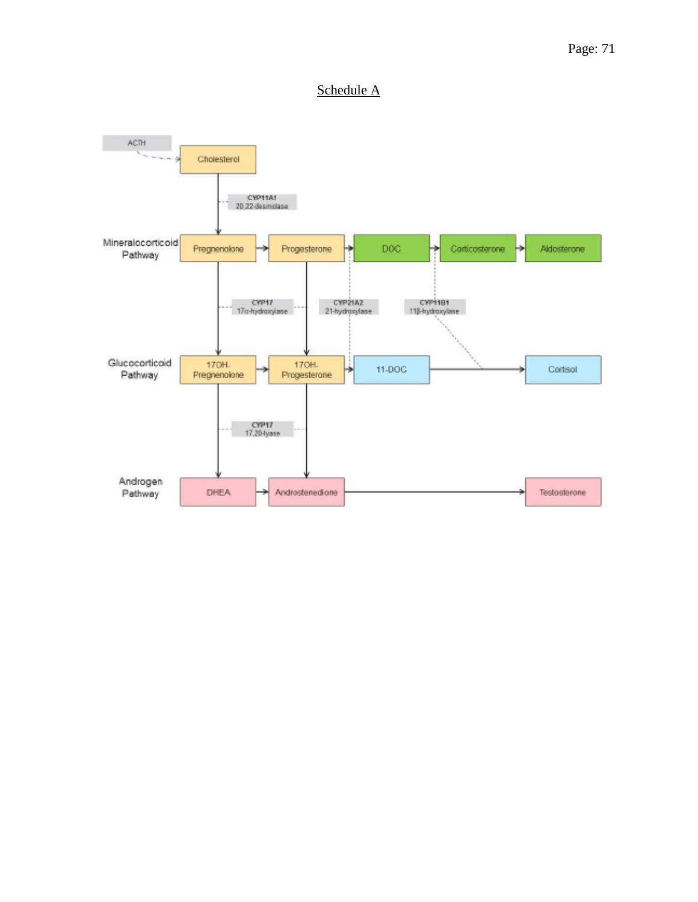## Schedule A

ACTH

Cholesterol

CYP11A1
20,22-desmolase

Mineralocorticoid Pathway: Pregnenolone → Progesterone → DOC → Corticosterone → Aldosterone

CYP17
17α-hydroxylase

CYP21A2
21-hydroxylase

CYP11B1
11β-hydroxylase

Glucocorticoid Pathway: 17OH-Pregnenolone → 17OH-Progesterone → 11-DOC → Cortisol

CYP17
17,20-lyase

Androgen Pathway: DHEA → Androstenedione → Testosterone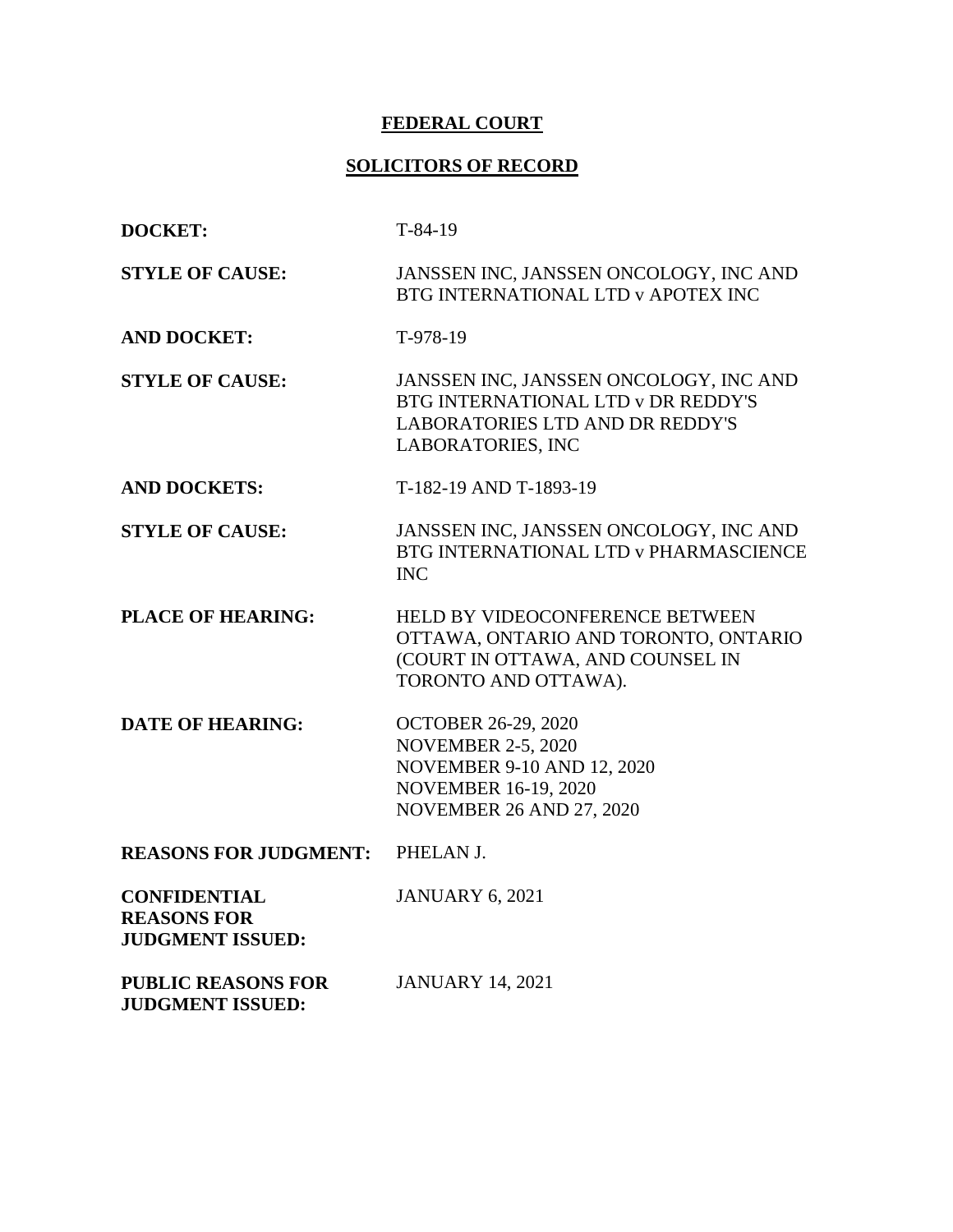**FEDERAL COURT**

**SOLICITORS OF RECORD**

| | |
|---|---|
| **DOCKET:** | T-84-19 |
| **STYLE OF CAUSE:** | JANSSEN INC, JANSSEN ONCOLOGY, INC AND BTG INTERNATIONAL LTD v APOTEX INC |
| **AND DOCKET:** | T-978-19 |
| **STYLE OF CAUSE:** | JANSSEN INC, JANSSEN ONCOLOGY, INC AND BTG INTERNATIONAL LTD v DR REDDY'S LABORATORIES LTD AND DR REDDY'S LABORATORIES, INC |
| **AND DOCKETS:** | T-182-19 AND T-1893-19 |
| **STYLE OF CAUSE:** | JANSSEN INC, JANSSEN ONCOLOGY, INC AND BTG INTERNATIONAL LTD v PHARMASCIENCE INC |
| **PLACE OF HEARING:** | HELD BY VIDEOCONFERENCE BETWEEN OTTAWA, ONTARIO AND TORONTO, ONTARIO (COURT IN OTTAWA, AND COUNSEL IN TORONTO AND OTTAWA). |
| **DATE OF HEARING:** | OCTOBER 26-29, 2020<br>NOVEMBER 2-5, 2020<br>NOVEMBER 9-10 AND 12, 2020<br>NOVEMBER 16-19, 2020<br>NOVEMBER 26 AND 27, 2020 |
| **REASONS FOR JUDGMENT:** | PHELAN J. |
| **CONFIDENTIAL REASONS FOR JUDGMENT ISSUED:** | JANUARY 6, 2021 |
| **PUBLIC REASONS FOR JUDGMENT ISSUED:** | JANUARY 14, 2021 |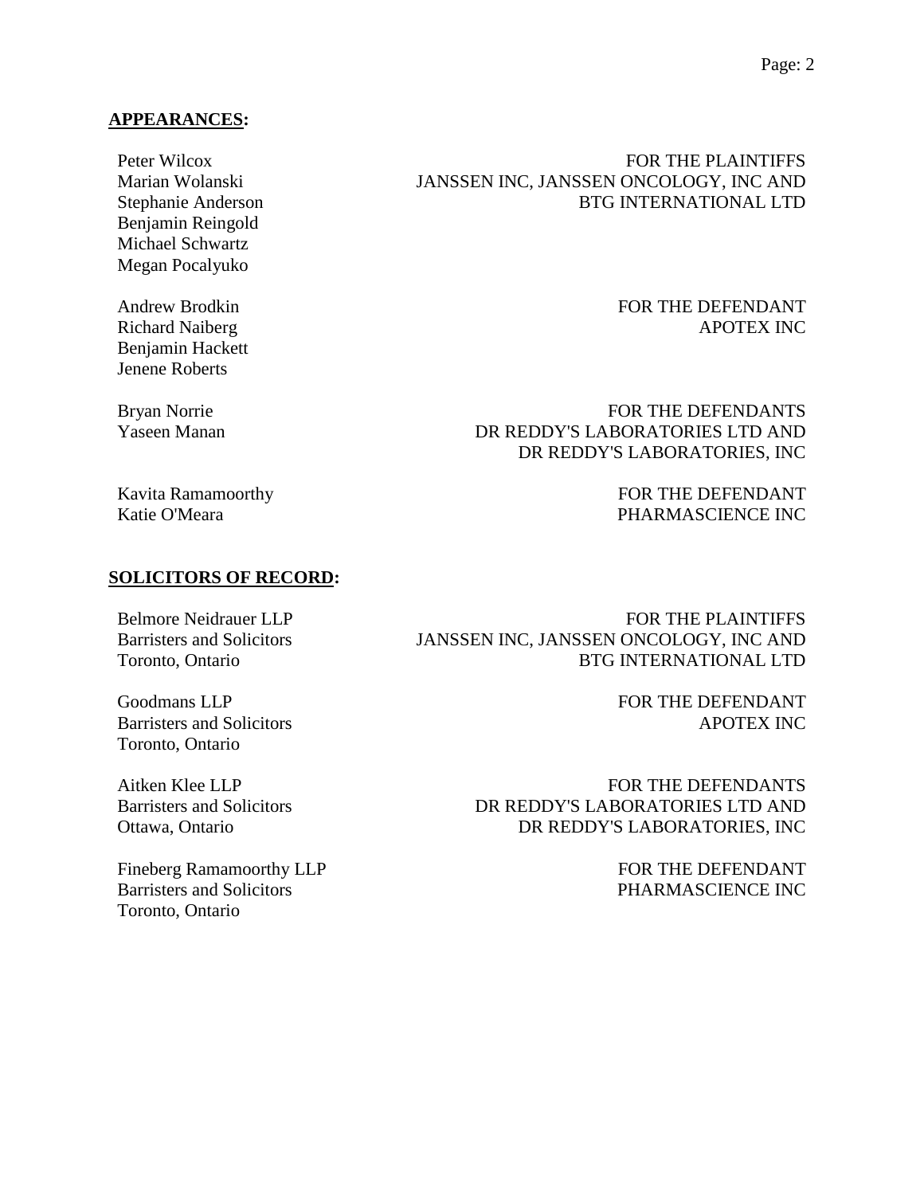**APPEARANCES:**

| | |
|---|---|
| Peter Wilcox<br>Marian Wolanski<br>Stephanie Anderson<br>Benjamin Reingold<br>Michael Schwartz<br>Megan Pocalyuko | FOR THE PLAINTIFFS<br>JANSSEN INC, JANSSEN ONCOLOGY, INC AND<br>BTG INTERNATIONAL LTD |
| Andrew Brodkin<br>Richard Naiberg<br>Benjamin Hackett<br>Jenene Roberts | FOR THE DEFENDANT<br>APOTEX INC |
| Bryan Norrie<br>Yaseen Manan | FOR THE DEFENDANTS<br>DR REDDY'S LABORATORIES LTD AND<br>DR REDDY'S LABORATORIES, INC |
| Kavita Ramamoorthy<br>Katie O'Meara | FOR THE DEFENDANT<br>PHARMASCIENCE INC |

**SOLICITORS OF RECORD:**

| | |
|---|---|
| Belmore Neidrauer LLP<br>Barristers and Solicitors<br>Toronto, Ontario | FOR THE PLAINTIFFS<br>JANSSEN INC, JANSSEN ONCOLOGY, INC AND<br>BTG INTERNATIONAL LTD |
| Goodmans LLP<br>Barristers and Solicitors<br>Toronto, Ontario | FOR THE DEFENDANT<br>APOTEX INC |
| Aitken Klee LLP<br>Barristers and Solicitors<br>Ottawa, Ontario | FOR THE DEFENDANTS<br>DR REDDY'S LABORATORIES LTD AND<br>DR REDDY'S LABORATORIES, INC |
| Fineberg Ramamoorthy LLP<br>Barristers and Solicitors<br>Toronto, Ontario | FOR THE DEFENDANT<br>PHARMASCIENCE INC |